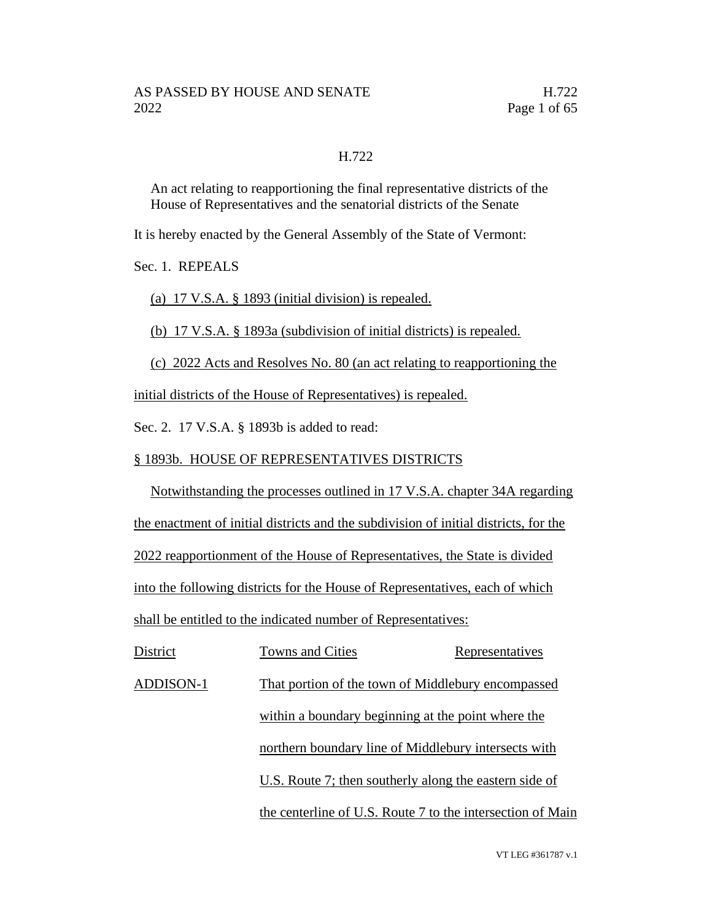H.722

An act relating to reapportioning the final representative districts of the House of Representatives and the senatorial districts of the Senate

It is hereby enacted by the General Assembly of the State of Vermont:

Sec. 1. REPEALS

(a) 17 V.S.A. § 1893 (initial division) is repealed.

(b) 17 V.S.A. § 1893a (subdivision of initial districts) is repealed.

(c) 2022 Acts and Resolves No. 80 (an act relating to reapportioning the initial districts of the House of Representatives) is repealed.

Sec. 2. 17 V.S.A. § 1893b is added to read:

§ 1893b. HOUSE OF REPRESENTATIVES DISTRICTS

Notwithstanding the processes outlined in 17 V.S.A. chapter 34A regarding the enactment of initial districts and the subdivision of initial districts, for the 2022 reapportionment of the House of Representatives, the State is divided into the following districts for the House of Representatives, each of which shall be entitled to the indicated number of Representatives:

| District | Towns and Cities | Representatives |
|---|---|---|
| ADDISON-1 | That portion of the town of Middlebury encompassed within a boundary beginning at the point where the northern boundary line of Middlebury intersects with U.S. Route 7; then southerly along the eastern side of the centerline of U.S. Route 7 to the intersection of Main | |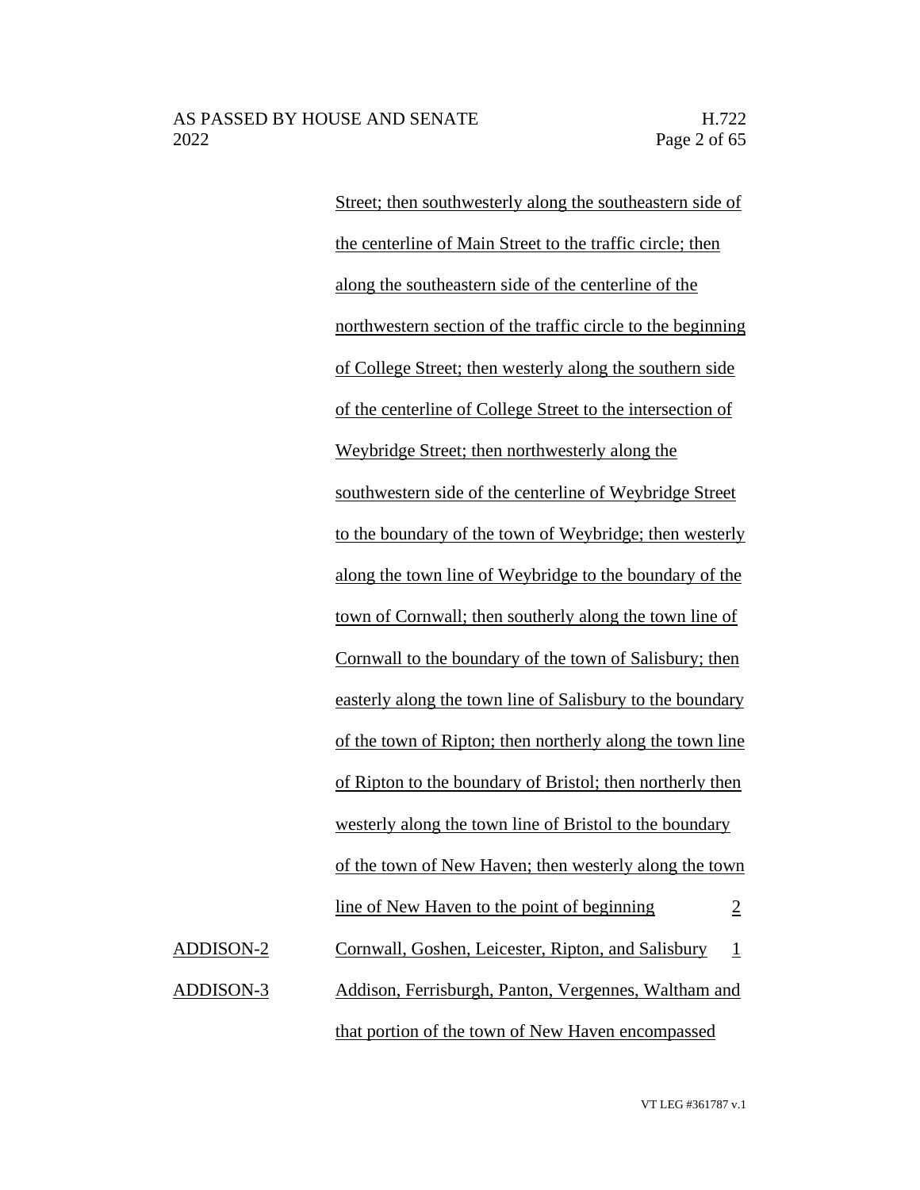| | | |
|---|---|---|
| | Street; then southwesterly along the southeastern side of the centerline of Main Street to the traffic circle; then along the southeastern side of the centerline of the northwestern section of the traffic circle to the beginning of College Street; then westerly along the southern side of the centerline of College Street to the intersection of Weybridge Street; then northwesterly along the southwestern side of the centerline of Weybridge Street to the boundary of the town of Weybridge; then westerly along the town line of Weybridge to the boundary of the town of Cornwall; then southerly along the town line of Cornwall to the boundary of the town of Salisbury; then easterly along the town line of Salisbury to the boundary of the town of Ripton; then northerly along the town line of Ripton to the boundary of Bristol; then northerly then westerly along the town line of Bristol to the boundary of the town of New Haven; then westerly along the town line of New Haven to the point of beginning | 2 |
| ADDISON-2 | Cornwall, Goshen, Leicester, Ripton, and Salisbury | 1 |
| ADDISON-3 | Addison, Ferrisburgh, Panton, Vergennes, Waltham and that portion of the town of New Haven encompassed | |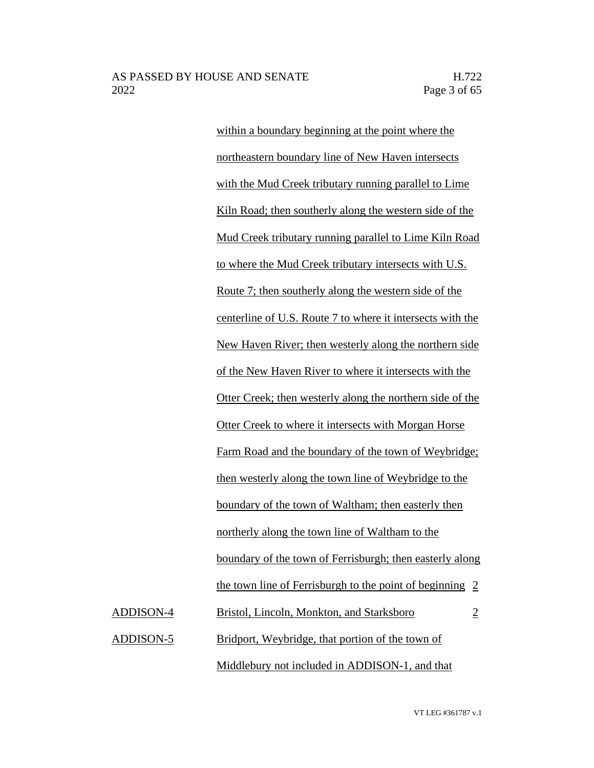| | | |
|---|---|---|
| | within a boundary beginning at the point where the northeastern boundary line of New Haven intersects with the Mud Creek tributary running parallel to Lime Kiln Road; then southerly along the western side of the Mud Creek tributary running parallel to Lime Kiln Road to where the Mud Creek tributary intersects with U.S. Route 7; then southerly along the western side of the centerline of U.S. Route 7 to where it intersects with the New Haven River; then westerly along the northern side of the New Haven River to where it intersects with the Otter Creek; then westerly along the northern side of the Otter Creek to where it intersects with Morgan Horse Farm Road and the boundary of the town of Weybridge; then westerly along the town line of Weybridge to the boundary of the town of Waltham; then easterly then northerly along the town line of Waltham to the boundary of the town of Ferrisburgh; then easterly along the town line of Ferrisburgh to the point of beginning | 2 |
| ADDISON-4 | Bristol, Lincoln, Monkton, and Starksboro | 2 |
| ADDISON-5 | Bridport, Weybridge, that portion of the town of Middlebury not included in ADDISON-1, and that | |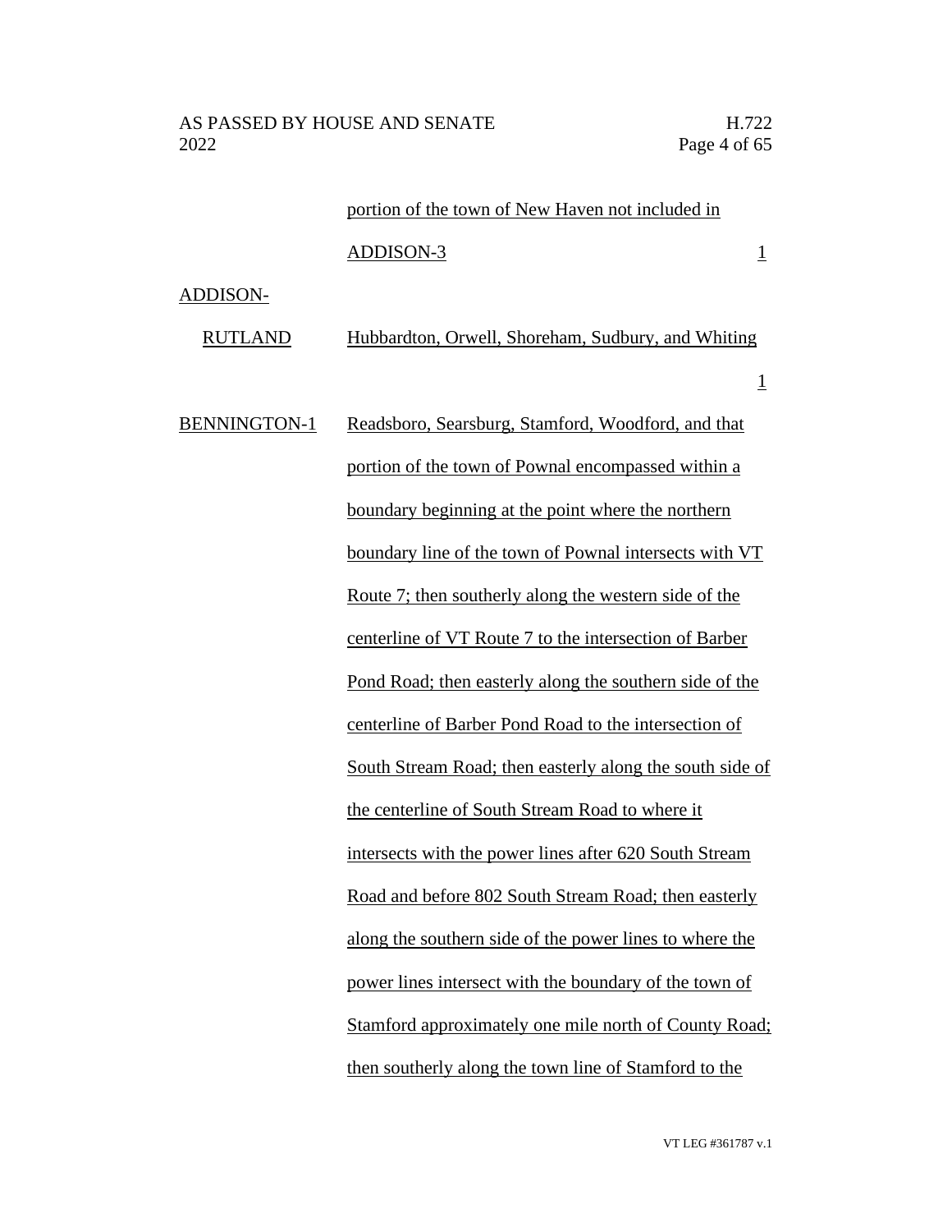| | | |
|---|---|---|
| | portion of the town of New Haven not included in ADDISON-3 | 1 |
| ADDISON-RUTLAND | Hubbardton, Orwell, Shoreham, Sudbury, and Whiting | 1 |
| BENNINGTON-1 | Readsboro, Searsburg, Stamford, Woodford, and that portion of the town of Pownal encompassed within a boundary beginning at the point where the northern boundary line of the town of Pownal intersects with VT Route 7; then southerly along the western side of the centerline of VT Route 7 to the intersection of Barber Pond Road; then easterly along the southern side of the centerline of Barber Pond Road to the intersection of South Stream Road; then easterly along the south side of the centerline of South Stream Road to where it intersects with the power lines after 620 South Stream Road and before 802 South Stream Road; then easterly along the southern side of the power lines to where the power lines intersect with the boundary of the town of Stamford approximately one mile north of County Road; then southerly along the town line of Stamford to the | |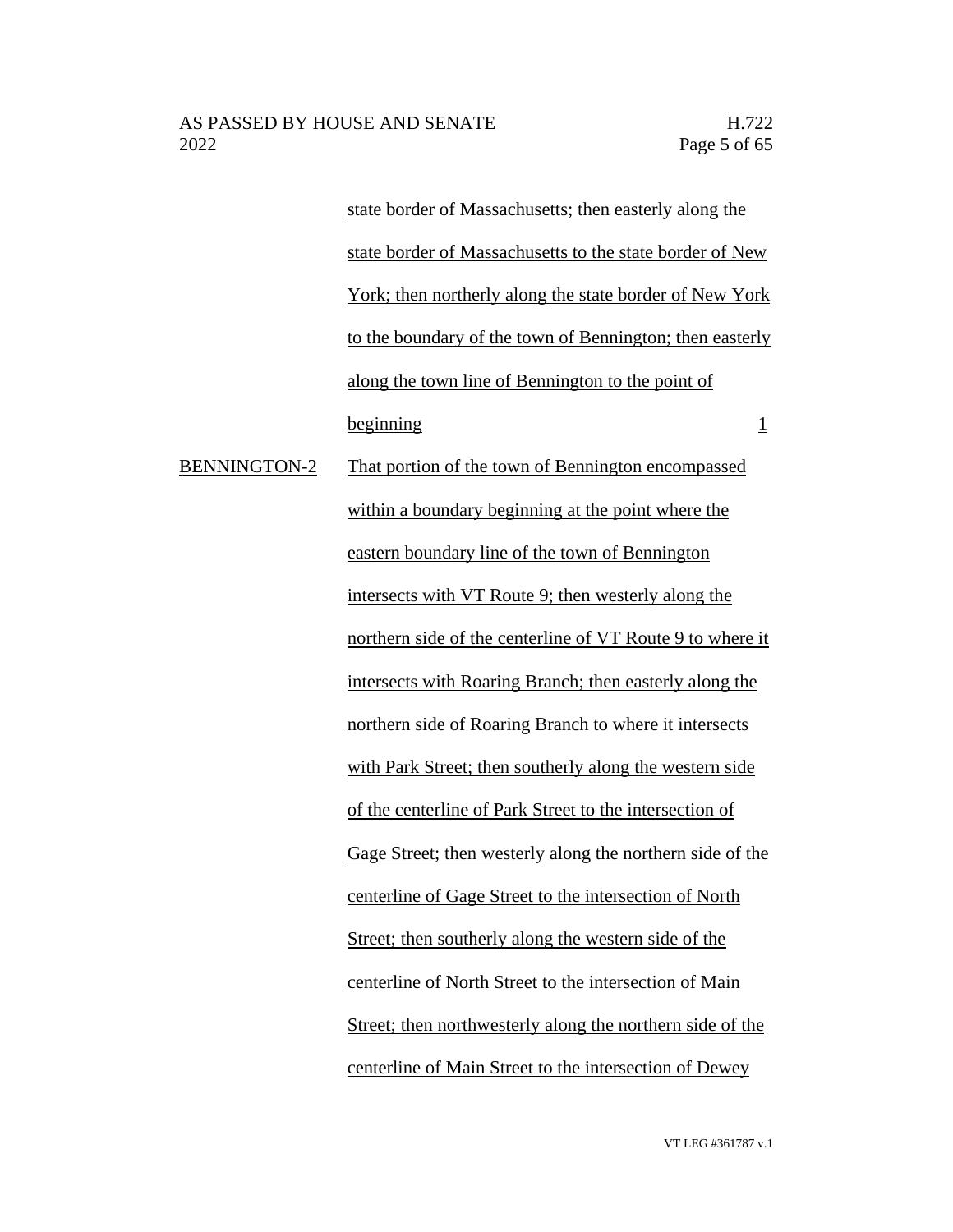| | | |
|---|---|---|
| | state border of Massachusetts; then easterly along the state border of Massachusetts to the state border of New York; then northerly along the state border of New York to the boundary of the town of Bennington; then easterly along the town line of Bennington to the point of beginning | 1 |
| BENNINGTON-2 | That portion of the town of Bennington encompassed within a boundary beginning at the point where the eastern boundary line of the town of Bennington intersects with VT Route 9; then westerly along the northern side of the centerline of VT Route 9 to where it intersects with Roaring Branch; then easterly along the northern side of Roaring Branch to where it intersects with Park Street; then southerly along the western side of the centerline of Park Street to the intersection of Gage Street; then westerly along the northern side of the centerline of Gage Street to the intersection of North Street; then southerly along the western side of the centerline of North Street to the intersection of Main Street; then northwesterly along the northern side of the centerline of Main Street to the intersection of Dewey | |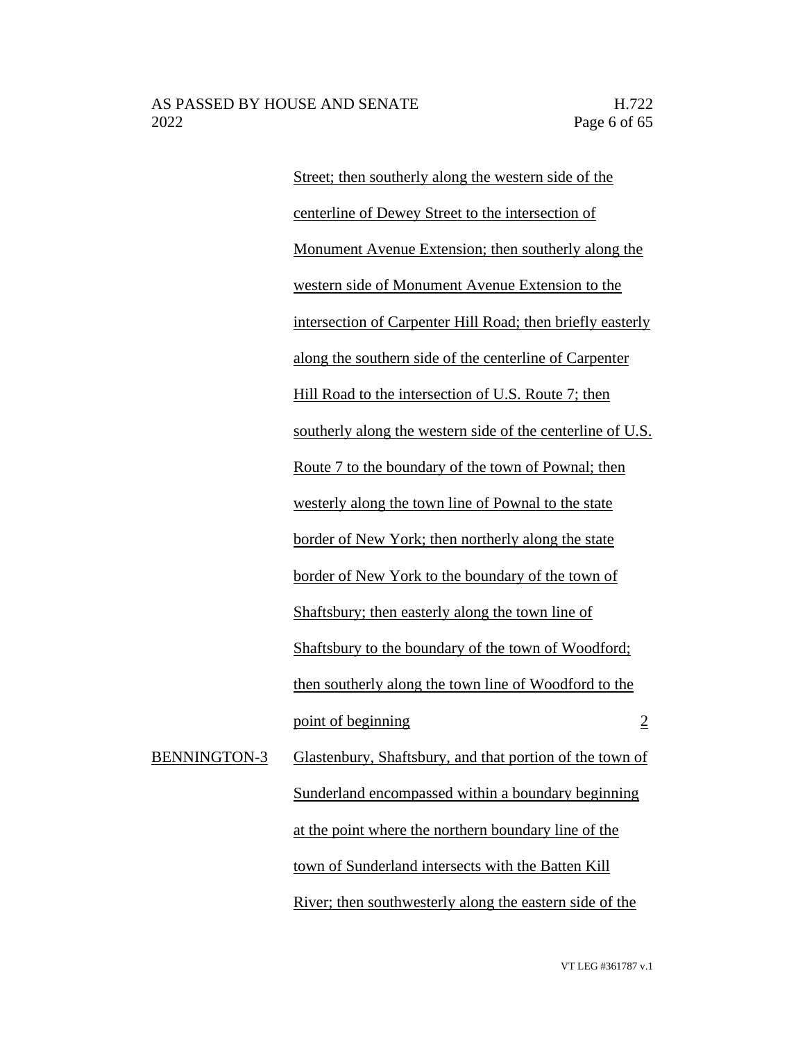| | | |
|---|---|---|
| | Street; then southerly along the western side of the centerline of Dewey Street to the intersection of Monument Avenue Extension; then southerly along the western side of Monument Avenue Extension to the intersection of Carpenter Hill Road; then briefly easterly along the southern side of the centerline of Carpenter Hill Road to the intersection of U.S. Route 7; then southerly along the western side of the centerline of U.S. Route 7 to the boundary of the town of Pownal; then westerly along the town line of Pownal to the state border of New York; then northerly along the state border of New York to the boundary of the town of Shaftsbury; then easterly along the town line of Shaftsbury to the boundary of the town of Woodford; then southerly along the town line of Woodford to the point of beginning | 2 |
| BENNINGTON-3 | Glastenbury, Shaftsbury, and that portion of the town of Sunderland encompassed within a boundary beginning at the point where the northern boundary line of the town of Sunderland intersects with the Batten Kill River; then southwesterly along the eastern side of the | |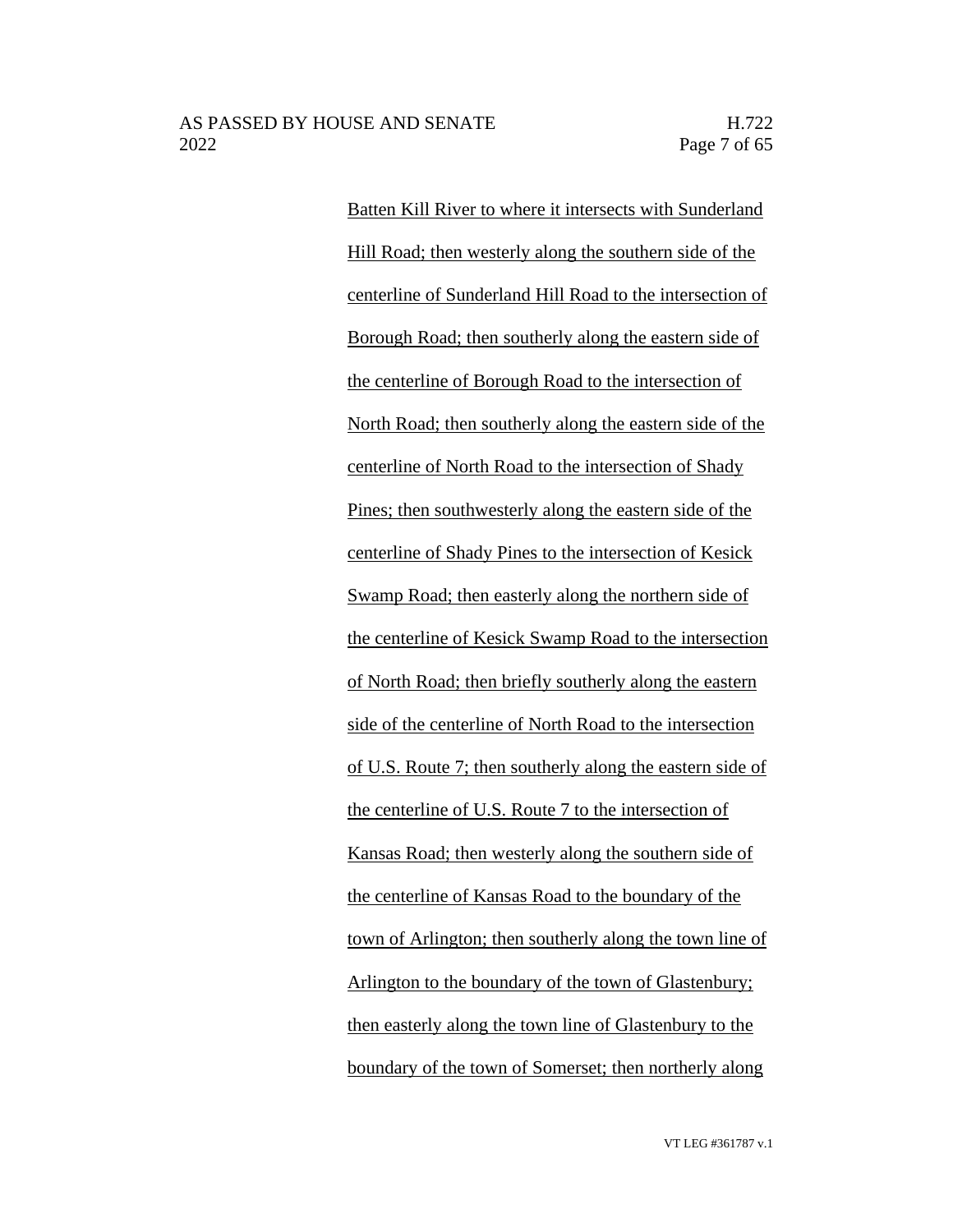Batten Kill River to where it intersects with Sunderland Hill Road; then westerly along the southern side of the centerline of Sunderland Hill Road to the intersection of Borough Road; then southerly along the eastern side of the centerline of Borough Road to the intersection of North Road; then southerly along the eastern side of the centerline of North Road to the intersection of Shady Pines; then southwesterly along the eastern side of the centerline of Shady Pines to the intersection of Kesick Swamp Road; then easterly along the northern side of the centerline of Kesick Swamp Road to the intersection of North Road; then briefly southerly along the eastern side of the centerline of North Road to the intersection of U.S. Route 7; then southerly along the eastern side of the centerline of U.S. Route 7 to the intersection of Kansas Road; then westerly along the southern side of the centerline of Kansas Road to the boundary of the town of Arlington; then southerly along the town line of Arlington to the boundary of the town of Glastenbury; then easterly along the town line of Glastenbury to the boundary of the town of Somerset; then northerly along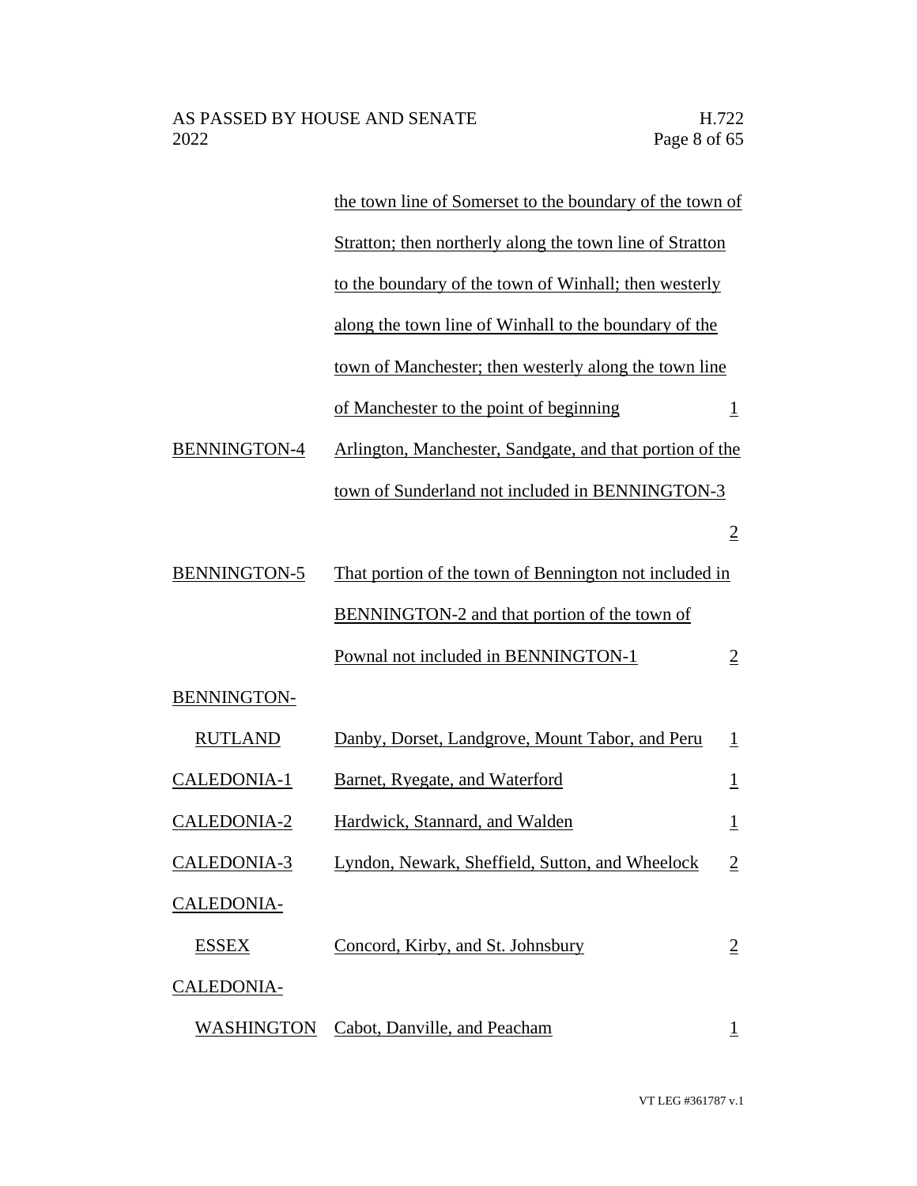| | | |
|---|---|---|
| | the town line of Somerset to the boundary of the town of Stratton; then northerly along the town line of Stratton to the boundary of the town of Winhall; then westerly along the town line of Winhall to the boundary of the town of Manchester; then westerly along the town line of Manchester to the point of beginning | 1 |
| BENNINGTON-4 | Arlington, Manchester, Sandgate, and that portion of the town of Sunderland not included in BENNINGTON-3 | 2 |
| BENNINGTON-5 | That portion of the town of Bennington not included in BENNINGTON-2 and that portion of the town of Pownal not included in BENNINGTON-1 | 2 |
| BENNINGTON-RUTLAND | Danby, Dorset, Landgrove, Mount Tabor, and Peru | 1 |
| CALEDONIA-1 | Barnet, Ryegate, and Waterford | 1 |
| CALEDONIA-2 | Hardwick, Stannard, and Walden | 1 |
| CALEDONIA-3 | Lyndon, Newark, Sheffield, Sutton, and Wheelock | 2 |
| CALEDONIA-ESSEX | Concord, Kirby, and St. Johnsbury | 2 |
| CALEDONIA-WASHINGTON | Cabot, Danville, and Peacham | 1 |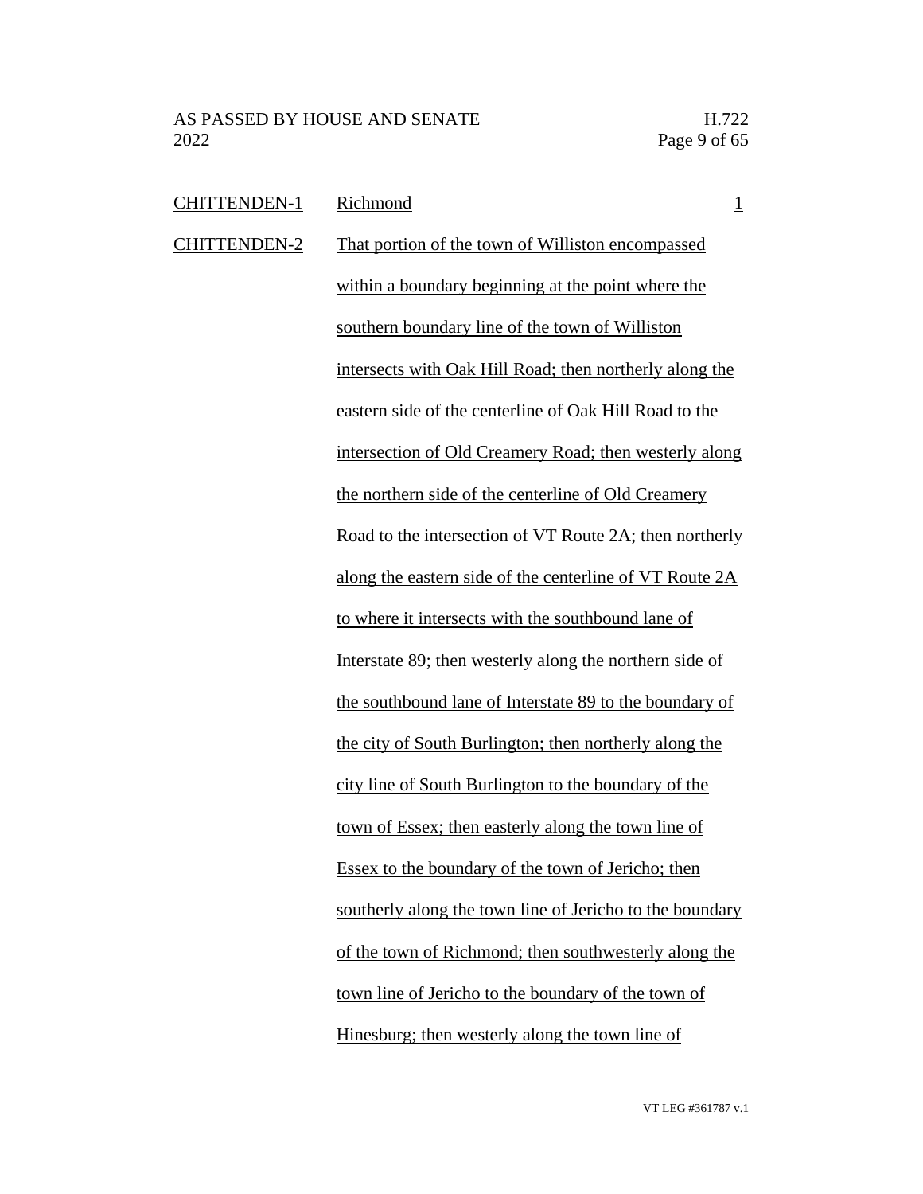| | | |
|---|---|---|
| CHITTENDEN-1 | Richmond | 1 |
| CHITTENDEN-2 | That portion of the town of Williston encompassed within a boundary beginning at the point where the southern boundary line of the town of Williston intersects with Oak Hill Road; then northerly along the eastern side of the centerline of Oak Hill Road to the intersection of Old Creamery Road; then westerly along the northern side of the centerline of Old Creamery Road to the intersection of VT Route 2A; then northerly along the eastern side of the centerline of VT Route 2A to where it intersects with the southbound lane of Interstate 89; then westerly along the northern side of the southbound lane of Interstate 89 to the boundary of the city of South Burlington; then northerly along the city line of South Burlington to the boundary of the town of Essex; then easterly along the town line of Essex to the boundary of the town of Jericho; then southerly along the town line of Jericho to the boundary of the town of Richmond; then southwesterly along the town line of Jericho to the boundary of the town of Hinesburg; then westerly along the town line of | |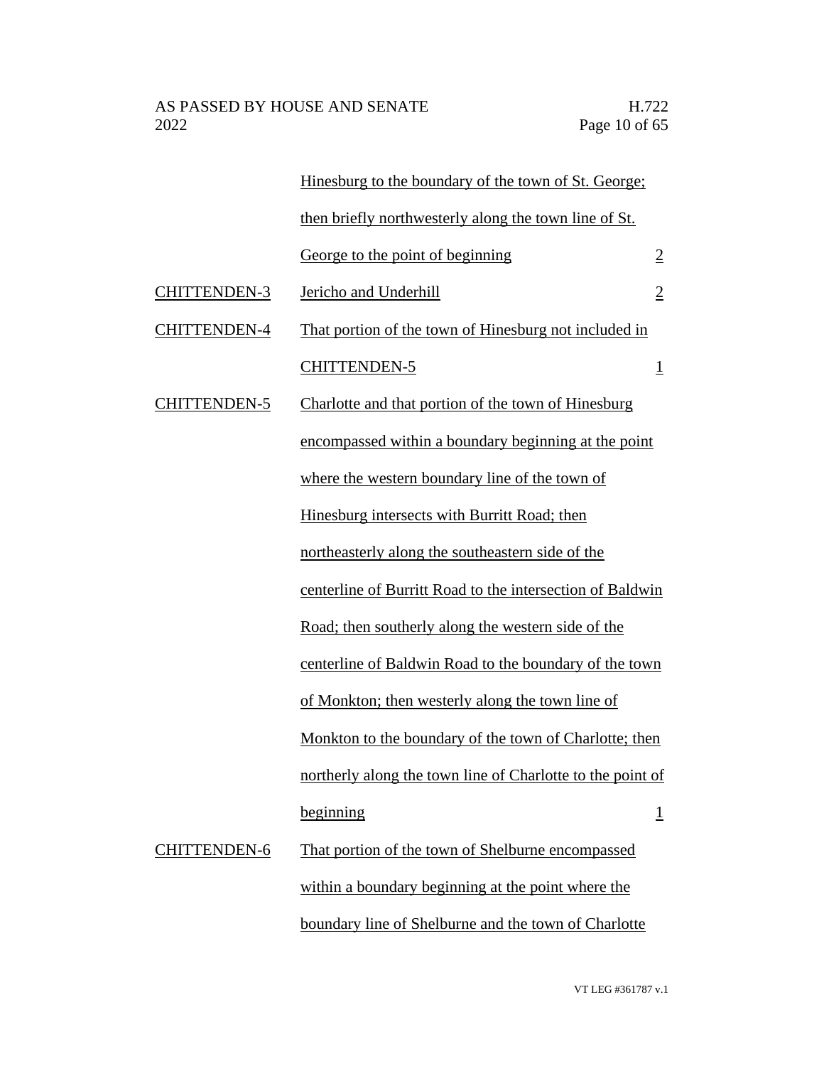| | | |
|---|---|---|
| | Hinesburg to the boundary of the town of St. George; then briefly northwesterly along the town line of St. George to the point of beginning | 2 |
| CHITTENDEN-3 | Jericho and Underhill | 2 |
| CHITTENDEN-4 | That portion of the town of Hinesburg not included in CHITTENDEN-5 | 1 |
| CHITTENDEN-5 | Charlotte and that portion of the town of Hinesburg encompassed within a boundary beginning at the point where the western boundary line of the town of Hinesburg intersects with Burritt Road; then northeasterly along the southeastern side of the centerline of Burritt Road to the intersection of Baldwin Road; then southerly along the western side of the centerline of Baldwin Road to the boundary of the town of Monkton; then westerly along the town line of Monkton to the boundary of the town of Charlotte; then northerly along the town line of Charlotte to the point of beginning | 1 |
| CHITTENDEN-6 | That portion of the town of Shelburne encompassed within a boundary beginning at the point where the boundary line of Shelburne and the town of Charlotte | |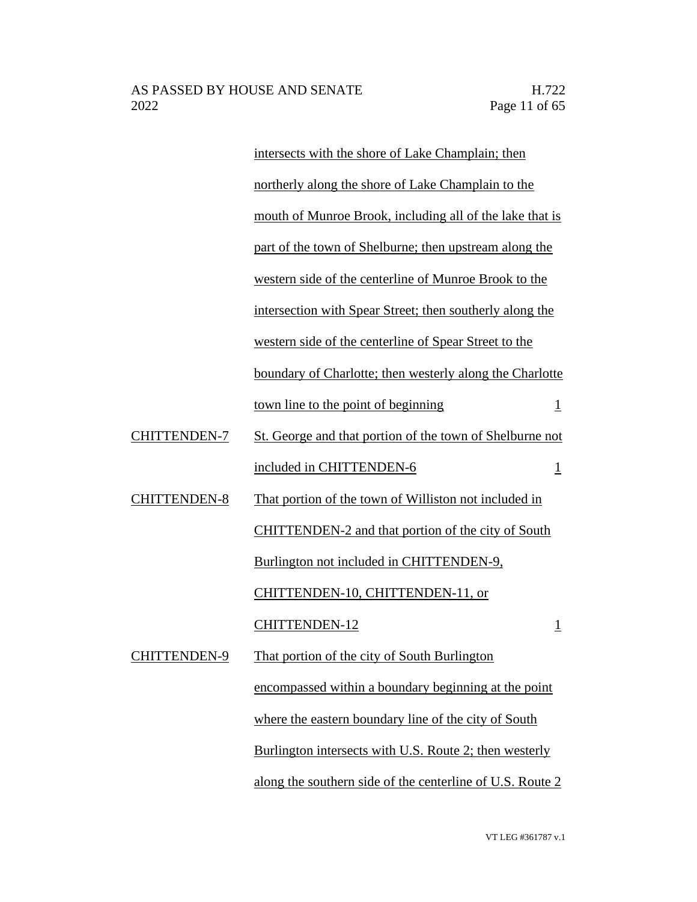| | | |
|---|---|---|
| | intersects with the shore of Lake Champlain; then northerly along the shore of Lake Champlain to the mouth of Munroe Brook, including all of the lake that is part of the town of Shelburne; then upstream along the western side of the centerline of Munroe Brook to the intersection with Spear Street; then southerly along the western side of the centerline of Spear Street to the boundary of Charlotte; then westerly along the Charlotte town line to the point of beginning | 1 |
| CHITTENDEN-7 | St. George and that portion of the town of Shelburne not included in CHITTENDEN-6 | 1 |
| CHITTENDEN-8 | That portion of the town of Williston not included in CHITTENDEN-2 and that portion of the city of South Burlington not included in CHITTENDEN-9, CHITTENDEN-10, CHITTENDEN-11, or CHITTENDEN-12 | 1 |
| CHITTENDEN-9 | That portion of the city of South Burlington encompassed within a boundary beginning at the point where the eastern boundary line of the city of South Burlington intersects with U.S. Route 2; then westerly along the southern side of the centerline of U.S. Route 2 | |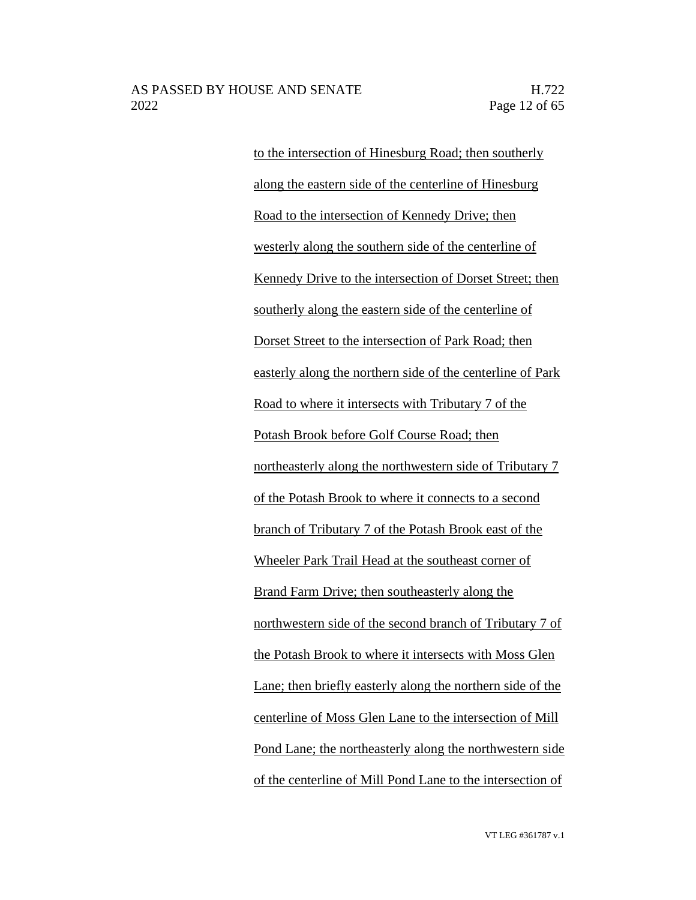to the intersection of Hinesburg Road; then southerly along the eastern side of the centerline of Hinesburg Road to the intersection of Kennedy Drive; then westerly along the southern side of the centerline of Kennedy Drive to the intersection of Dorset Street; then southerly along the eastern side of the centerline of Dorset Street to the intersection of Park Road; then easterly along the northern side of the centerline of Park Road to where it intersects with Tributary 7 of the Potash Brook before Golf Course Road; then northeasterly along the northwestern side of Tributary 7 of the Potash Brook to where it connects to a second branch of Tributary 7 of the Potash Brook east of the Wheeler Park Trail Head at the southeast corner of Brand Farm Drive; then southeasterly along the northwestern side of the second branch of Tributary 7 of the Potash Brook to where it intersects with Moss Glen Lane; then briefly easterly along the northern side of the centerline of Moss Glen Lane to the intersection of Mill Pond Lane; the northeasterly along the northwestern side of the centerline of Mill Pond Lane to the intersection of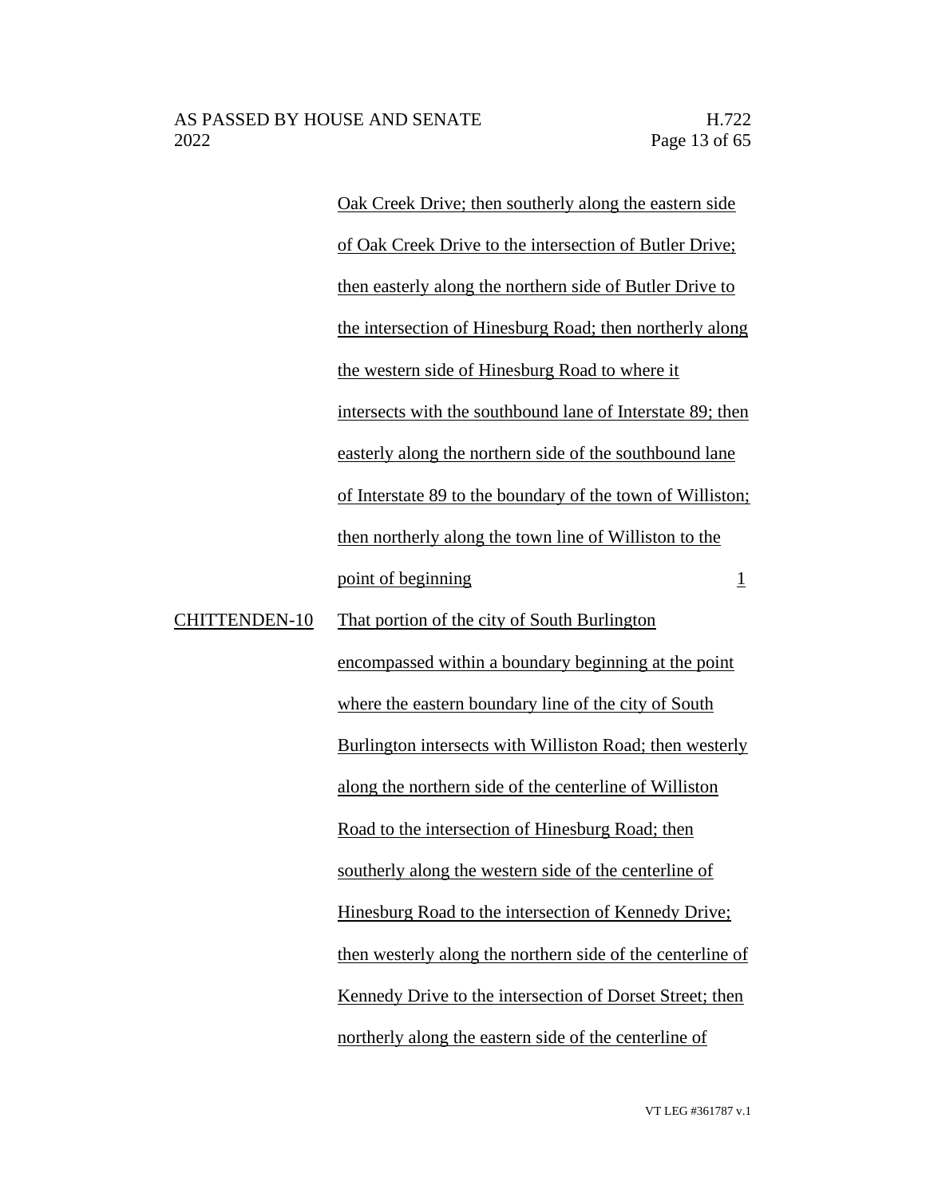| | | |
|---|---|---|
| | <u>Oak Creek Drive; then southerly along the eastern side of Oak Creek Drive to the intersection of Butler Drive; then easterly along the northern side of Butler Drive to the intersection of Hinesburg Road; then northerly along the western side of Hinesburg Road to where it intersects with the southbound lane of Interstate 89; then easterly along the northern side of the southbound lane of Interstate 89 to the boundary of the town of Williston; then northerly along the town line of Williston to the point of beginning</u> | <u>1</u> |
| <u>CHITTENDEN-10</u> | <u>That portion of the city of South Burlington encompassed within a boundary beginning at the point where the eastern boundary line of the city of South Burlington intersects with Williston Road; then westerly along the northern side of the centerline of Williston Road to the intersection of Hinesburg Road; then southerly along the western side of the centerline of Hinesburg Road to the intersection of Kennedy Drive; then westerly along the northern side of the centerline of Kennedy Drive to the intersection of Dorset Street; then northerly along the eastern side of the centerline of</u> | |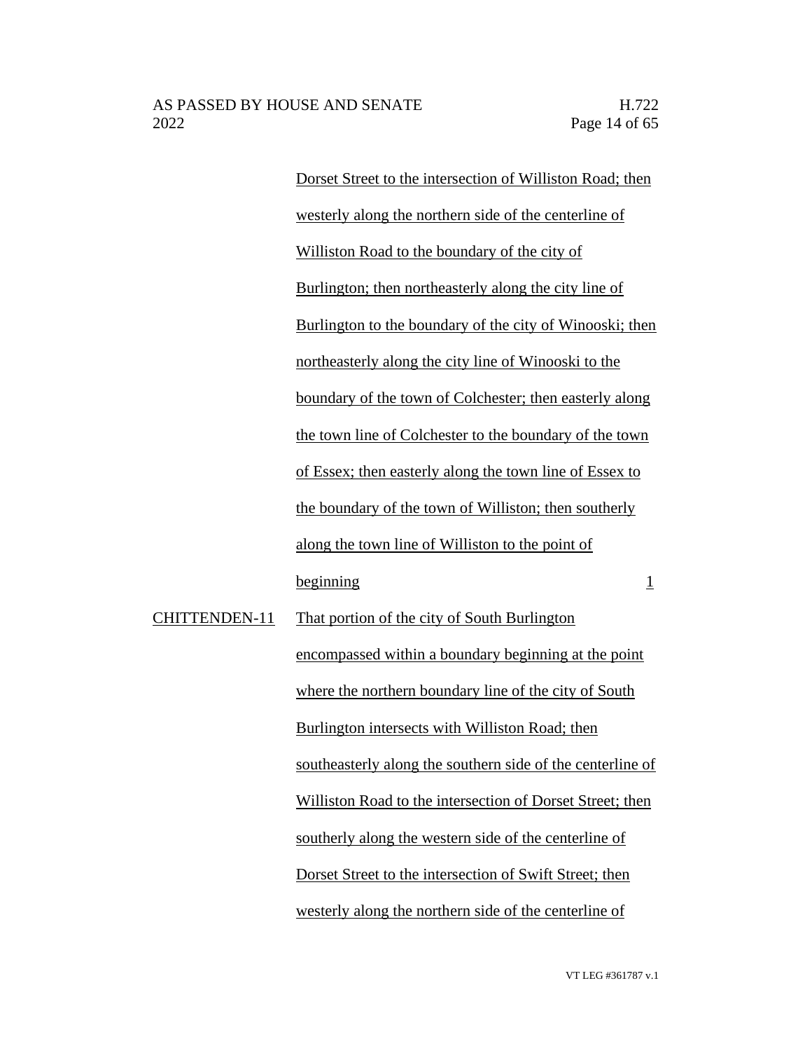| | | |
|---|---|---|
| | Dorset Street to the intersection of Williston Road; then westerly along the northern side of the centerline of Williston Road to the boundary of the city of Burlington; then northeasterly along the city line of Burlington to the boundary of the city of Winooski; then northeasterly along the city line of Winooski to the boundary of the town of Colchester; then easterly along the town line of Colchester to the boundary of the town of Essex; then easterly along the town line of Essex to the boundary of the town of Williston; then southerly along the town line of Williston to the point of beginning | 1 |
| CHITTENDEN-11 | That portion of the city of South Burlington encompassed within a boundary beginning at the point where the northern boundary line of the city of South Burlington intersects with Williston Road; then southeasterly along the southern side of the centerline of Williston Road to the intersection of Dorset Street; then southerly along the western side of the centerline of Dorset Street to the intersection of Swift Street; then westerly along the northern side of the centerline of | |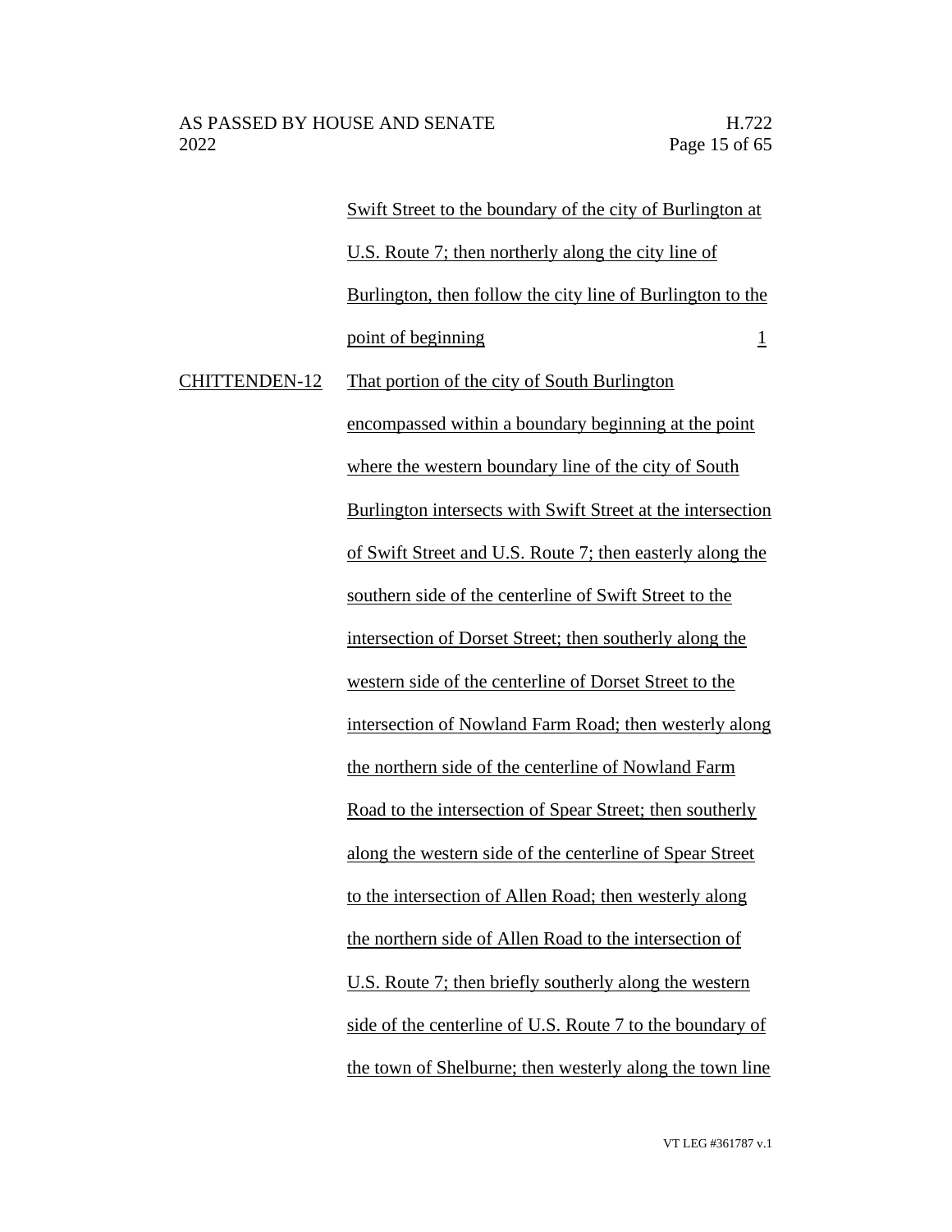|  | Swift Street to the boundary of the city of Burlington at U.S. Route 7; then northerly along the city line of Burlington, then follow the city line of Burlington to the point of beginning | 1 |
|---|---|---|
| CHITTENDEN-12 | That portion of the city of South Burlington encompassed within a boundary beginning at the point where the western boundary line of the city of South Burlington intersects with Swift Street at the intersection of Swift Street and U.S. Route 7; then easterly along the southern side of the centerline of Swift Street to the intersection of Dorset Street; then southerly along the western side of the centerline of Dorset Street to the intersection of Nowland Farm Road; then westerly along the northern side of the centerline of Nowland Farm Road to the intersection of Spear Street; then southerly along the western side of the centerline of Spear Street to the intersection of Allen Road; then westerly along the northern side of Allen Road to the intersection of U.S. Route 7; then briefly southerly along the western side of the centerline of U.S. Route 7 to the boundary of the town of Shelburne; then westerly along the town line |  |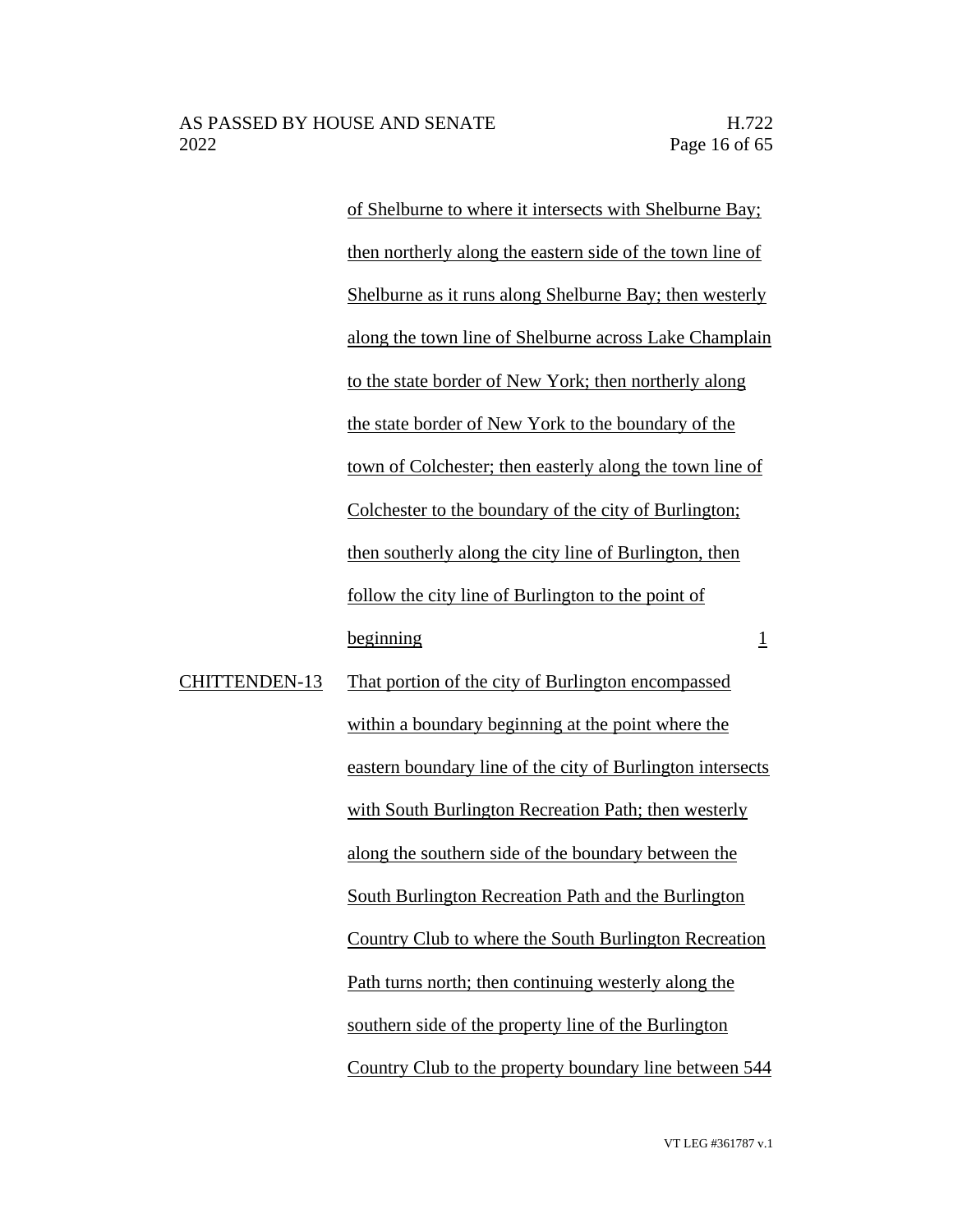| | | |
|---|---|---|
| | of Shelburne to where it intersects with Shelburne Bay; then northerly along the eastern side of the town line of Shelburne as it runs along Shelburne Bay; then westerly along the town line of Shelburne across Lake Champlain to the state border of New York; then northerly along the state border of New York to the boundary of the town of Colchester; then easterly along the town line of Colchester to the boundary of the city of Burlington; then southerly along the city line of Burlington, then follow the city line of Burlington to the point of beginning | 1 |
| CHITTENDEN-13 | That portion of the city of Burlington encompassed within a boundary beginning at the point where the eastern boundary line of the city of Burlington intersects with South Burlington Recreation Path; then westerly along the southern side of the boundary between the South Burlington Recreation Path and the Burlington Country Club to where the South Burlington Recreation Path turns north; then continuing westerly along the southern side of the property line of the Burlington Country Club to the property boundary line between 544 | |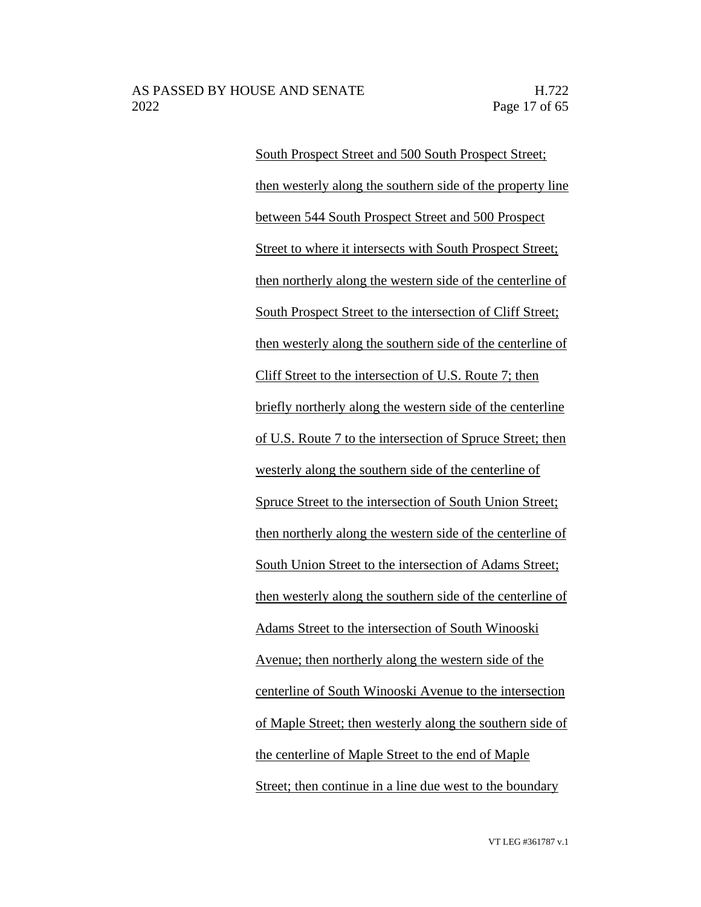South Prospect Street and 500 South Prospect Street; then westerly along the southern side of the property line between 544 South Prospect Street and 500 Prospect Street to where it intersects with South Prospect Street; then northerly along the western side of the centerline of South Prospect Street to the intersection of Cliff Street; then westerly along the southern side of the centerline of Cliff Street to the intersection of U.S. Route 7; then briefly northerly along the western side of the centerline of U.S. Route 7 to the intersection of Spruce Street; then westerly along the southern side of the centerline of Spruce Street to the intersection of South Union Street; then northerly along the western side of the centerline of South Union Street to the intersection of Adams Street; then westerly along the southern side of the centerline of Adams Street to the intersection of South Winooski Avenue; then northerly along the western side of the centerline of South Winooski Avenue to the intersection of Maple Street; then westerly along the southern side of the centerline of Maple Street to the end of Maple Street; then continue in a line due west to the boundary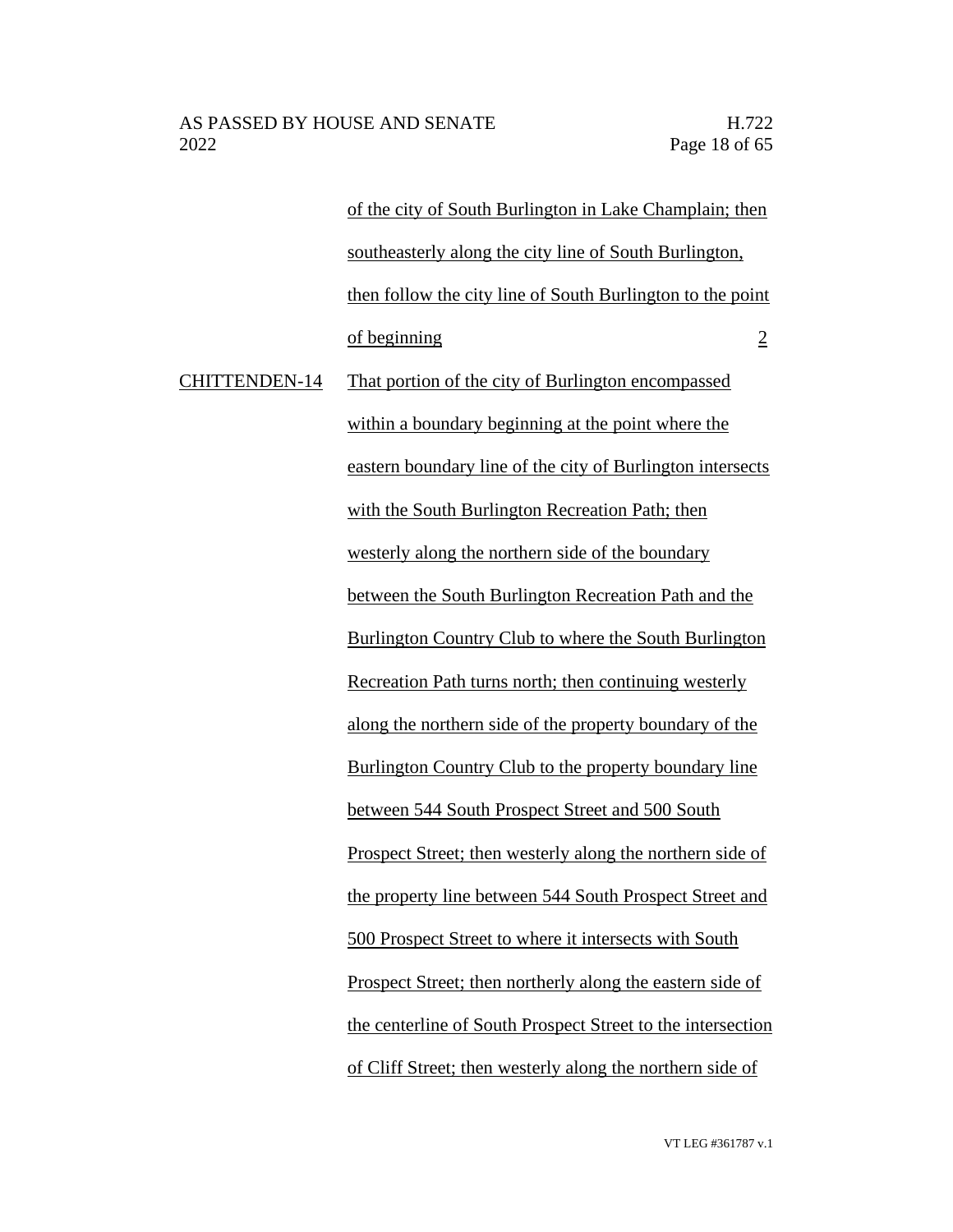| | | |
|---|---|---|
| | of the city of South Burlington in Lake Champlain; then southeasterly along the city line of South Burlington, then follow the city line of South Burlington to the point of beginning | 2 |
| CHITTENDEN-14 | That portion of the city of Burlington encompassed within a boundary beginning at the point where the eastern boundary line of the city of Burlington intersects with the South Burlington Recreation Path; then westerly along the northern side of the boundary between the South Burlington Recreation Path and the Burlington Country Club to where the South Burlington Recreation Path turns north; then continuing westerly along the northern side of the property boundary of the Burlington Country Club to the property boundary line between 544 South Prospect Street and 500 South Prospect Street; then westerly along the northern side of the property line between 544 South Prospect Street and 500 Prospect Street to where it intersects with South Prospect Street; then northerly along the eastern side of the centerline of South Prospect Street to the intersection of Cliff Street; then westerly along the northern side of | |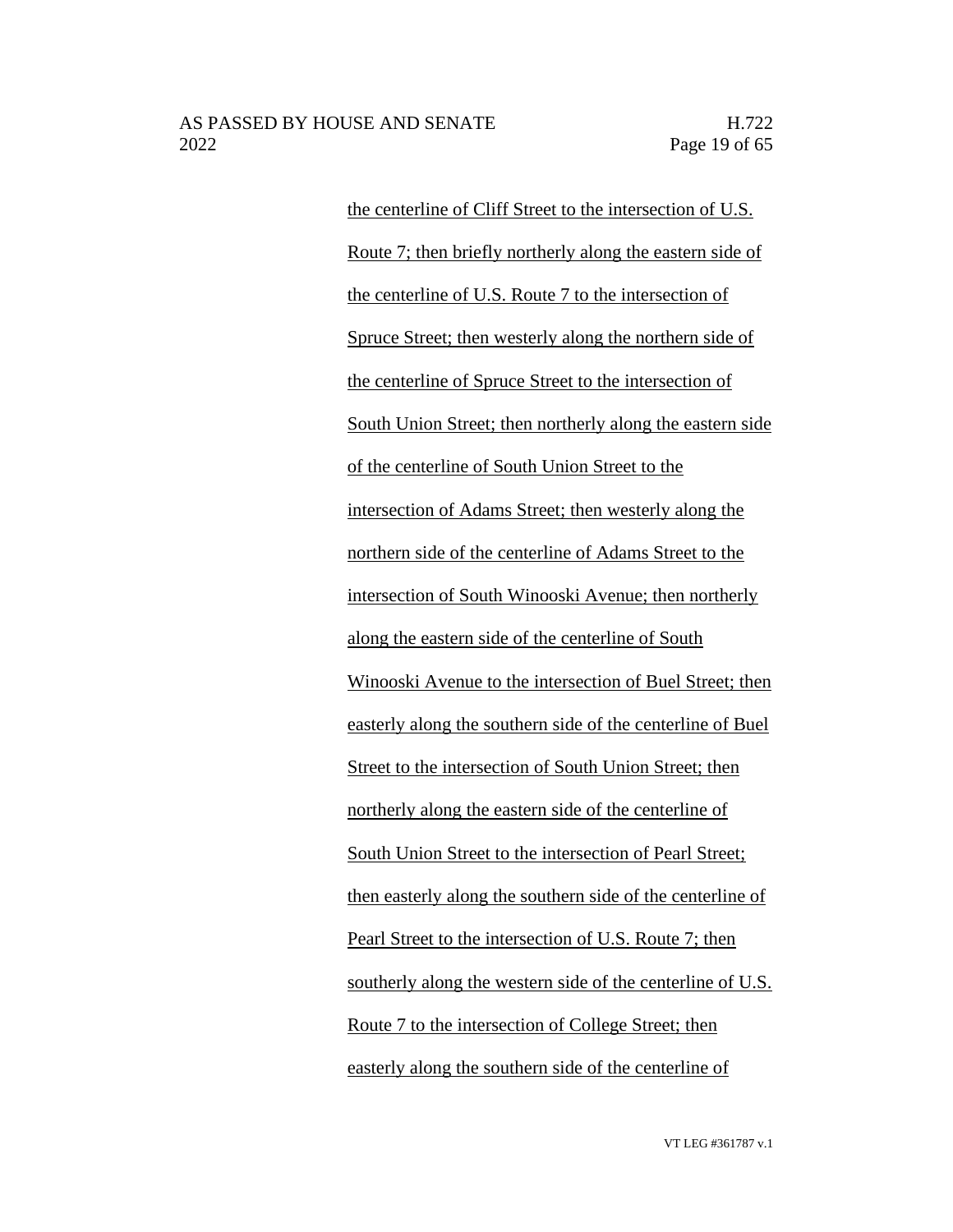the centerline of Cliff Street to the intersection of U.S. Route 7; then briefly northerly along the eastern side of the centerline of U.S. Route 7 to the intersection of Spruce Street; then westerly along the northern side of the centerline of Spruce Street to the intersection of South Union Street; then northerly along the eastern side of the centerline of South Union Street to the intersection of Adams Street; then westerly along the northern side of the centerline of Adams Street to the intersection of South Winooski Avenue; then northerly along the eastern side of the centerline of South Winooski Avenue to the intersection of Buel Street; then easterly along the southern side of the centerline of Buel Street to the intersection of South Union Street; then northerly along the eastern side of the centerline of South Union Street to the intersection of Pearl Street; then easterly along the southern side of the centerline of Pearl Street to the intersection of U.S. Route 7; then southerly along the western side of the centerline of U.S. Route 7 to the intersection of College Street; then easterly along the southern side of the centerline of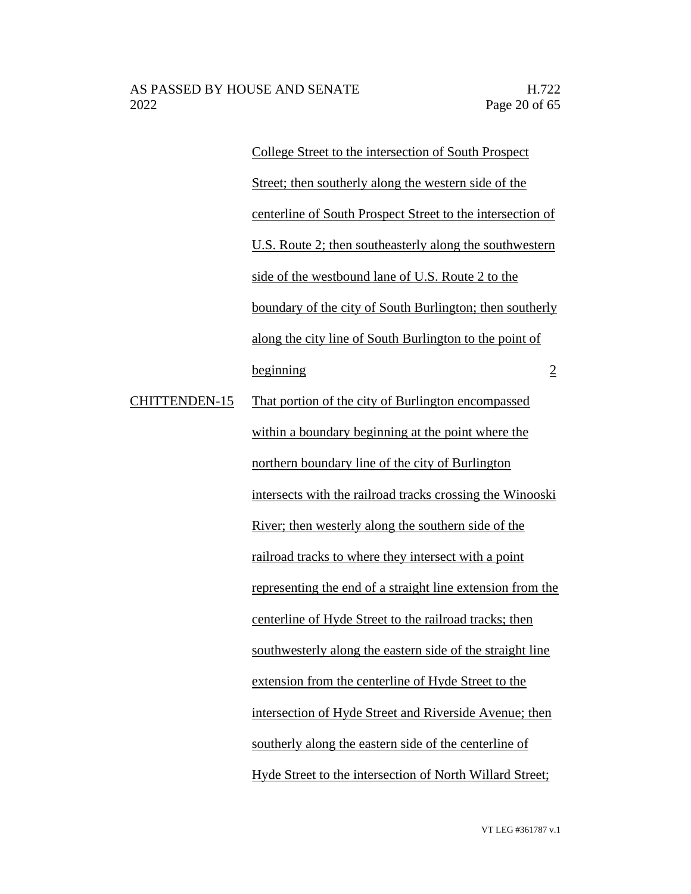| | | |
|---|---|---|
| | College Street to the intersection of South Prospect Street; then southerly along the western side of the centerline of South Prospect Street to the intersection of U.S. Route 2; then southeasterly along the southwestern side of the westbound lane of U.S. Route 2 to the boundary of the city of South Burlington; then southerly along the city line of South Burlington to the point of beginning | 2 |
| CHITTENDEN-15 | That portion of the city of Burlington encompassed within a boundary beginning at the point where the northern boundary line of the city of Burlington intersects with the railroad tracks crossing the Winooski River; then westerly along the southern side of the railroad tracks to where they intersect with a point representing the end of a straight line extension from the centerline of Hyde Street to the railroad tracks; then southwesterly along the eastern side of the straight line extension from the centerline of Hyde Street to the intersection of Hyde Street and Riverside Avenue; then southerly along the eastern side of the centerline of Hyde Street to the intersection of North Willard Street; | |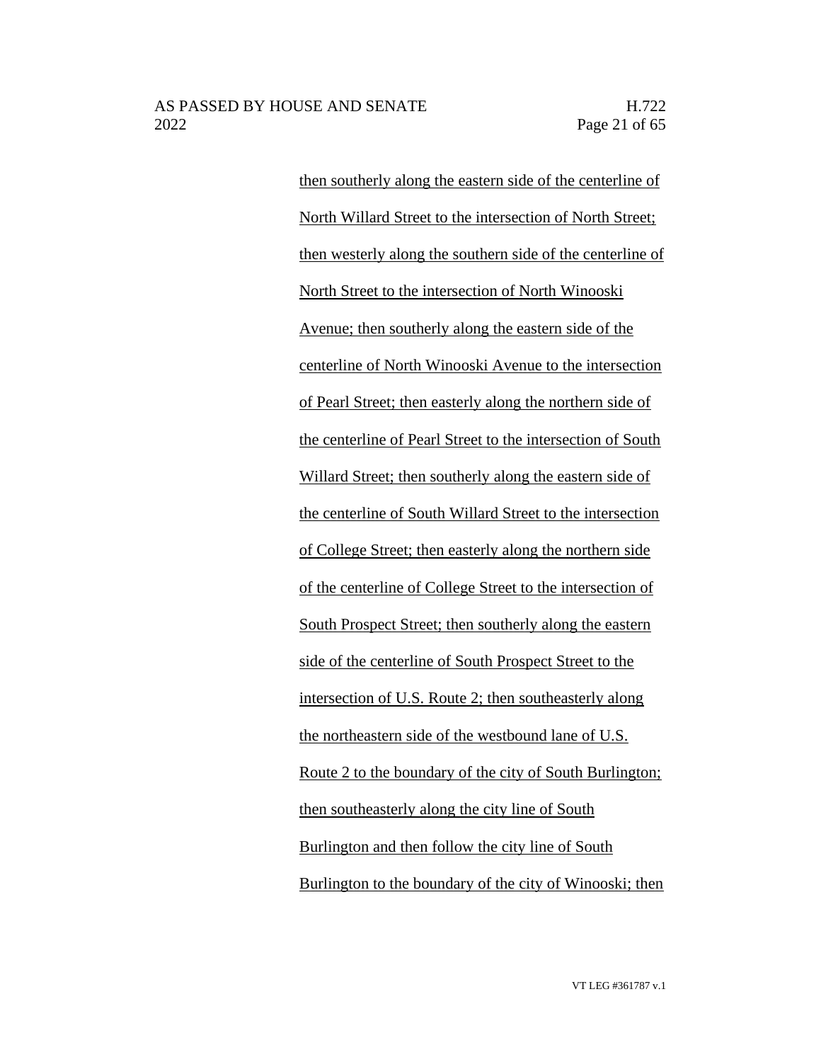then southerly along the eastern side of the centerline of North Willard Street to the intersection of North Street; then westerly along the southern side of the centerline of North Street to the intersection of North Winooski Avenue; then southerly along the eastern side of the centerline of North Winooski Avenue to the intersection of Pearl Street; then easterly along the northern side of the centerline of Pearl Street to the intersection of South Willard Street; then southerly along the eastern side of the centerline of South Willard Street to the intersection of College Street; then easterly along the northern side of the centerline of College Street to the intersection of South Prospect Street; then southerly along the eastern side of the centerline of South Prospect Street to the intersection of U.S. Route 2; then southeasterly along the northeastern side of the westbound lane of U.S. Route 2 to the boundary of the city of South Burlington; then southeasterly along the city line of South Burlington and then follow the city line of South Burlington to the boundary of the city of Winooski; then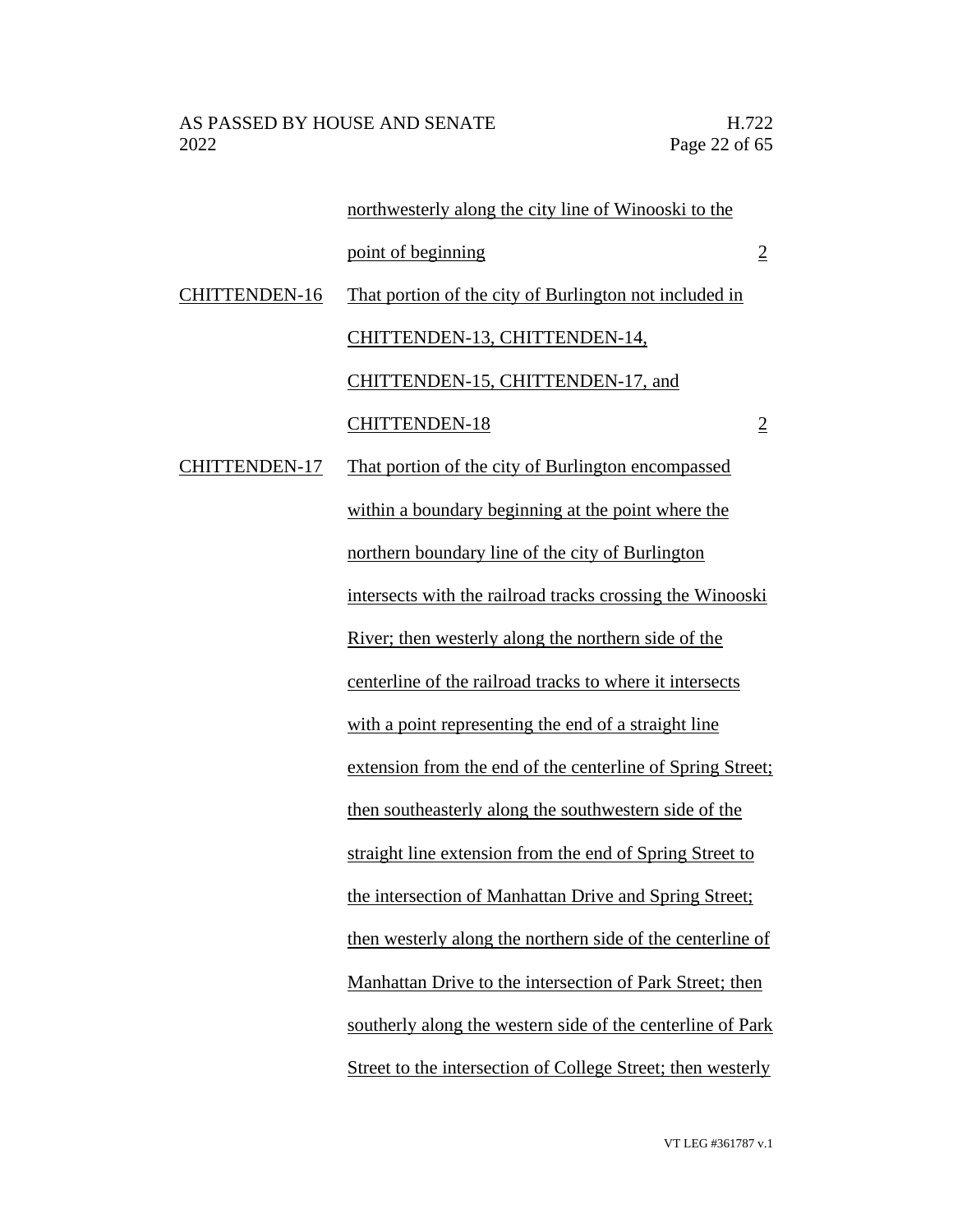| | | |
|---|---|---|
| | northwesterly along the city line of Winooski to the point of beginning | 2 |
| CHITTENDEN-16 | That portion of the city of Burlington not included in CHITTENDEN-13, CHITTENDEN-14, CHITTENDEN-15, CHITTENDEN-17, and CHITTENDEN-18 | 2 |
| CHITTENDEN-17 | That portion of the city of Burlington encompassed within a boundary beginning at the point where the northern boundary line of the city of Burlington intersects with the railroad tracks crossing the Winooski River; then westerly along the northern side of the centerline of the railroad tracks to where it intersects with a point representing the end of a straight line extension from the end of the centerline of Spring Street; then southeasterly along the southwestern side of the straight line extension from the end of Spring Street to the intersection of Manhattan Drive and Spring Street; then westerly along the northern side of the centerline of Manhattan Drive to the intersection of Park Street; then southerly along the western side of the centerline of Park Street to the intersection of College Street; then westerly | |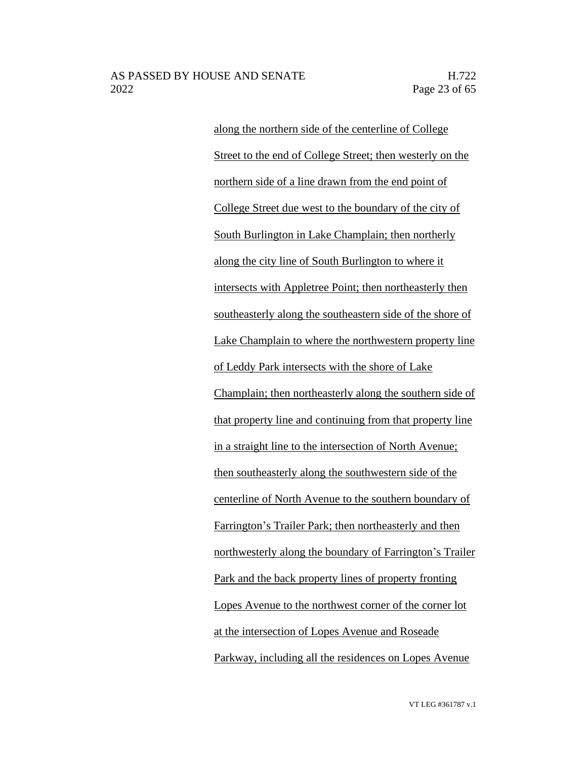along the northern side of the centerline of College Street to the end of College Street; then westerly on the northern side of a line drawn from the end point of College Street due west to the boundary of the city of South Burlington in Lake Champlain; then northerly along the city line of South Burlington to where it intersects with Appletree Point; then northeasterly then southeasterly along the southeastern side of the shore of Lake Champlain to where the northwestern property line of Leddy Park intersects with the shore of Lake Champlain; then northeasterly along the southern side of that property line and continuing from that property line in a straight line to the intersection of North Avenue; then southeasterly along the southwestern side of the centerline of North Avenue to the southern boundary of Farrington's Trailer Park; then northeasterly and then northwesterly along the boundary of Farrington's Trailer Park and the back property lines of property fronting Lopes Avenue to the northwest corner of the corner lot at the intersection of Lopes Avenue and Roseade Parkway, including all the residences on Lopes Avenue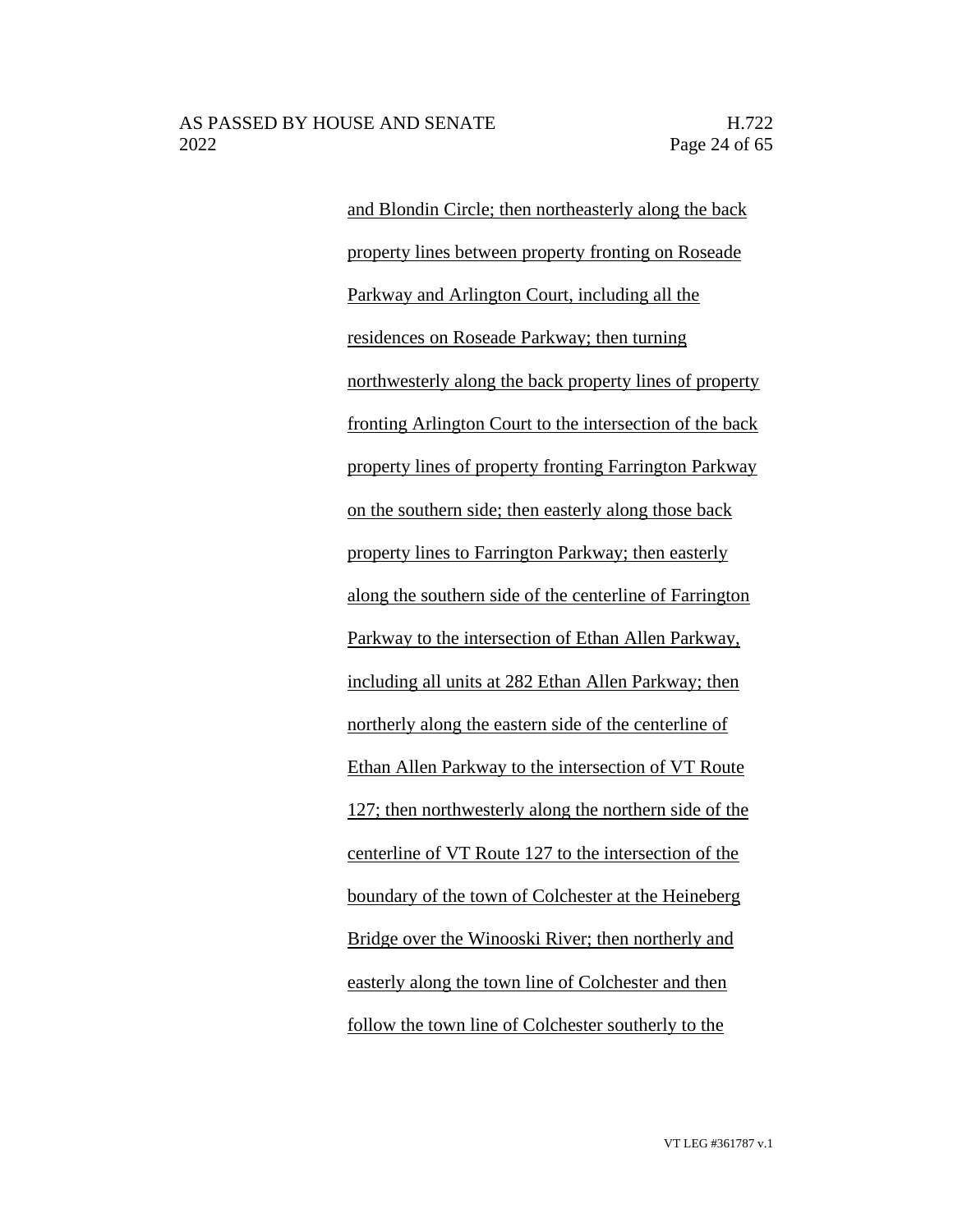and Blondin Circle; then northeasterly along the back property lines between property fronting on Roseade Parkway and Arlington Court, including all the residences on Roseade Parkway; then turning northwesterly along the back property lines of property fronting Arlington Court to the intersection of the back property lines of property fronting Farrington Parkway on the southern side; then easterly along those back property lines to Farrington Parkway; then easterly along the southern side of the centerline of Farrington Parkway to the intersection of Ethan Allen Parkway, including all units at 282 Ethan Allen Parkway; then northerly along the eastern side of the centerline of Ethan Allen Parkway to the intersection of VT Route 127; then northwesterly along the northern side of the centerline of VT Route 127 to the intersection of the boundary of the town of Colchester at the Heineberg Bridge over the Winooski River; then northerly and easterly along the town line of Colchester and then follow the town line of Colchester southerly to the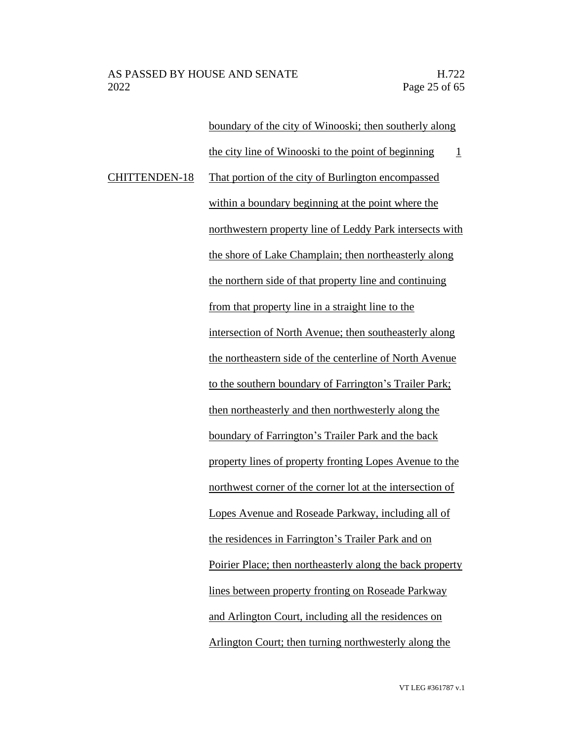| | | |
|---|---|---|
| | boundary of the city of Winooski; then southerly along the city line of Winooski to the point of beginning | 1 |
| CHITTENDEN-18 | That portion of the city of Burlington encompassed within a boundary beginning at the point where the northwestern property line of Leddy Park intersects with the shore of Lake Champlain; then northeasterly along the northern side of that property line and continuing from that property line in a straight line to the intersection of North Avenue; then southeasterly along the northeastern side of the centerline of North Avenue to the southern boundary of Farrington's Trailer Park; then northeasterly and then northwesterly along the boundary of Farrington's Trailer Park and the back property lines of property fronting Lopes Avenue to the northwest corner of the corner lot at the intersection of Lopes Avenue and Roseade Parkway, including all of the residences in Farrington's Trailer Park and on Poirier Place; then northeasterly along the back property lines between property fronting on Roseade Parkway and Arlington Court, including all the residences on Arlington Court; then turning northwesterly along the | |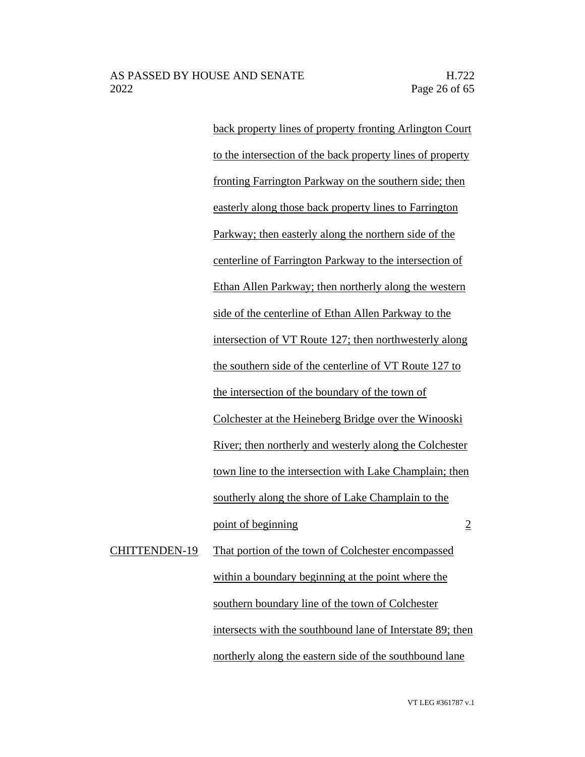| | | |
|---|---|---|
| | back property lines of property fronting Arlington Court to the intersection of the back property lines of property fronting Farrington Parkway on the southern side; then easterly along those back property lines to Farrington Parkway; then easterly along the northern side of the centerline of Farrington Parkway to the intersection of Ethan Allen Parkway; then northerly along the western side of the centerline of Ethan Allen Parkway to the intersection of VT Route 127; then northwesterly along the southern side of the centerline of VT Route 127 to the intersection of the boundary of the town of Colchester at the Heineberg Bridge over the Winooski River; then northerly and westerly along the Colchester town line to the intersection with Lake Champlain; then southerly along the shore of Lake Champlain to the point of beginning | 2 |
| CHITTENDEN-19 | That portion of the town of Colchester encompassed within a boundary beginning at the point where the southern boundary line of the town of Colchester intersects with the southbound lane of Interstate 89; then northerly along the eastern side of the southbound lane | |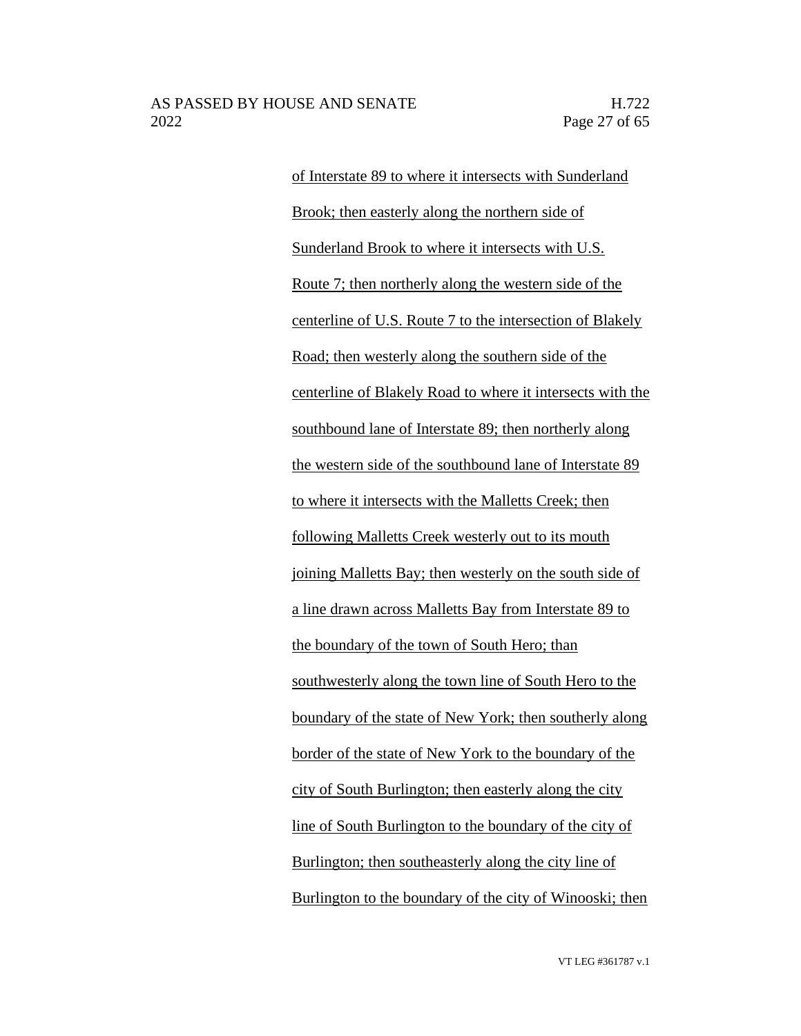of Interstate 89 to where it intersects with Sunderland Brook; then easterly along the northern side of Sunderland Brook to where it intersects with U.S. Route 7; then northerly along the western side of the centerline of U.S. Route 7 to the intersection of Blakely Road; then westerly along the southern side of the centerline of Blakely Road to where it intersects with the southbound lane of Interstate 89; then northerly along the western side of the southbound lane of Interstate 89 to where it intersects with the Malletts Creek; then following Malletts Creek westerly out to its mouth joining Malletts Bay; then westerly on the south side of a line drawn across Malletts Bay from Interstate 89 to the boundary of the town of South Hero; than southwesterly along the town line of South Hero to the boundary of the state of New York; then southerly along border of the state of New York to the boundary of the city of South Burlington; then easterly along the city line of South Burlington to the boundary of the city of Burlington; then southeasterly along the city line of Burlington to the boundary of the city of Winooski; then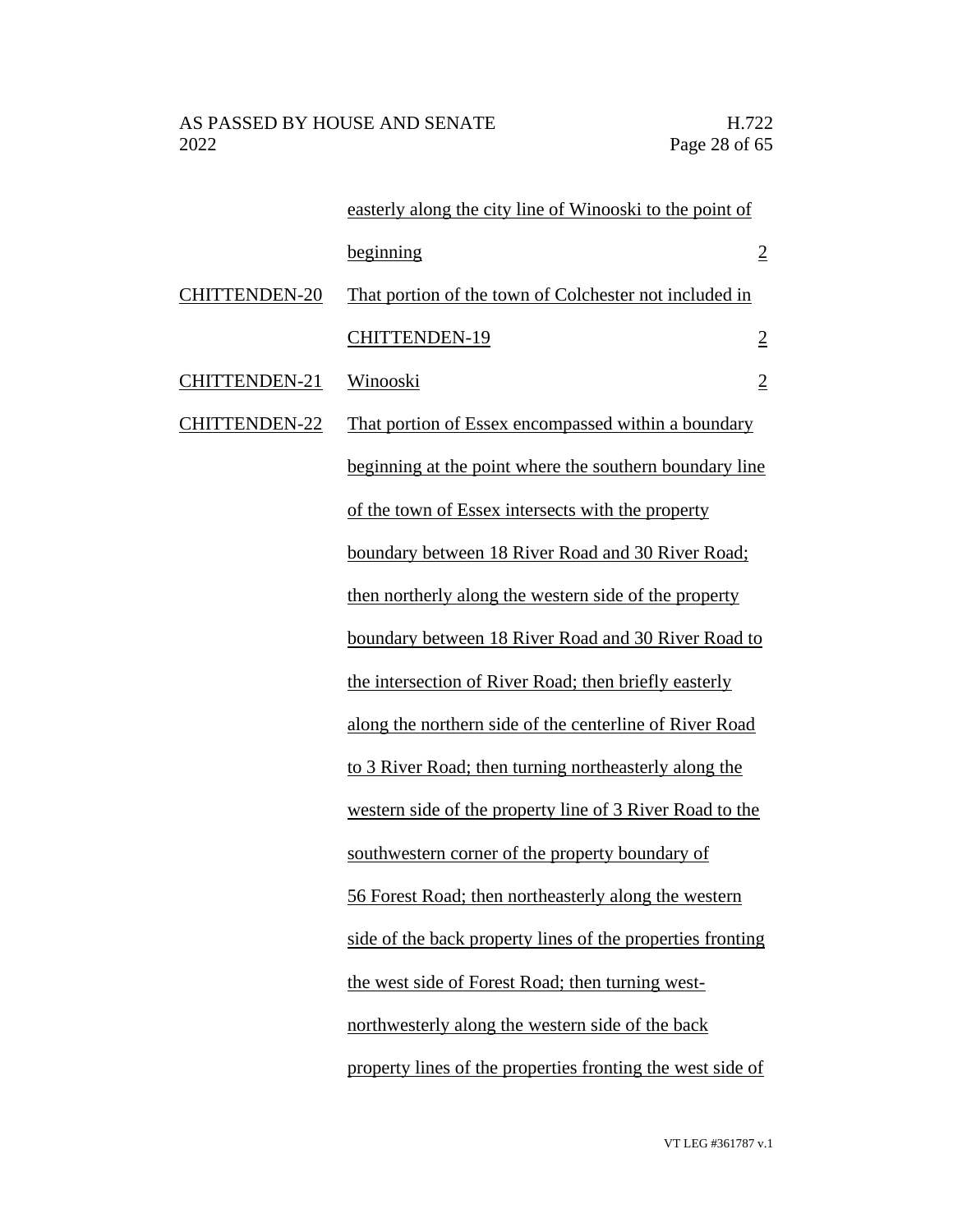| | | |
|---|---|---|
| | easterly along the city line of Winooski to the point of beginning | 2 |
| CHITTENDEN-20 | That portion of the town of Colchester not included in CHITTENDEN-19 | 2 |
| CHITTENDEN-21 | Winooski | 2 |
| CHITTENDEN-22 | That portion of Essex encompassed within a boundary beginning at the point where the southern boundary line of the town of Essex intersects with the property boundary between 18 River Road and 30 River Road; then northerly along the western side of the property boundary between 18 River Road and 30 River Road to the intersection of River Road; then briefly easterly along the northern side of the centerline of River Road to 3 River Road; then turning northeasterly along the western side of the property line of 3 River Road to the southwestern corner of the property boundary of 56 Forest Road; then northeasterly along the western side of the back property lines of the properties fronting the west side of Forest Road; then turning west-northwesterly along the western side of the back property lines of the properties fronting the west side of | |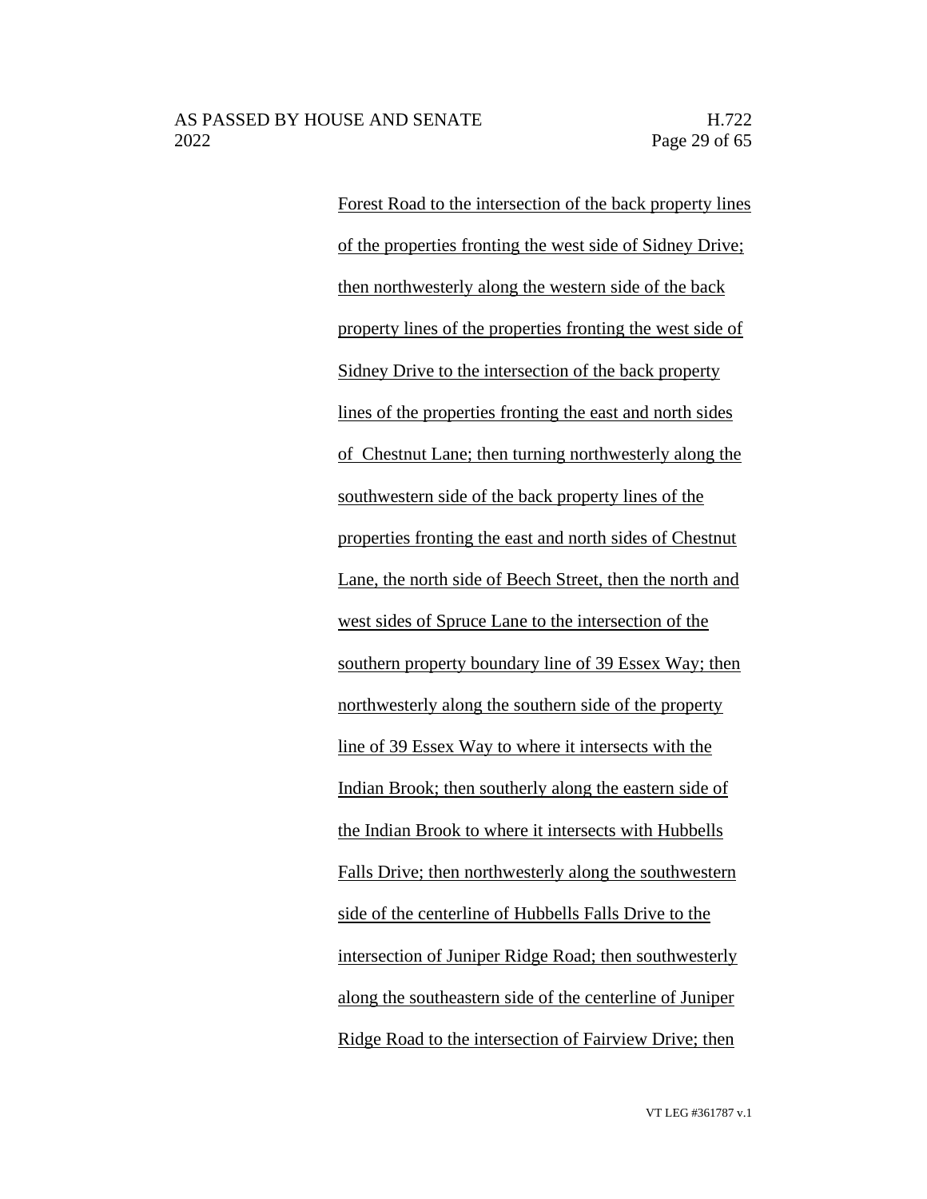Forest Road to the intersection of the back property lines of the properties fronting the west side of Sidney Drive; then northwesterly along the western side of the back property lines of the properties fronting the west side of Sidney Drive to the intersection of the back property lines of the properties fronting the east and north sides of Chestnut Lane; then turning northwesterly along the southwestern side of the back property lines of the properties fronting the east and north sides of Chestnut Lane, the north side of Beech Street, then the north and west sides of Spruce Lane to the intersection of the southern property boundary line of 39 Essex Way; then northwesterly along the southern side of the property line of 39 Essex Way to where it intersects with the Indian Brook; then southerly along the eastern side of the Indian Brook to where it intersects with Hubbells Falls Drive; then northwesterly along the southwestern side of the centerline of Hubbells Falls Drive to the intersection of Juniper Ridge Road; then southwesterly along the southeastern side of the centerline of Juniper Ridge Road to the intersection of Fairview Drive; then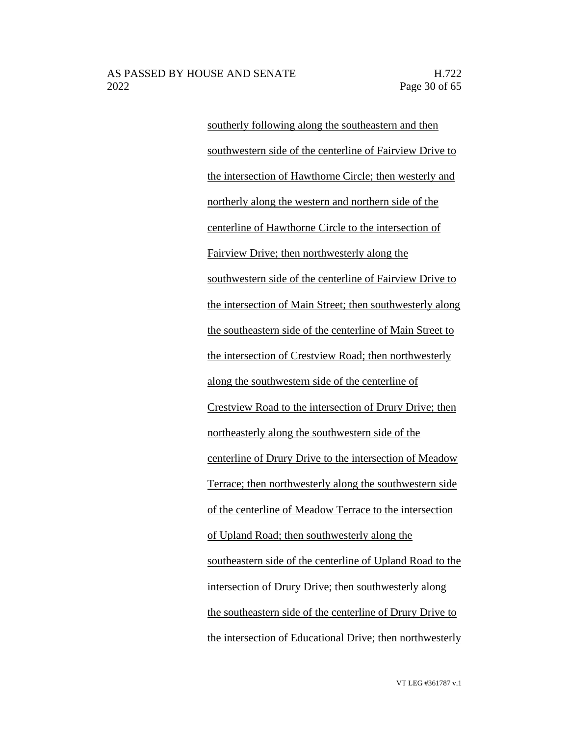southerly following along the southeastern and then southwestern side of the centerline of Fairview Drive to the intersection of Hawthorne Circle; then westerly and northerly along the western and northern side of the centerline of Hawthorne Circle to the intersection of Fairview Drive; then northwesterly along the southwestern side of the centerline of Fairview Drive to the intersection of Main Street; then southwesterly along the southeastern side of the centerline of Main Street to the intersection of Crestview Road; then northwesterly along the southwestern side of the centerline of Crestview Road to the intersection of Drury Drive; then northeasterly along the southwestern side of the centerline of Drury Drive to the intersection of Meadow Terrace; then northwesterly along the southwestern side of the centerline of Meadow Terrace to the intersection of Upland Road; then southwesterly along the southeastern side of the centerline of Upland Road to the intersection of Drury Drive; then southwesterly along the southeastern side of the centerline of Drury Drive to the intersection of Educational Drive; then northwesterly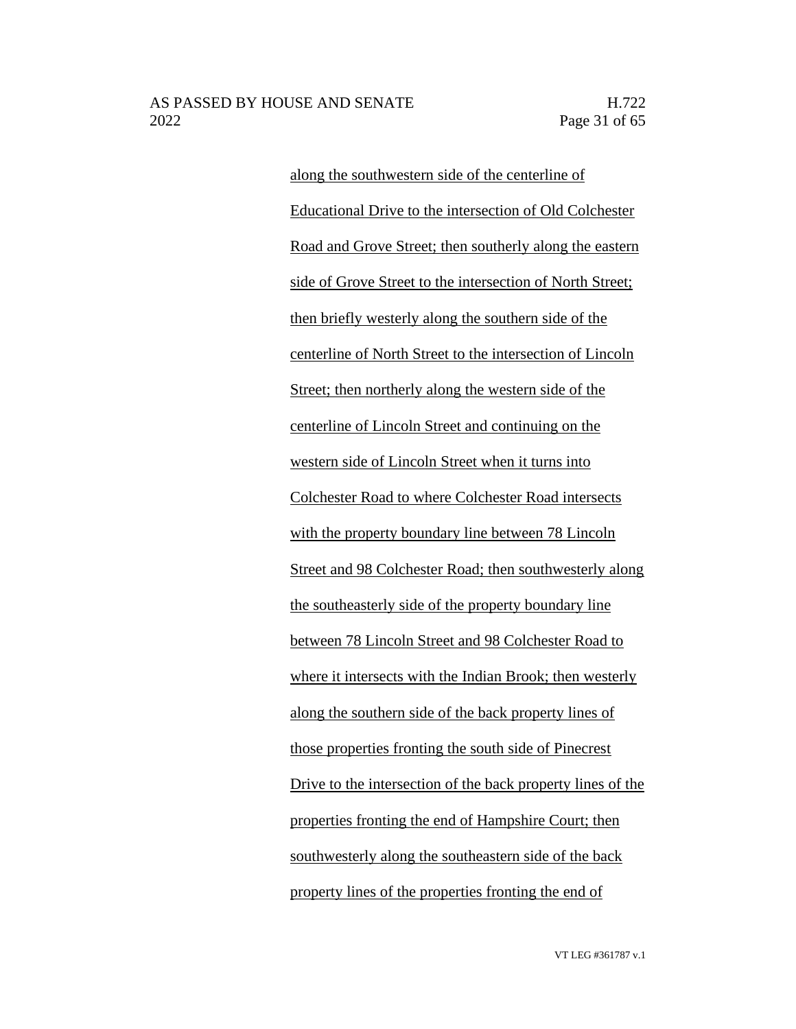along the southwestern side of the centerline of Educational Drive to the intersection of Old Colchester Road and Grove Street; then southerly along the eastern side of Grove Street to the intersection of North Street; then briefly westerly along the southern side of the centerline of North Street to the intersection of Lincoln Street; then northerly along the western side of the centerline of Lincoln Street and continuing on the western side of Lincoln Street when it turns into Colchester Road to where Colchester Road intersects with the property boundary line between 78 Lincoln Street and 98 Colchester Road; then southwesterly along the southeasterly side of the property boundary line between 78 Lincoln Street and 98 Colchester Road to where it intersects with the Indian Brook; then westerly along the southern side of the back property lines of those properties fronting the south side of Pinecrest Drive to the intersection of the back property lines of the properties fronting the end of Hampshire Court; then southwesterly along the southeastern side of the back property lines of the properties fronting the end of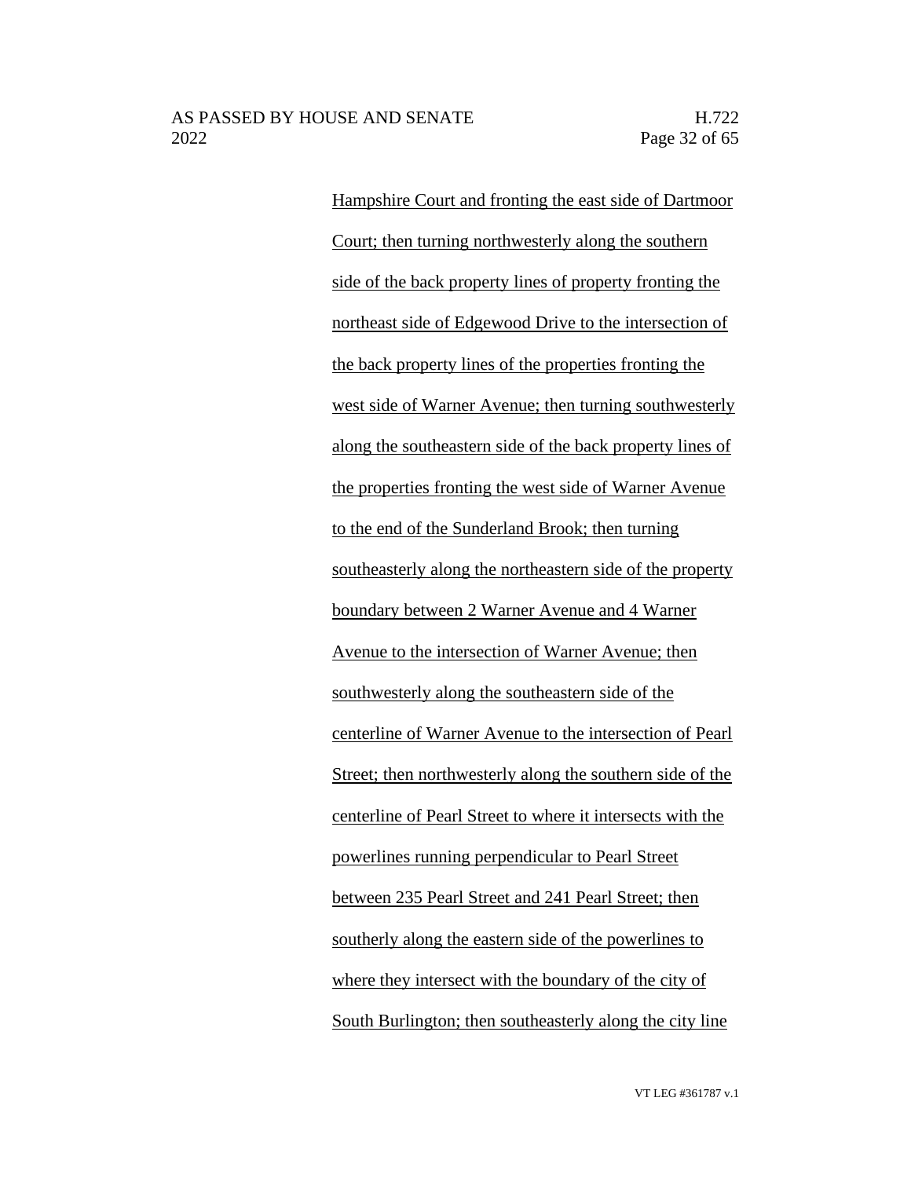Hampshire Court and fronting the east side of Dartmoor Court; then turning northwesterly along the southern side of the back property lines of property fronting the northeast side of Edgewood Drive to the intersection of the back property lines of the properties fronting the west side of Warner Avenue; then turning southwesterly along the southeastern side of the back property lines of the properties fronting the west side of Warner Avenue to the end of the Sunderland Brook; then turning southeasterly along the northeastern side of the property boundary between 2 Warner Avenue and 4 Warner Avenue to the intersection of Warner Avenue; then southwesterly along the southeastern side of the centerline of Warner Avenue to the intersection of Pearl Street; then northwesterly along the southern side of the centerline of Pearl Street to where it intersects with the powerlines running perpendicular to Pearl Street between 235 Pearl Street and 241 Pearl Street; then southerly along the eastern side of the powerlines to where they intersect with the boundary of the city of South Burlington; then southeasterly along the city line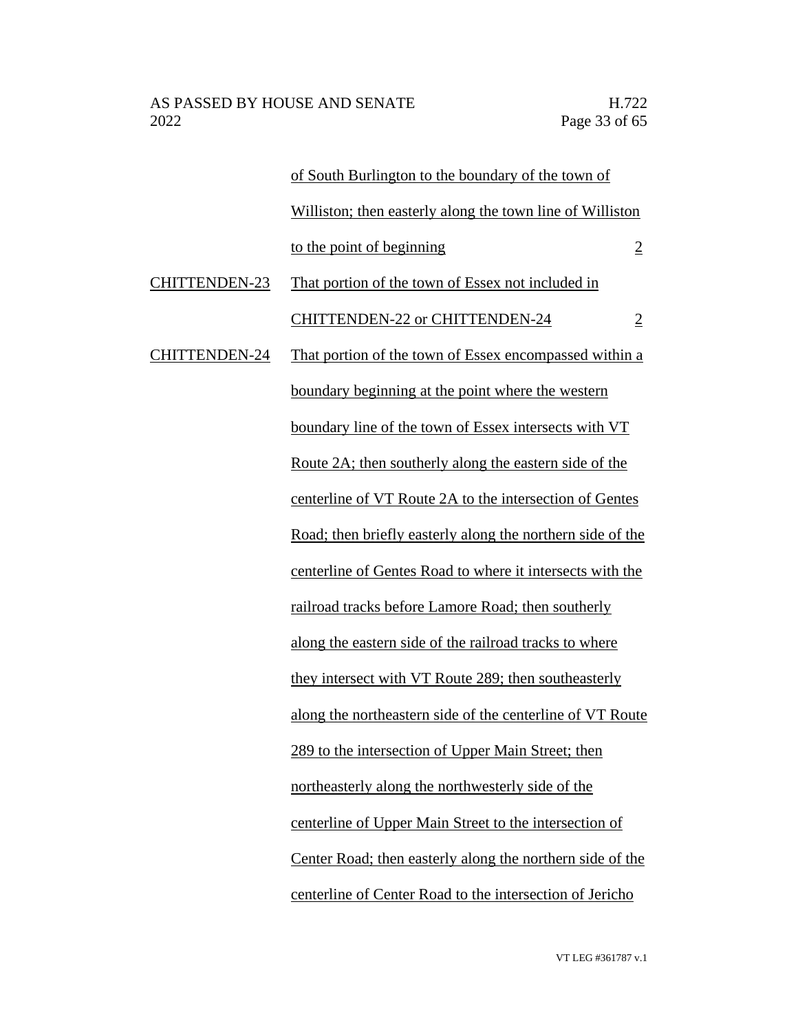| | | |
|---|---|---|
| | of South Burlington to the boundary of the town of Williston; then easterly along the town line of Williston to the point of beginning | 2 |
| CHITTENDEN-23 | That portion of the town of Essex not included in CHITTENDEN-22 or CHITTENDEN-24 | 2 |
| CHITTENDEN-24 | That portion of the town of Essex encompassed within a boundary beginning at the point where the western boundary line of the town of Essex intersects with VT Route 2A; then southerly along the eastern side of the centerline of VT Route 2A to the intersection of Gentes Road; then briefly easterly along the northern side of the centerline of Gentes Road to where it intersects with the railroad tracks before Lamore Road; then southerly along the eastern side of the railroad tracks to where they intersect with VT Route 289; then southeasterly along the northeastern side of the centerline of VT Route 289 to the intersection of Upper Main Street; then northeasterly along the northwesterly side of the centerline of Upper Main Street to the intersection of Center Road; then easterly along the northern side of the centerline of Center Road to the intersection of Jericho | |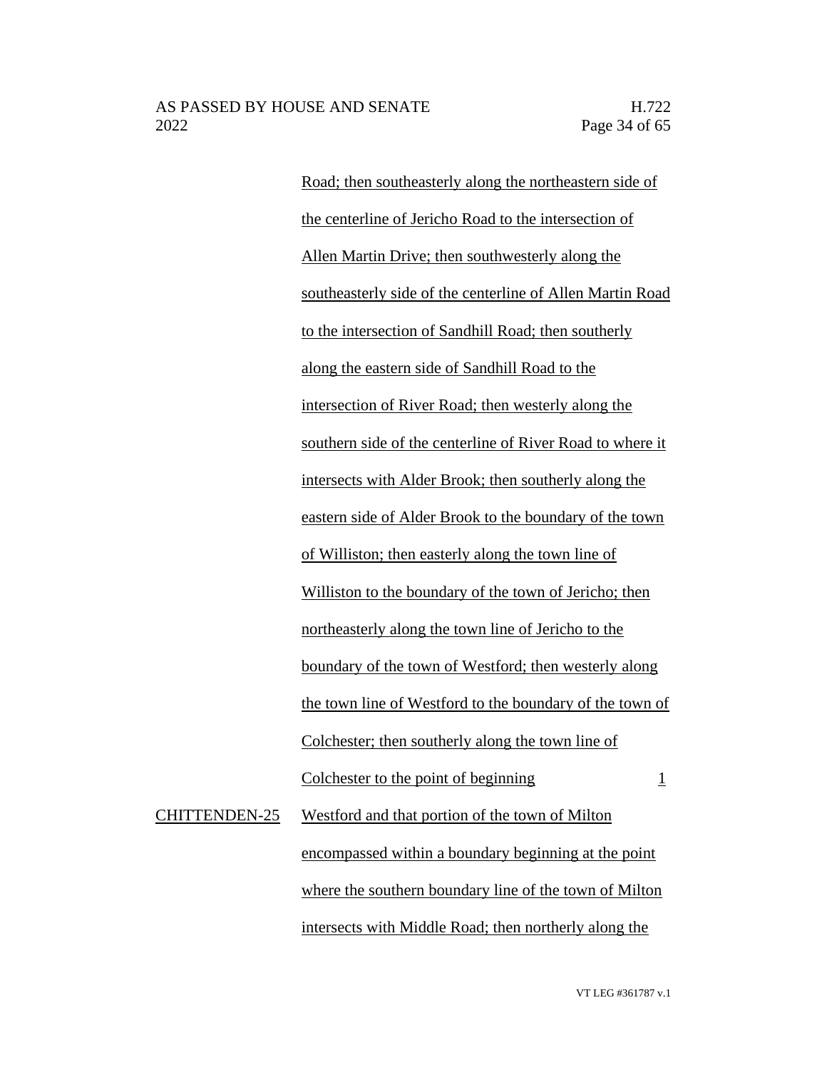Road; then southeasterly along the northeastern side of the centerline of Jericho Road to the intersection of Allen Martin Drive; then southwesterly along the southeasterly side of the centerline of Allen Martin Road to the intersection of Sandhill Road; then southerly along the eastern side of Sandhill Road to the intersection of River Road; then westerly along the southern side of the centerline of River Road to where it intersects with Alder Brook; then southerly along the eastern side of Alder Brook to the boundary of the town of Williston; then easterly along the town line of Williston to the boundary of the town of Jericho; then northeasterly along the town line of Jericho to the boundary of the town of Westford; then westerly along the town line of Westford to the boundary of the town of Colchester; then southerly along the town line of Colchester to the point of beginning 1

CHITTENDEN-25 Westford and that portion of the town of Milton encompassed within a boundary beginning at the point where the southern boundary line of the town of Milton intersects with Middle Road; then northerly along the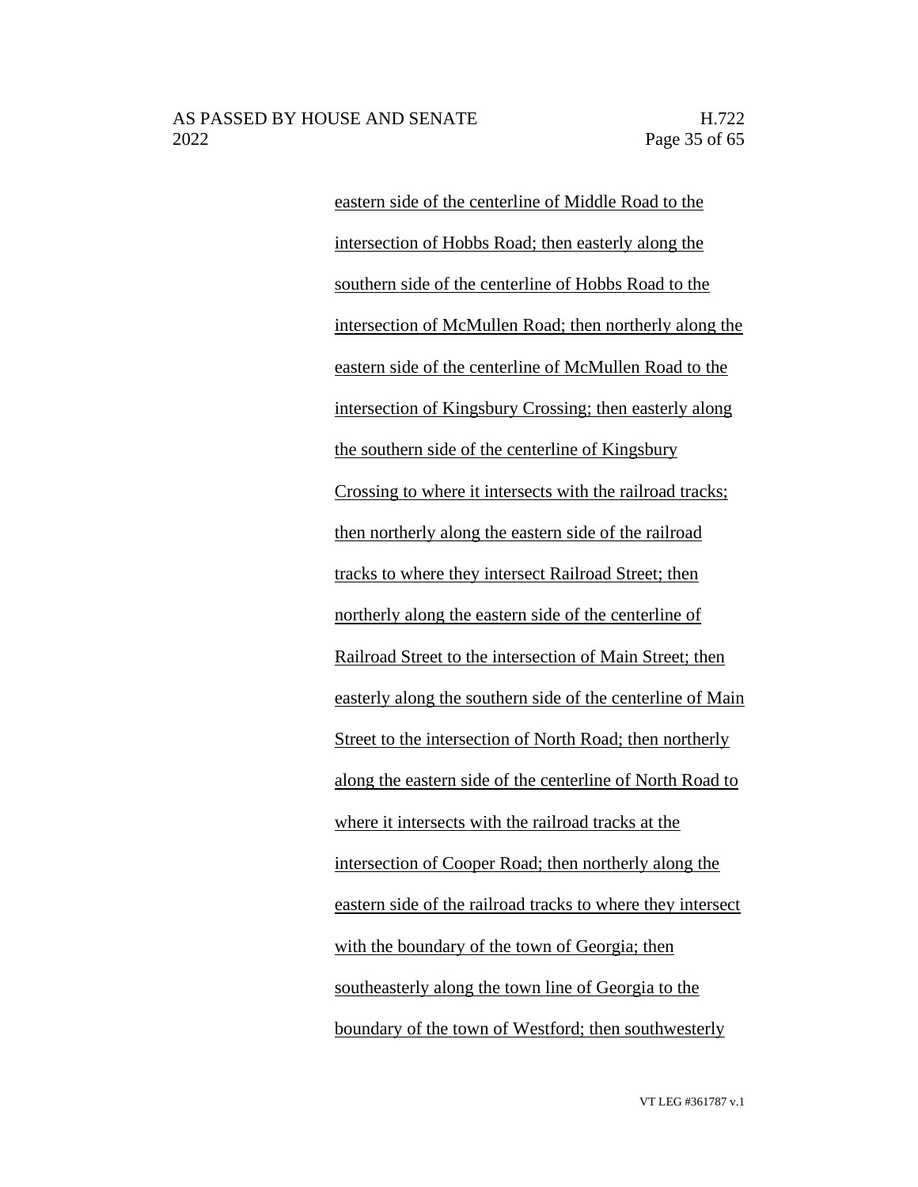eastern side of the centerline of Middle Road to the intersection of Hobbs Road; then easterly along the southern side of the centerline of Hobbs Road to the intersection of McMullen Road; then northerly along the eastern side of the centerline of McMullen Road to the intersection of Kingsbury Crossing; then easterly along the southern side of the centerline of Kingsbury Crossing to where it intersects with the railroad tracks; then northerly along the eastern side of the railroad tracks to where they intersect Railroad Street; then northerly along the eastern side of the centerline of Railroad Street to the intersection of Main Street; then easterly along the southern side of the centerline of Main Street to the intersection of North Road; then northerly along the eastern side of the centerline of North Road to where it intersects with the railroad tracks at the intersection of Cooper Road; then northerly along the eastern side of the railroad tracks to where they intersect with the boundary of the town of Georgia; then southeasterly along the town line of Georgia to the boundary of the town of Westford; then southwesterly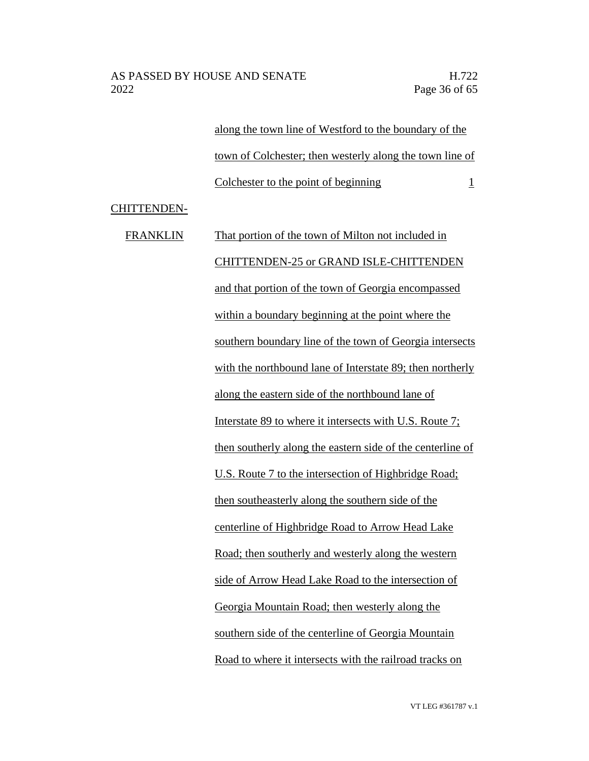along the town line of Westford to the boundary of the town of Colchester; then westerly along the town line of Colchester to the point of beginning 1

CHITTENDEN-FRANKLIN That portion of the town of Milton not included in CHITTENDEN-25 or GRAND ISLE-CHITTENDEN and that portion of the town of Georgia encompassed within a boundary beginning at the point where the southern boundary line of the town of Georgia intersects with the northbound lane of Interstate 89; then northerly along the eastern side of the northbound lane of Interstate 89 to where it intersects with U.S. Route 7; then southerly along the eastern side of the centerline of U.S. Route 7 to the intersection of Highbridge Road; then southeasterly along the southern side of the centerline of Highbridge Road to Arrow Head Lake Road; then southerly and westerly along the western side of Arrow Head Lake Road to the intersection of Georgia Mountain Road; then westerly along the southern side of the centerline of Georgia Mountain Road to where it intersects with the railroad tracks on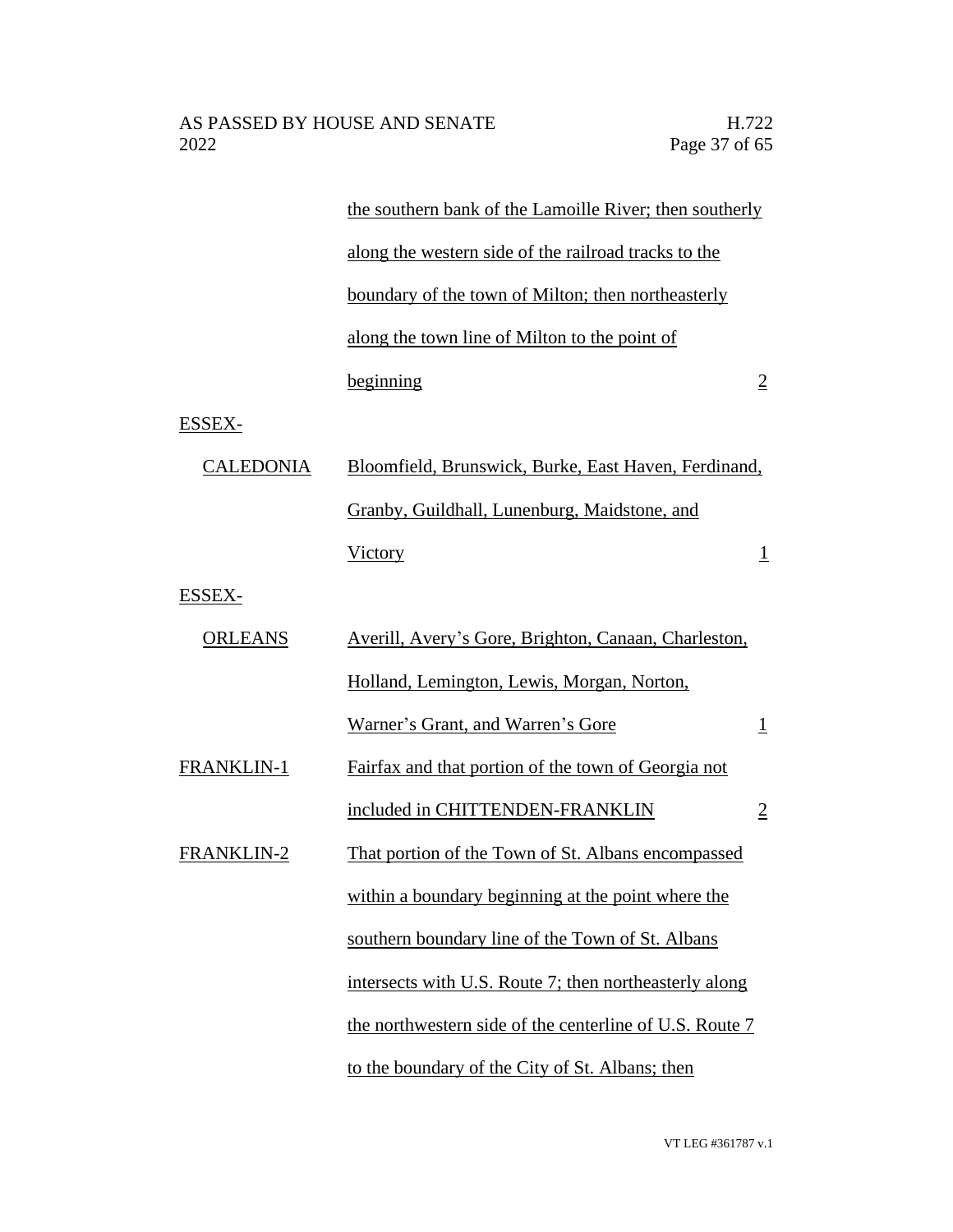| | | |
|---|---|---|
| | the southern bank of the Lamoille River; then southerly along the western side of the railroad tracks to the boundary of the town of Milton; then northeasterly along the town line of Milton to the point of beginning | 2 |
| ESSEX-CALEDONIA | Bloomfield, Brunswick, Burke, East Haven, Ferdinand, Granby, Guildhall, Lunenburg, Maidstone, and Victory | 1 |
| ESSEX-ORLEANS | Averill, Avery's Gore, Brighton, Canaan, Charleston, Holland, Lemington, Lewis, Morgan, Norton, Warner's Grant, and Warren's Gore | 1 |
| FRANKLIN-1 | Fairfax and that portion of the town of Georgia not included in CHITTENDEN-FRANKLIN | 2 |
| FRANKLIN-2 | That portion of the Town of St. Albans encompassed within a boundary beginning at the point where the southern boundary line of the Town of St. Albans intersects with U.S. Route 7; then northeasterly along the northwestern side of the centerline of U.S. Route 7 to the boundary of the City of St. Albans; then | |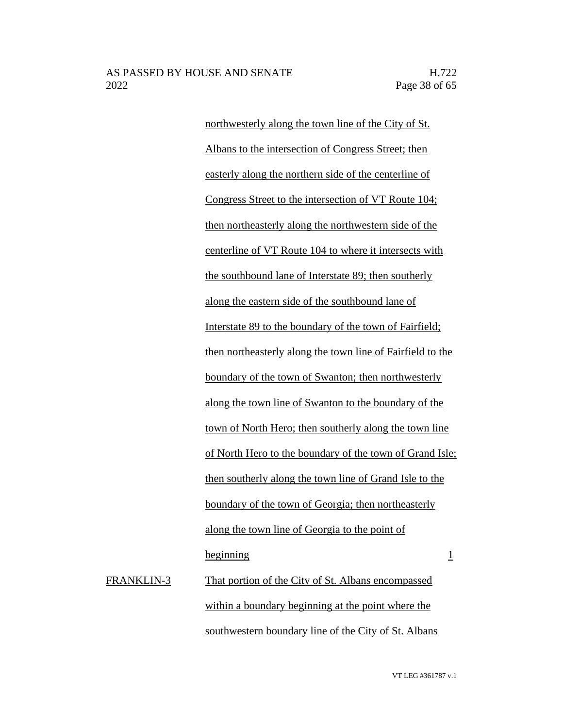northwesterly along the town line of the City of St. Albans to the intersection of Congress Street; then easterly along the northern side of the centerline of Congress Street to the intersection of VT Route 104; then northeasterly along the northwestern side of the centerline of VT Route 104 to where it intersects with the southbound lane of Interstate 89; then southerly along the eastern side of the southbound lane of Interstate 89 to the boundary of the town of Fairfield; then northeasterly along the town line of Fairfield to the boundary of the town of Swanton; then northwesterly along the town line of Swanton to the boundary of the town of North Hero; then southerly along the town line of North Hero to the boundary of the town of Grand Isle; then southerly along the town line of Grand Isle to the boundary of the town of Georgia; then northeasterly along the town line of Georgia to the point of beginning | 1

FRANKLIN-3 | That portion of the City of St. Albans encompassed within a boundary beginning at the point where the southwestern boundary line of the City of St. Albans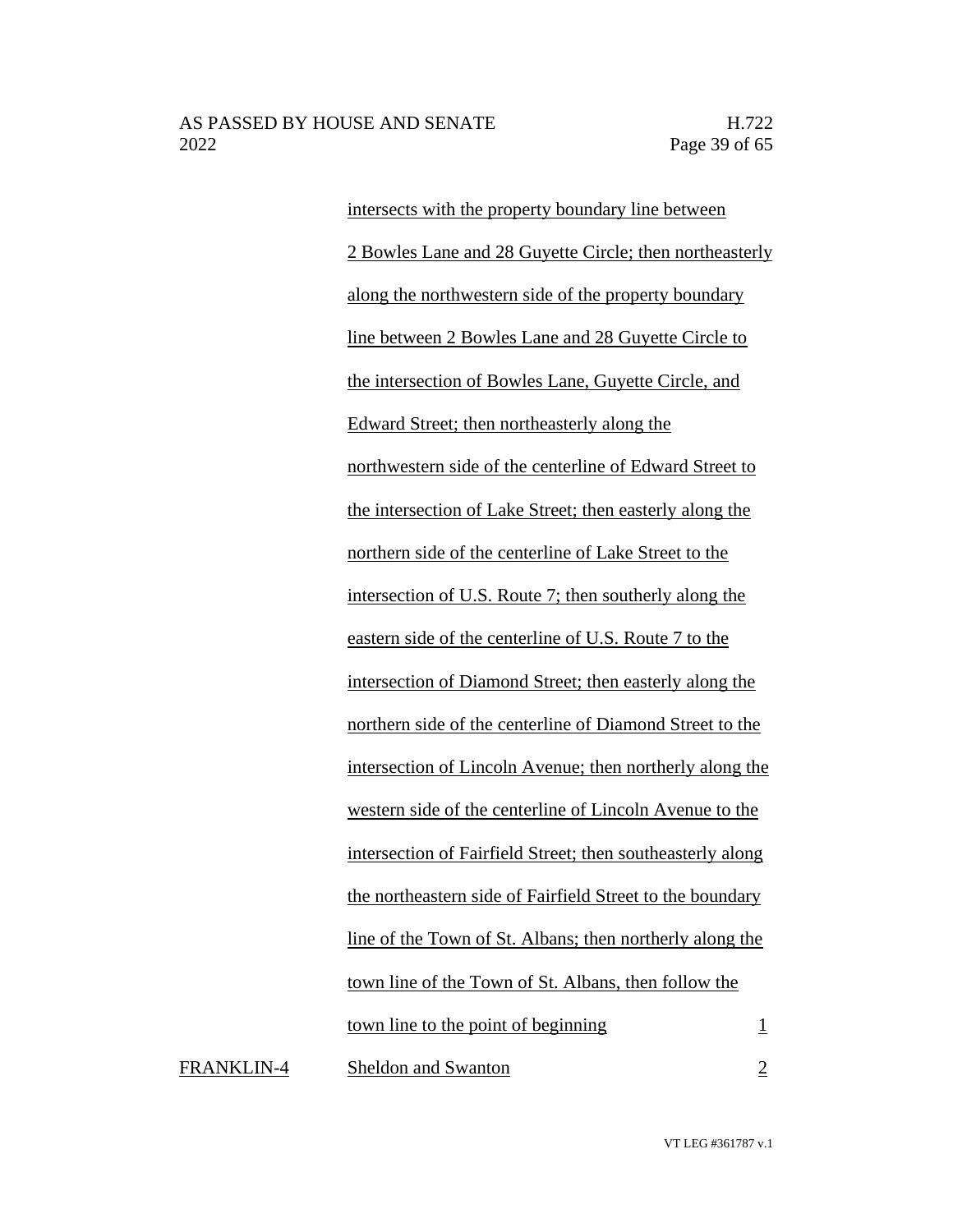| | | |
|---|---|---|
| | intersects with the property boundary line between 2 Bowles Lane and 28 Guyette Circle; then northeasterly along the northwestern side of the property boundary line between 2 Bowles Lane and 28 Guyette Circle to the intersection of Bowles Lane, Guyette Circle, and Edward Street; then northeasterly along the northwestern side of the centerline of Edward Street to the intersection of Lake Street; then easterly along the northern side of the centerline of Lake Street to the intersection of U.S. Route 7; then southerly along the eastern side of the centerline of U.S. Route 7 to the intersection of Diamond Street; then easterly along the northern side of the centerline of Diamond Street to the intersection of Lincoln Avenue; then northerly along the western side of the centerline of Lincoln Avenue to the intersection of Fairfield Street; then southeasterly along the northeastern side of Fairfield Street to the boundary line of the Town of St. Albans; then northerly along the town line of the Town of St. Albans, then follow the town line to the point of beginning | 1 |
| FRANKLIN-4 | Sheldon and Swanton | 2 |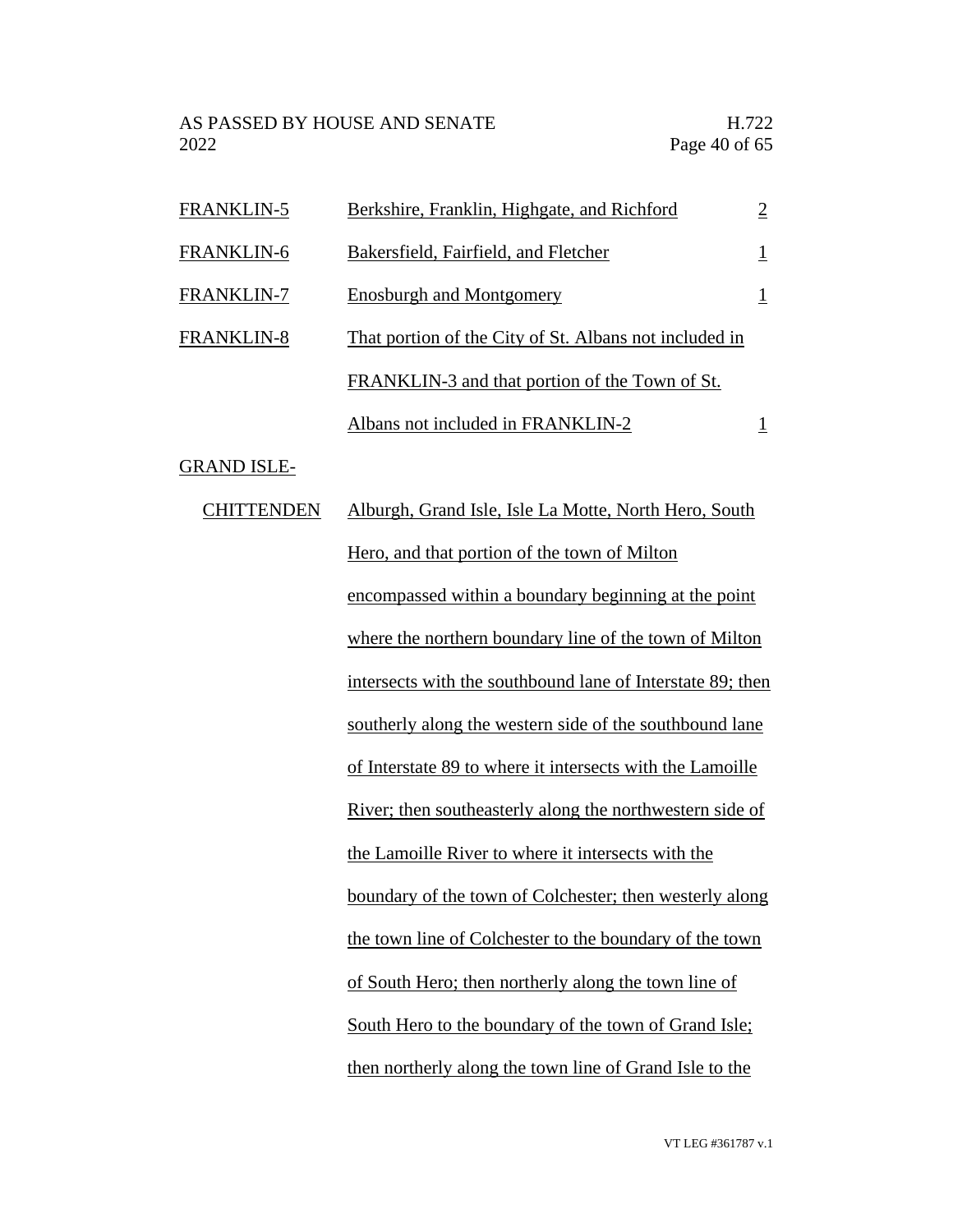| | | |
|---|---|---|
| FRANKLIN-5 | Berkshire, Franklin, Highgate, and Richford | 2 |
| FRANKLIN-6 | Bakersfield, Fairfield, and Fletcher | 1 |
| FRANKLIN-7 | Enosburgh and Montgomery | 1 |
| FRANKLIN-8 | That portion of the City of St. Albans not included in FRANKLIN-3 and that portion of the Town of St. Albans not included in FRANKLIN-2 | 1 |
| GRAND ISLE-CHITTENDEN | Alburgh, Grand Isle, Isle La Motte, North Hero, South Hero, and that portion of the town of Milton encompassed within a boundary beginning at the point where the northern boundary line of the town of Milton intersects with the southbound lane of Interstate 89; then southerly along the western side of the southbound lane of Interstate 89 to where it intersects with the Lamoille River; then southeasterly along the northwestern side of the Lamoille River to where it intersects with the boundary of the town of Colchester; then westerly along the town line of Colchester to the boundary of the town of South Hero; then northerly along the town line of South Hero to the boundary of the town of Grand Isle; then northerly along the town line of Grand Isle to the | |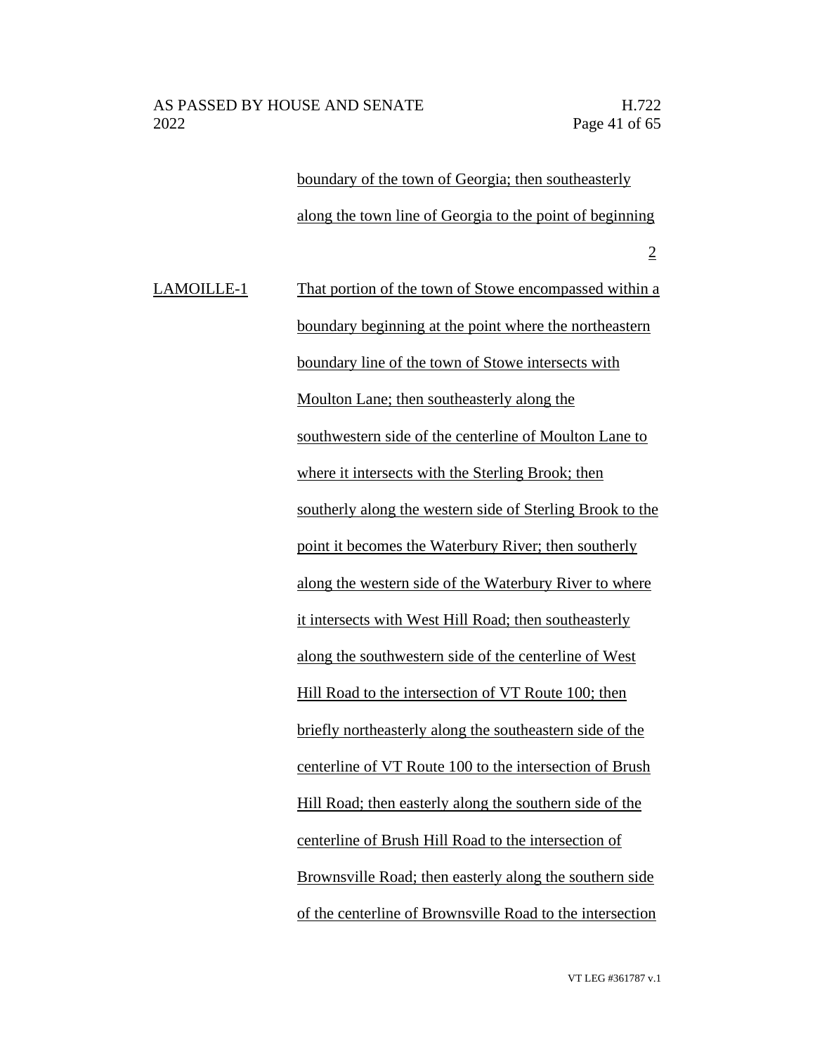boundary of the town of Georgia; then southeasterly along the town line of Georgia to the point of beginning

2

LAMOILLE-1 That portion of the town of Stowe encompassed within a boundary beginning at the point where the northeastern boundary line of the town of Stowe intersects with Moulton Lane; then southeasterly along the southwestern side of the centerline of Moulton Lane to where it intersects with the Sterling Brook; then southerly along the western side of Sterling Brook to the point it becomes the Waterbury River; then southerly along the western side of the Waterbury River to where it intersects with West Hill Road; then southeasterly along the southwestern side of the centerline of West Hill Road to the intersection of VT Route 100; then briefly northeasterly along the southeastern side of the centerline of VT Route 100 to the intersection of Brush Hill Road; then easterly along the southern side of the centerline of Brush Hill Road to the intersection of Brownsville Road; then easterly along the southern side of the centerline of Brownsville Road to the intersection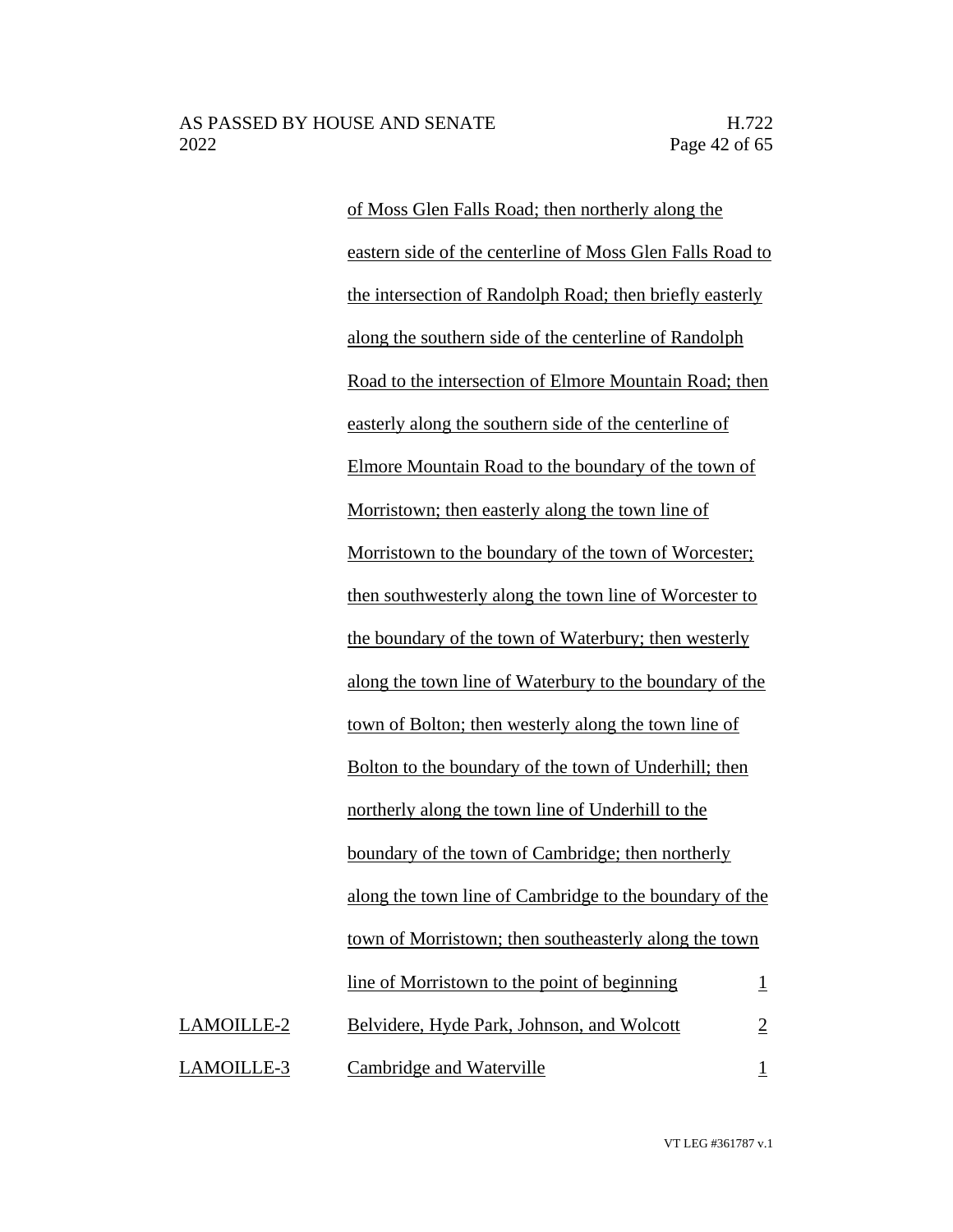| | | |
|---|---|---|
| | of Moss Glen Falls Road; then northerly along the eastern side of the centerline of Moss Glen Falls Road to the intersection of Randolph Road; then briefly easterly along the southern side of the centerline of Randolph Road to the intersection of Elmore Mountain Road; then easterly along the southern side of the centerline of Elmore Mountain Road to the boundary of the town of Morristown; then easterly along the town line of Morristown to the boundary of the town of Worcester; then southwesterly along the town line of Worcester to the boundary of the town of Waterbury; then westerly along the town line of Waterbury to the boundary of the town of Bolton; then westerly along the town line of Bolton to the boundary of the town of Underhill; then northerly along the town line of Underhill to the boundary of the town of Cambridge; then northerly along the town line of Cambridge to the boundary of the town of Morristown; then southeasterly along the town line of Morristown to the point of beginning | 1 |
| LAMOILLE-2 | Belvidere, Hyde Park, Johnson, and Wolcott | 2 |
| LAMOILLE-3 | Cambridge and Waterville | 1 |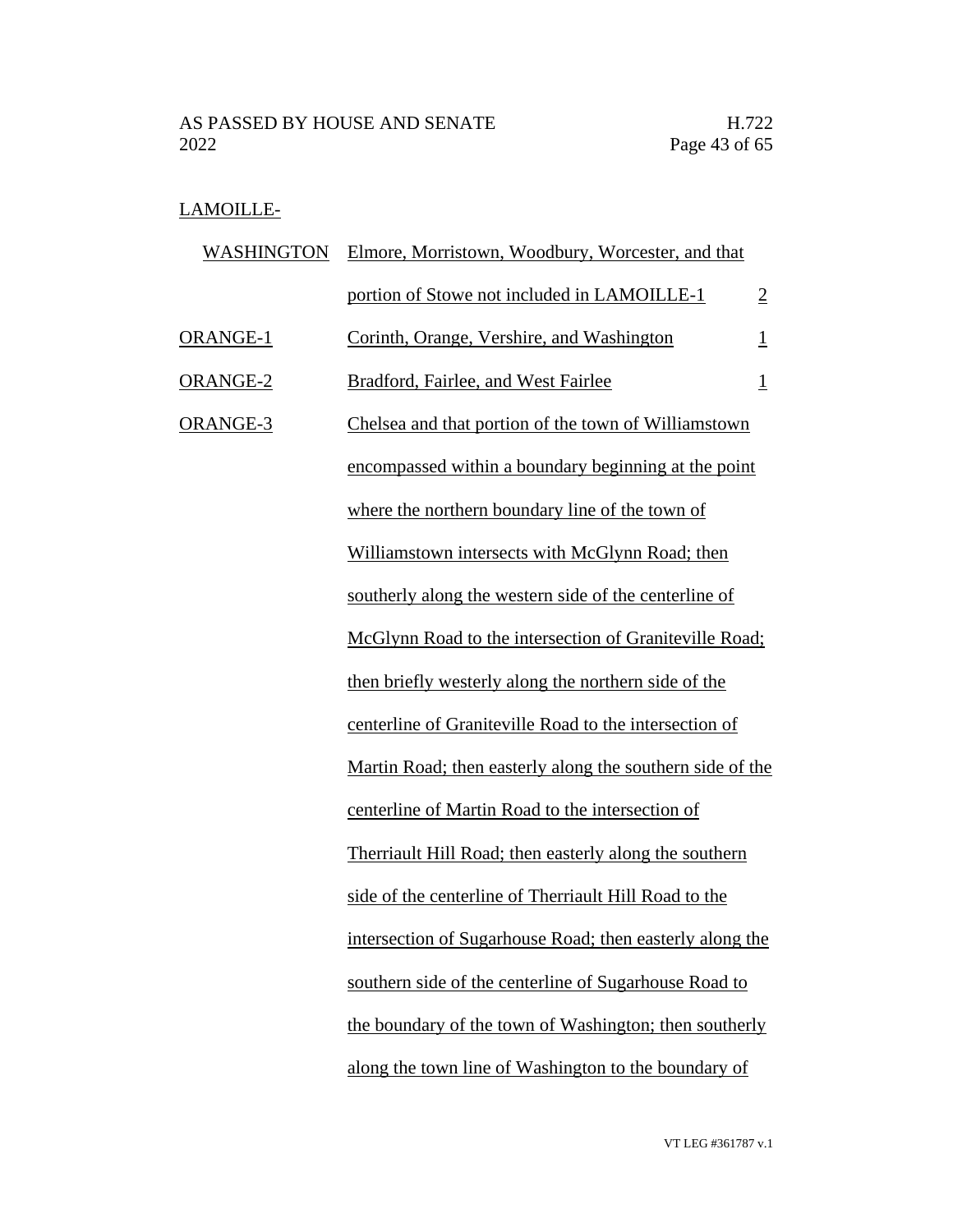| District | Towns | Reps |
|---|---|---|
| LAMOILLE-WASHINGTON | Elmore, Morristown, Woodbury, Worcester, and that portion of Stowe not included in LAMOILLE-1 | 2 |
| ORANGE-1 | Corinth, Orange, Vershire, and Washington | 1 |
| ORANGE-2 | Bradford, Fairlee, and West Fairlee | 1 |
| ORANGE-3 | Chelsea and that portion of the town of Williamstown encompassed within a boundary beginning at the point where the northern boundary line of the town of Williamstown intersects with McGlynn Road; then southerly along the western side of the centerline of McGlynn Road to the intersection of Graniteville Road; then briefly westerly along the northern side of the centerline of Graniteville Road to the intersection of Martin Road; then easterly along the southern side of the centerline of Martin Road to the intersection of Therriault Hill Road; then easterly along the southern side of the centerline of Therriault Hill Road to the intersection of Sugarhouse Road; then easterly along the southern side of the centerline of Sugarhouse Road to the boundary of the town of Washington; then southerly along the town line of Washington to the boundary of | |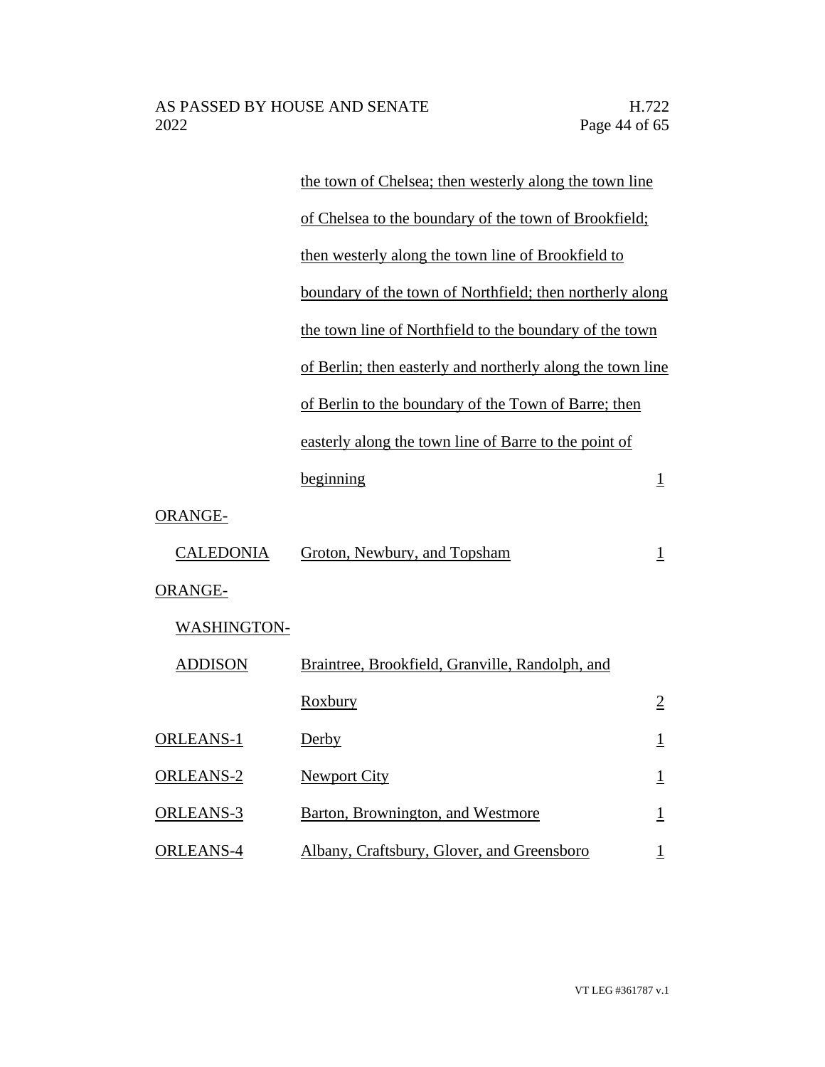| | | |
|---|---|---|
| | the town of Chelsea; then westerly along the town line of Chelsea to the boundary of the town of Brookfield; then westerly along the town line of Brookfield to boundary of the town of Northfield; then northerly along the town line of Northfield to the boundary of the town of Berlin; then easterly and northerly along the town line of Berlin to the boundary of the Town of Barre; then easterly along the town line of Barre to the point of beginning | 1 |
| ORANGE-CALEDONIA | Groton, Newbury, and Topsham | 1 |
| ORANGE-WASHINGTON-ADDISON | Braintree, Brookfield, Granville, Randolph, and Roxbury | 2 |
| ORLEANS-1 | Derby | 1 |
| ORLEANS-2 | Newport City | 1 |
| ORLEANS-3 | Barton, Brownington, and Westmore | 1 |
| ORLEANS-4 | Albany, Craftsbury, Glover, and Greensboro | 1 |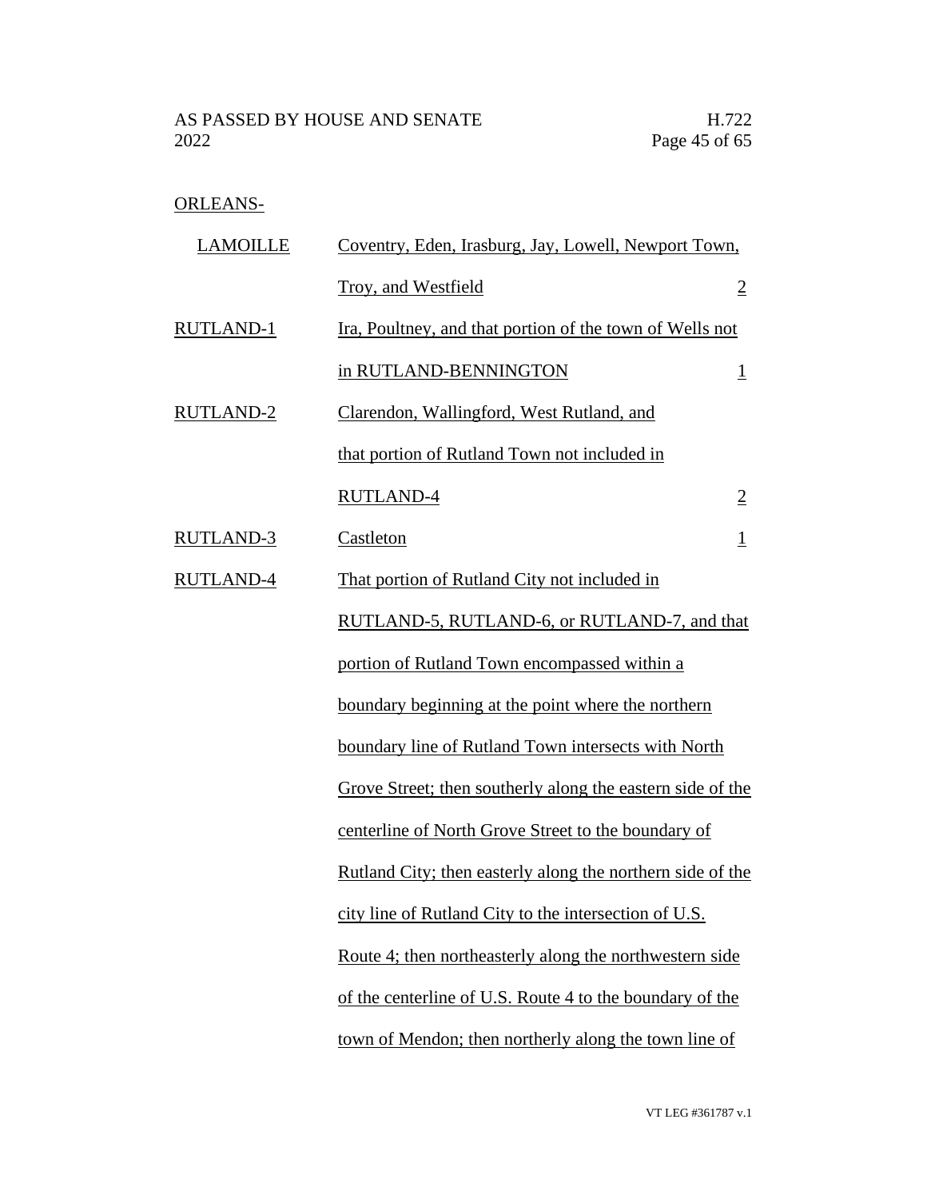| District | Towns | Representatives |
|---|---|---|
| ORLEANS-LAMOILLE | Coventry, Eden, Irasburg, Jay, Lowell, Newport Town, Troy, and Westfield | 2 |
| RUTLAND-1 | Ira, Poultney, and that portion of the town of Wells not in RUTLAND-BENNINGTON | 1 |
| RUTLAND-2 | Clarendon, Wallingford, West Rutland, and that portion of Rutland Town not included in RUTLAND-4 | 2 |
| RUTLAND-3 | Castleton | 1 |
| RUTLAND-4 | That portion of Rutland City not included in RUTLAND-5, RUTLAND-6, or RUTLAND-7, and that portion of Rutland Town encompassed within a boundary beginning at the point where the northern boundary line of Rutland Town intersects with North Grove Street; then southerly along the eastern side of the centerline of North Grove Street to the boundary of Rutland City; then easterly along the northern side of the city line of Rutland City to the intersection of U.S. Route 4; then northeasterly along the northwestern side of the centerline of U.S. Route 4 to the boundary of the town of Mendon; then northerly along the town line of | |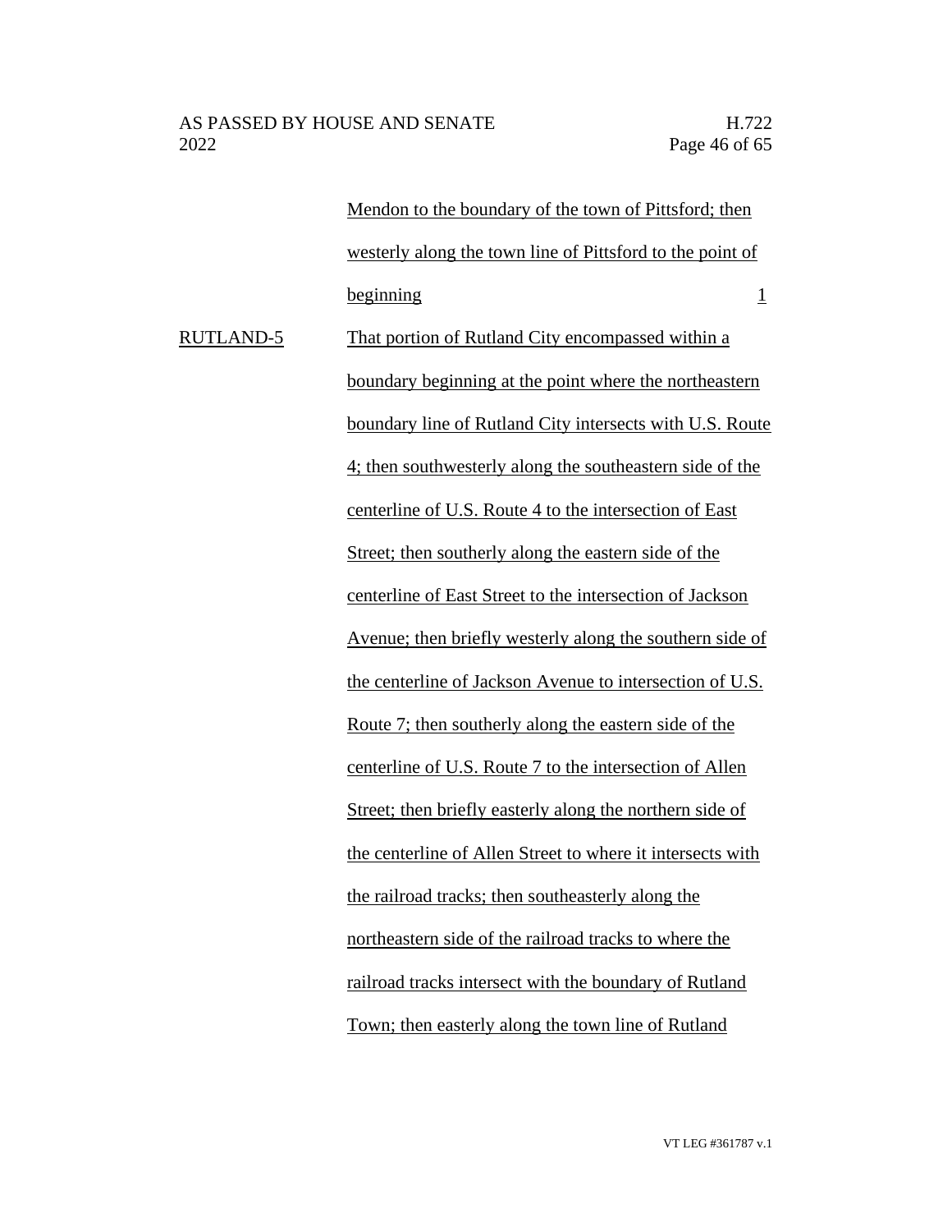| | | |
|---|---|---|
| | Mendon to the boundary of the town of Pittsford; then westerly along the town line of Pittsford to the point of beginning | 1 |
| RUTLAND-5 | That portion of Rutland City encompassed within a boundary beginning at the point where the northeastern boundary line of Rutland City intersects with U.S. Route 4; then southwesterly along the southeastern side of the centerline of U.S. Route 4 to the intersection of East Street; then southerly along the eastern side of the centerline of East Street to the intersection of Jackson Avenue; then briefly westerly along the southern side of the centerline of Jackson Avenue to intersection of U.S. Route 7; then southerly along the eastern side of the centerline of U.S. Route 7 to the intersection of Allen Street; then briefly easterly along the northern side of the centerline of Allen Street to where it intersects with the railroad tracks; then southeasterly along the northeastern side of the railroad tracks to where the railroad tracks intersect with the boundary of Rutland Town; then easterly along the town line of Rutland | |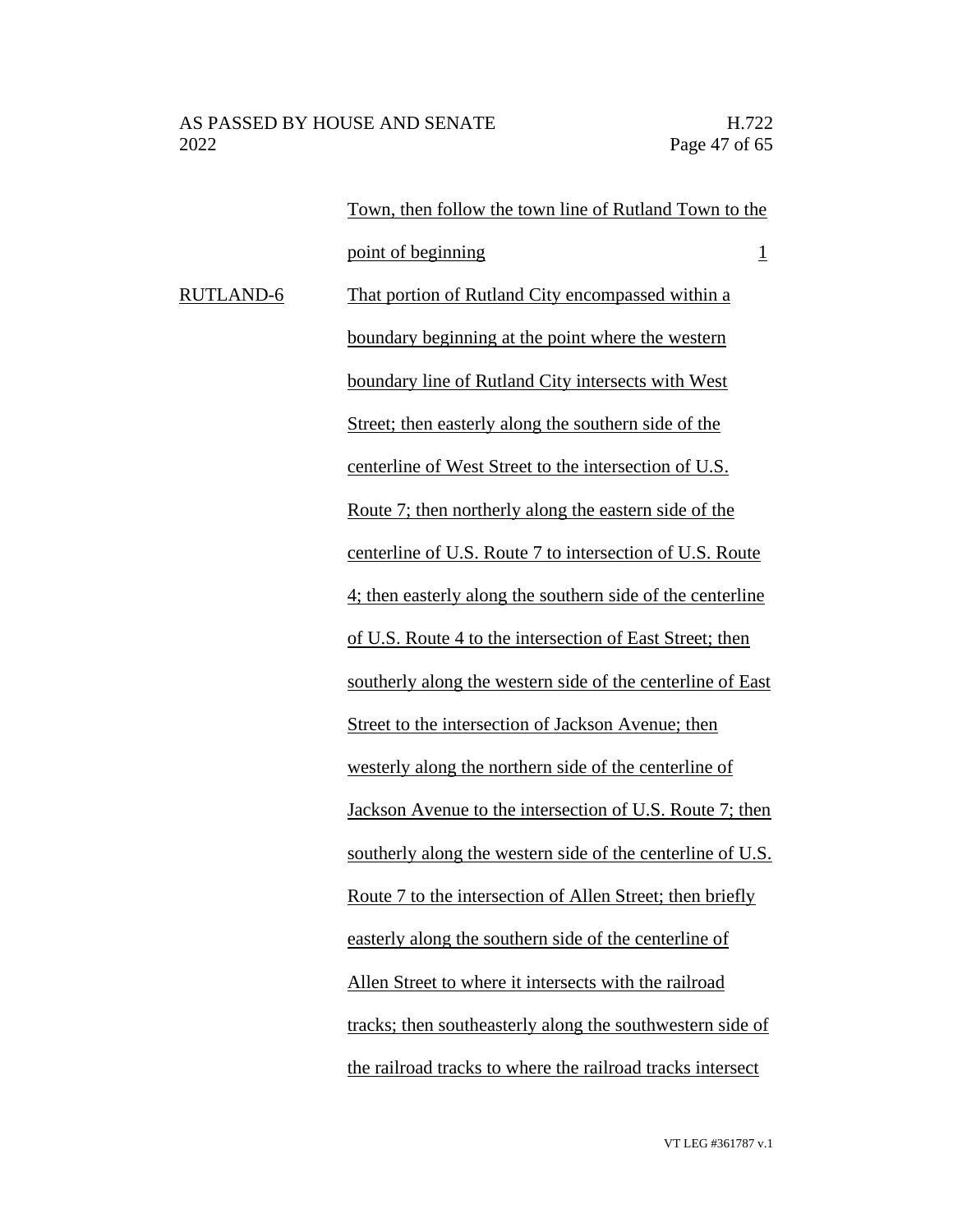| | | |
|---|---|---|
| | Town, then follow the town line of Rutland Town to the point of beginning | 1 |
| RUTLAND-6 | That portion of Rutland City encompassed within a boundary beginning at the point where the western boundary line of Rutland City intersects with West Street; then easterly along the southern side of the centerline of West Street to the intersection of U.S. Route 7; then northerly along the eastern side of the centerline of U.S. Route 7 to intersection of U.S. Route 4; then easterly along the southern side of the centerline of U.S. Route 4 to the intersection of East Street; then southerly along the western side of the centerline of East Street to the intersection of Jackson Avenue; then westerly along the northern side of the centerline of Jackson Avenue to the intersection of U.S. Route 7; then southerly along the western side of the centerline of U.S. Route 7 to the intersection of Allen Street; then briefly easterly along the southern side of the centerline of Allen Street to where it intersects with the railroad tracks; then southeasterly along the southwestern side of the railroad tracks to where the railroad tracks intersect | |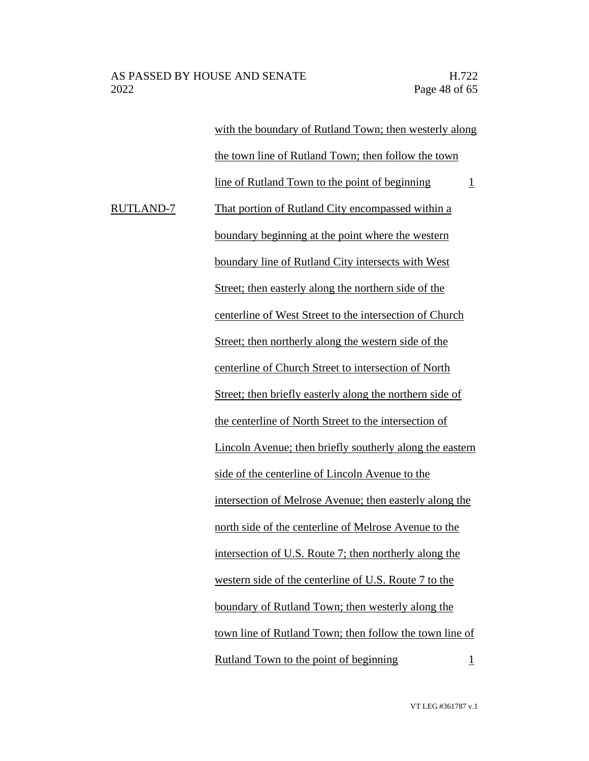| | | |
|---|---|---|
| | with the boundary of Rutland Town; then westerly along the town line of Rutland Town; then follow the town line of Rutland Town to the point of beginning | 1 |
| RUTLAND-7 | That portion of Rutland City encompassed within a boundary beginning at the point where the western boundary line of Rutland City intersects with West Street; then easterly along the northern side of the centerline of West Street to the intersection of Church Street; then northerly along the western side of the centerline of Church Street to intersection of North Street; then briefly easterly along the northern side of the centerline of North Street to the intersection of Lincoln Avenue; then briefly southerly along the eastern side of the centerline of Lincoln Avenue to the intersection of Melrose Avenue; then easterly along the north side of the centerline of Melrose Avenue to the intersection of U.S. Route 7; then northerly along the western side of the centerline of U.S. Route 7 to the boundary of Rutland Town; then westerly along the town line of Rutland Town; then follow the town line of Rutland Town to the point of beginning | 1 |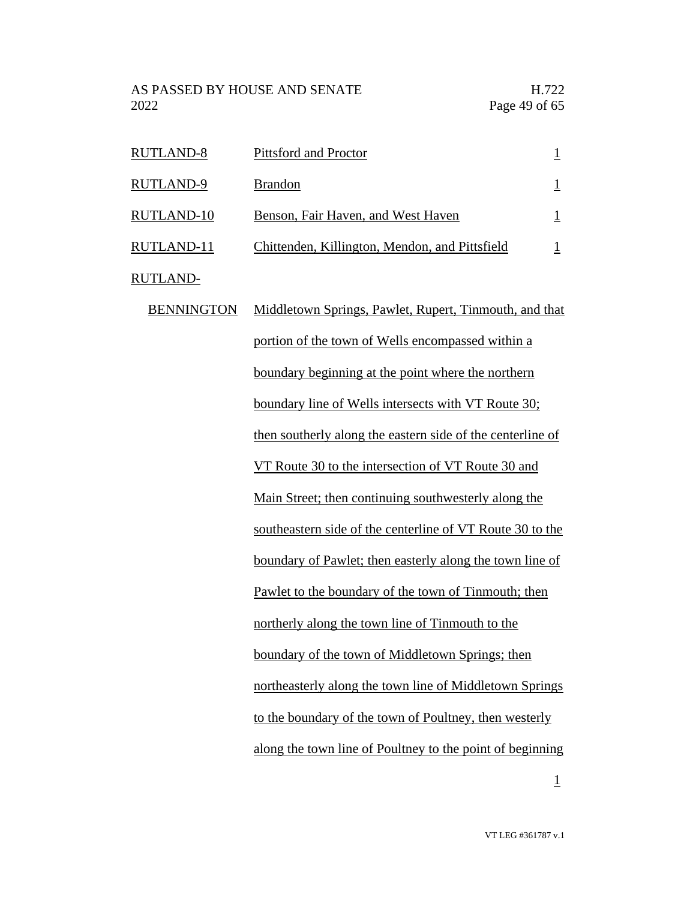| | | |
|---|---|---|
| RUTLAND-8 | Pittsford and Proctor | 1 |
| RUTLAND-9 | Brandon | 1 |
| RUTLAND-10 | Benson, Fair Haven, and West Haven | 1 |
| RUTLAND-11 | Chittenden, Killington, Mendon, and Pittsfield | 1 |
| RUTLAND-BENNINGTON | Middletown Springs, Pawlet, Rupert, Tinmouth, and that portion of the town of Wells encompassed within a boundary beginning at the point where the northern boundary line of Wells intersects with VT Route 30; then southerly along the eastern side of the centerline of VT Route 30 to the intersection of VT Route 30 and Main Street; then continuing southwesterly along the southeastern side of the centerline of VT Route 30 to the boundary of Pawlet; then easterly along the town line of Pawlet to the boundary of the town of Tinmouth; then northerly along the town line of Tinmouth to the boundary of the town of Middletown Springs; then northeasterly along the town line of Middletown Springs to the boundary of the town of Poultney, then westerly along the town line of Poultney to the point of beginning | 1 |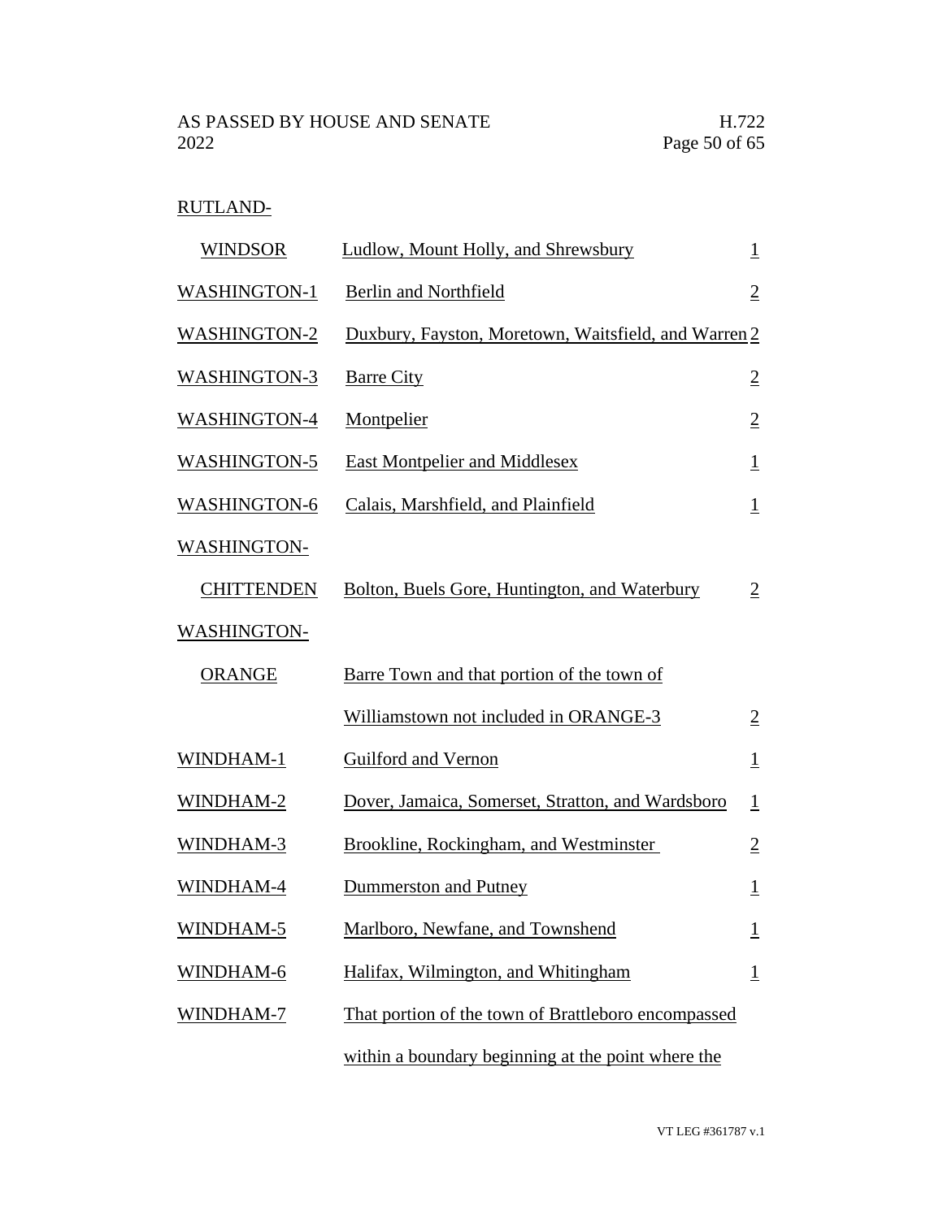RUTLAND-

| | | |
|---|---|---|
| WINDSOR | Ludlow, Mount Holly, and Shrewsbury | 1 |
| WASHINGTON-1 | Berlin and Northfield | 2 |
| WASHINGTON-2 | Duxbury, Fayston, Moretown, Waitsfield, and Warren | 2 |
| WASHINGTON-3 | Barre City | 2 |
| WASHINGTON-4 | Montpelier | 2 |
| WASHINGTON-5 | East Montpelier and Middlesex | 1 |
| WASHINGTON-6 | Calais, Marshfield, and Plainfield | 1 |
| WASHINGTON-CHITTENDEN | Bolton, Buels Gore, Huntington, and Waterbury | 2 |
| WASHINGTON-ORANGE | Barre Town and that portion of the town of Williamstown not included in ORANGE-3 | 2 |
| WINDHAM-1 | Guilford and Vernon | 1 |
| WINDHAM-2 | Dover, Jamaica, Somerset, Stratton, and Wardsboro | 1 |
| WINDHAM-3 | Brookline, Rockingham, and Westminster | 2 |
| WINDHAM-4 | Dummerston and Putney | 1 |
| WINDHAM-5 | Marlboro, Newfane, and Townshend | 1 |
| WINDHAM-6 | Halifax, Wilmington, and Whitingham | 1 |
| WINDHAM-7 | That portion of the town of Brattleboro encompassed within a boundary beginning at the point where the | |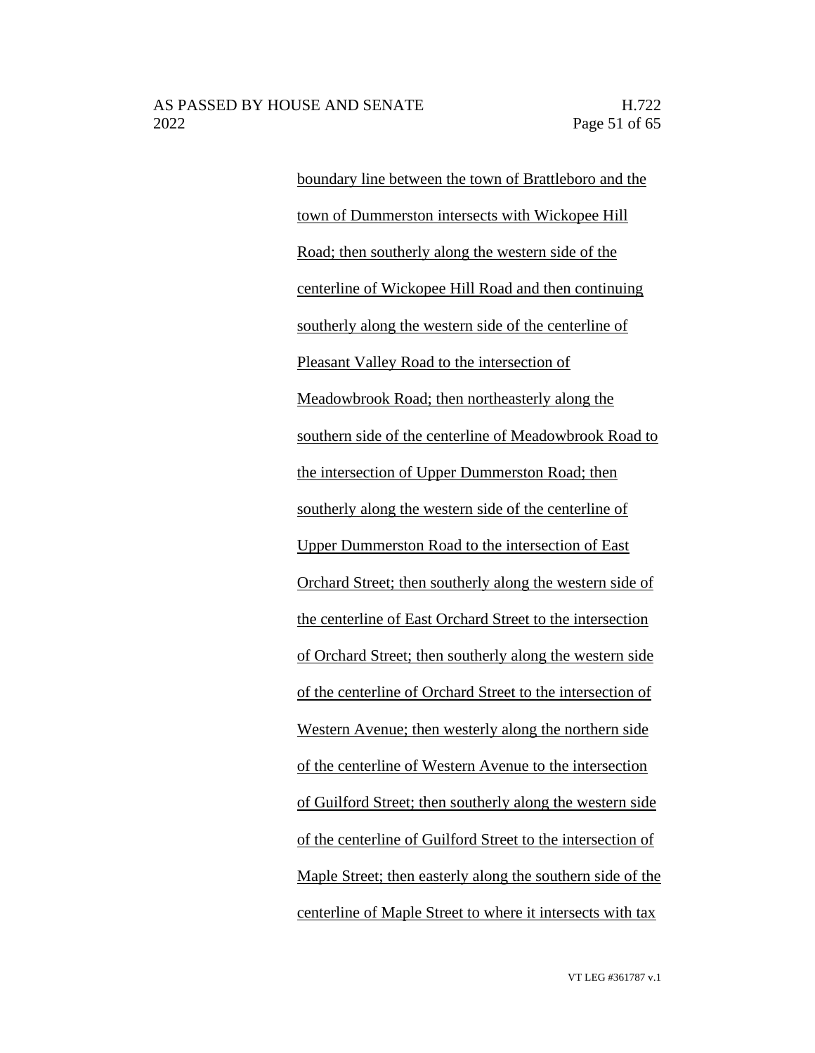boundary line between the town of Brattleboro and the town of Dummerston intersects with Wickopee Hill Road; then southerly along the western side of the centerline of Wickopee Hill Road and then continuing southerly along the western side of the centerline of Pleasant Valley Road to the intersection of Meadowbrook Road; then northeasterly along the southern side of the centerline of Meadowbrook Road to the intersection of Upper Dummerston Road; then southerly along the western side of the centerline of Upper Dummerston Road to the intersection of East Orchard Street; then southerly along the western side of the centerline of East Orchard Street to the intersection of Orchard Street; then southerly along the western side of the centerline of Orchard Street to the intersection of Western Avenue; then westerly along the northern side of the centerline of Western Avenue to the intersection of Guilford Street; then southerly along the western side of the centerline of Guilford Street to the intersection of Maple Street; then easterly along the southern side of the centerline of Maple Street to where it intersects with tax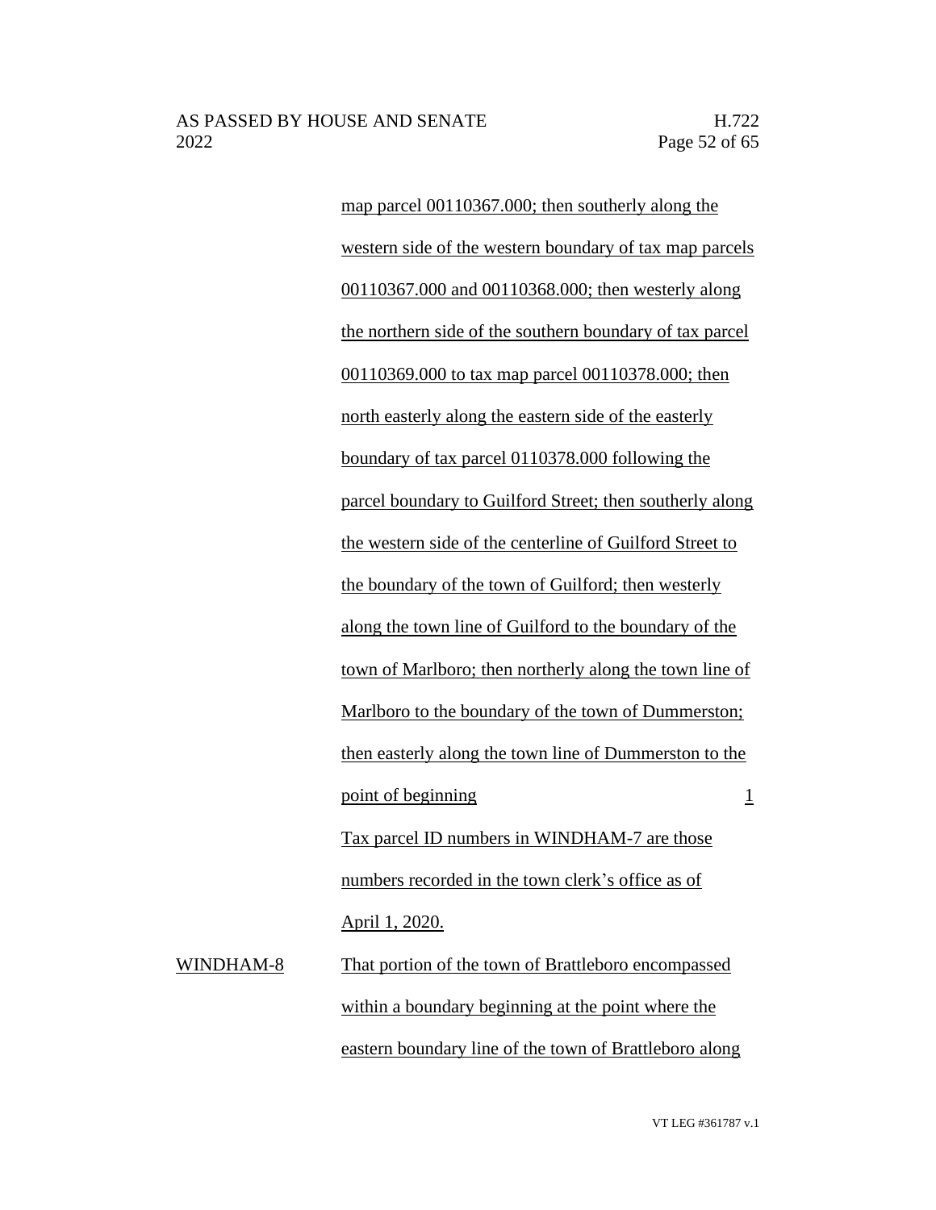map parcel 00110367.000; then southerly along the western side of the western boundary of tax map parcels 00110367.000 and 00110368.000; then westerly along the northern side of the southern boundary of tax parcel 00110369.000 to tax map parcel 00110378.000; then north easterly along the eastern side of the easterly boundary of tax parcel 0110378.000 following the parcel boundary to Guilford Street; then southerly along the western side of the centerline of Guilford Street to the boundary of the town of Guilford; then westerly along the town line of Guilford to the boundary of the town of Marlboro; then northerly along the town line of Marlboro to the boundary of the town of Dummerston; then easterly along the town line of Dummerston to the point of beginning — 1

Tax parcel ID numbers in WINDHAM-7 are those numbers recorded in the town clerk's office as of April 1, 2020.

WINDHAM-8 — That portion of the town of Brattleboro encompassed within a boundary beginning at the point where the eastern boundary line of the town of Brattleboro along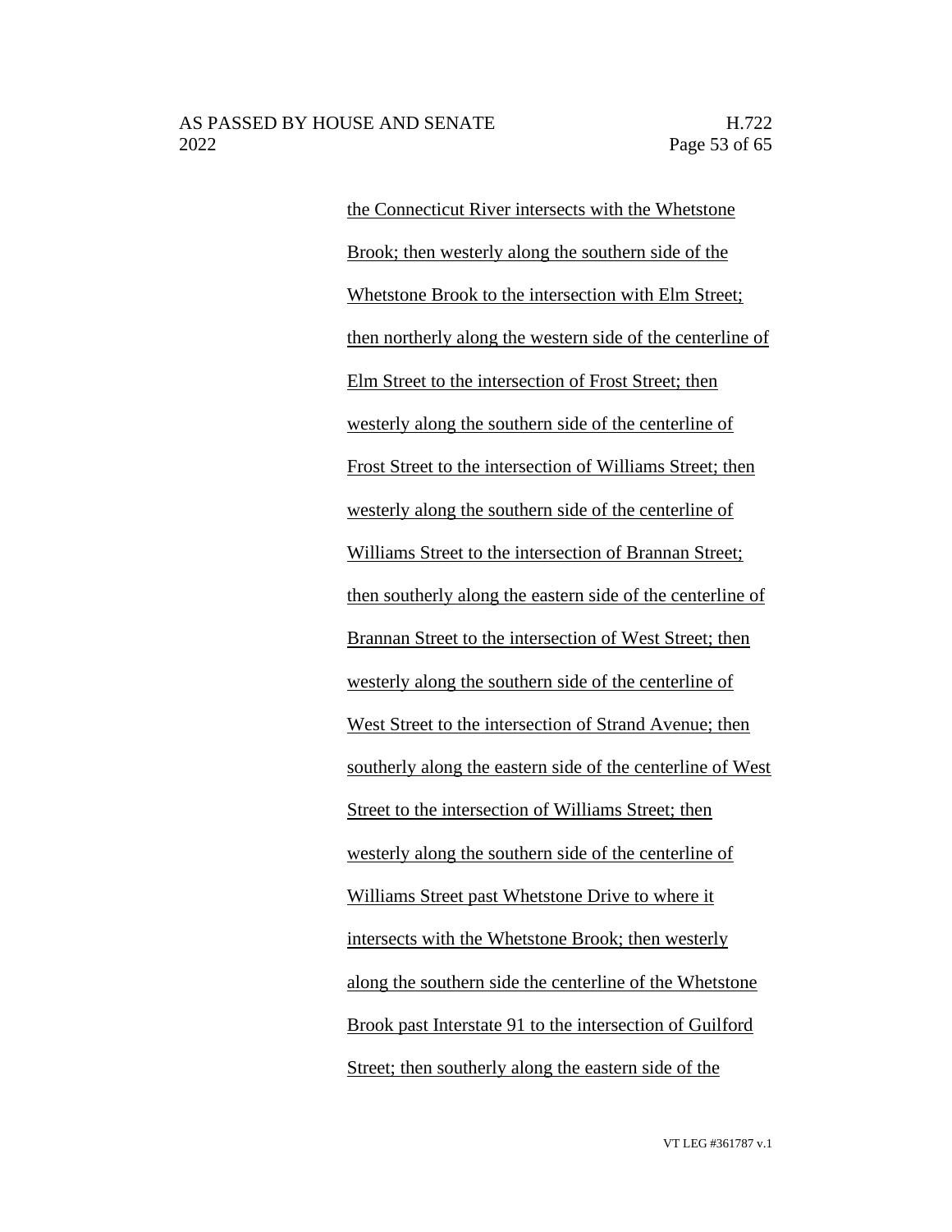the Connecticut River intersects with the Whetstone Brook; then westerly along the southern side of the Whetstone Brook to the intersection with Elm Street; then northerly along the western side of the centerline of Elm Street to the intersection of Frost Street; then westerly along the southern side of the centerline of Frost Street to the intersection of Williams Street; then westerly along the southern side of the centerline of Williams Street to the intersection of Brannan Street; then southerly along the eastern side of the centerline of Brannan Street to the intersection of West Street; then westerly along the southern side of the centerline of West Street to the intersection of Strand Avenue; then southerly along the eastern side of the centerline of West Street to the intersection of Williams Street; then westerly along the southern side of the centerline of Williams Street past Whetstone Drive to where it intersects with the Whetstone Brook; then westerly along the southern side the centerline of the Whetstone Brook past Interstate 91 to the intersection of Guilford Street; then southerly along the eastern side of the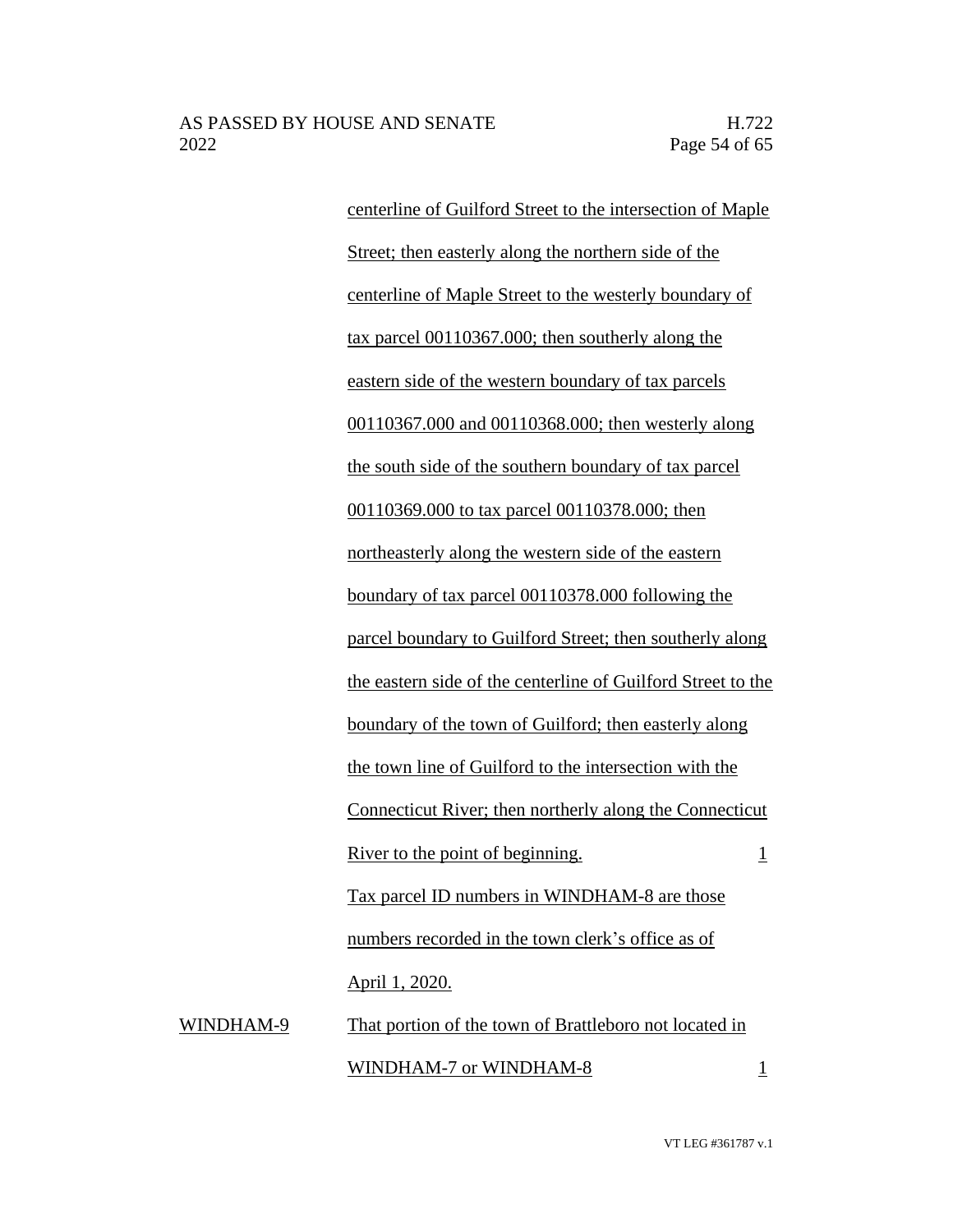| | | |
|---|---|---|
| | centerline of Guilford Street to the intersection of Maple Street; then easterly along the northern side of the centerline of Maple Street to the westerly boundary of tax parcel 00110367.000; then southerly along the eastern side of the western boundary of tax parcels 00110367.000 and 00110368.000; then westerly along the south side of the southern boundary of tax parcel 00110369.000 to tax parcel 00110378.000; then northeasterly along the western side of the eastern boundary of tax parcel 00110378.000 following the parcel boundary to Guilford Street; then southerly along the eastern side of the centerline of Guilford Street to the boundary of the town of Guilford; then easterly along the town line of Guilford to the intersection with the Connecticut River; then northerly along the Connecticut River to the point of beginning. | 1 |
| | Tax parcel ID numbers in WINDHAM-8 are those numbers recorded in the town clerk's office as of April 1, 2020. | |
| WINDHAM-9 | That portion of the town of Brattleboro not located in WINDHAM-7 or WINDHAM-8 | 1 |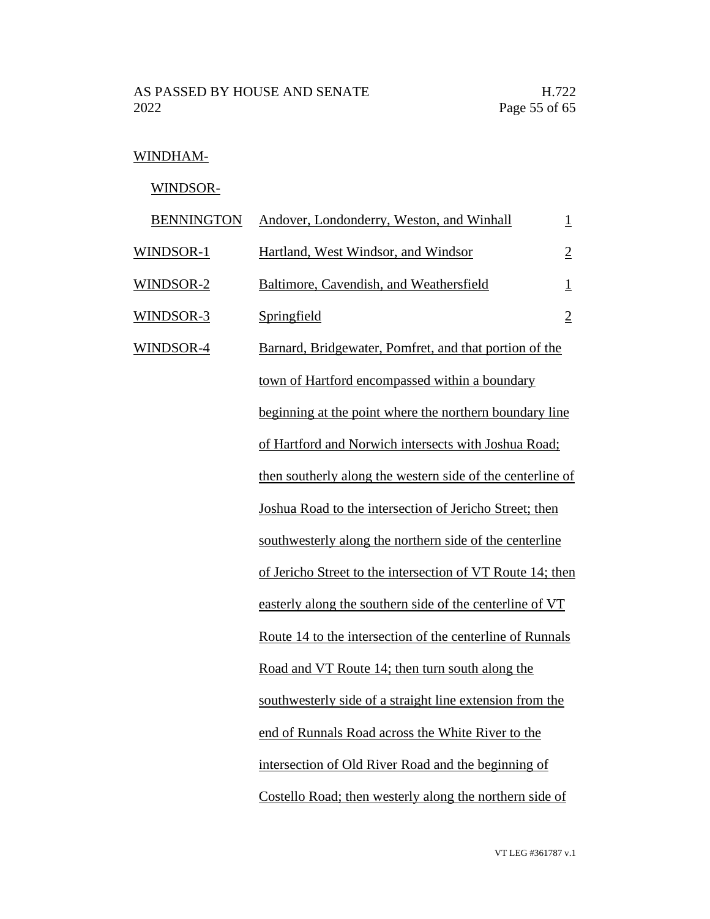| | | |
|---|---|---|
| WINDHAM-WINDSOR-BENNINGTON | Andover, Londonderry, Weston, and Winhall | 1 |
| WINDSOR-1 | Hartland, West Windsor, and Windsor | 2 |
| WINDSOR-2 | Baltimore, Cavendish, and Weathersfield | 1 |
| WINDSOR-3 | Springfield | 2 |
| WINDSOR-4 | Barnard, Bridgewater, Pomfret, and that portion of the town of Hartford encompassed within a boundary beginning at the point where the northern boundary line of Hartford and Norwich intersects with Joshua Road; then southerly along the western side of the centerline of Joshua Road to the intersection of Jericho Street; then southwesterly along the northern side of the centerline of Jericho Street to the intersection of VT Route 14; then easterly along the southern side of the centerline of VT Route 14 to the intersection of the centerline of Runnals Road and VT Route 14; then turn south along the southwesterly side of a straight line extension from the end of Runnals Road across the White River to the intersection of Old River Road and the beginning of Costello Road; then westerly along the northern side of | |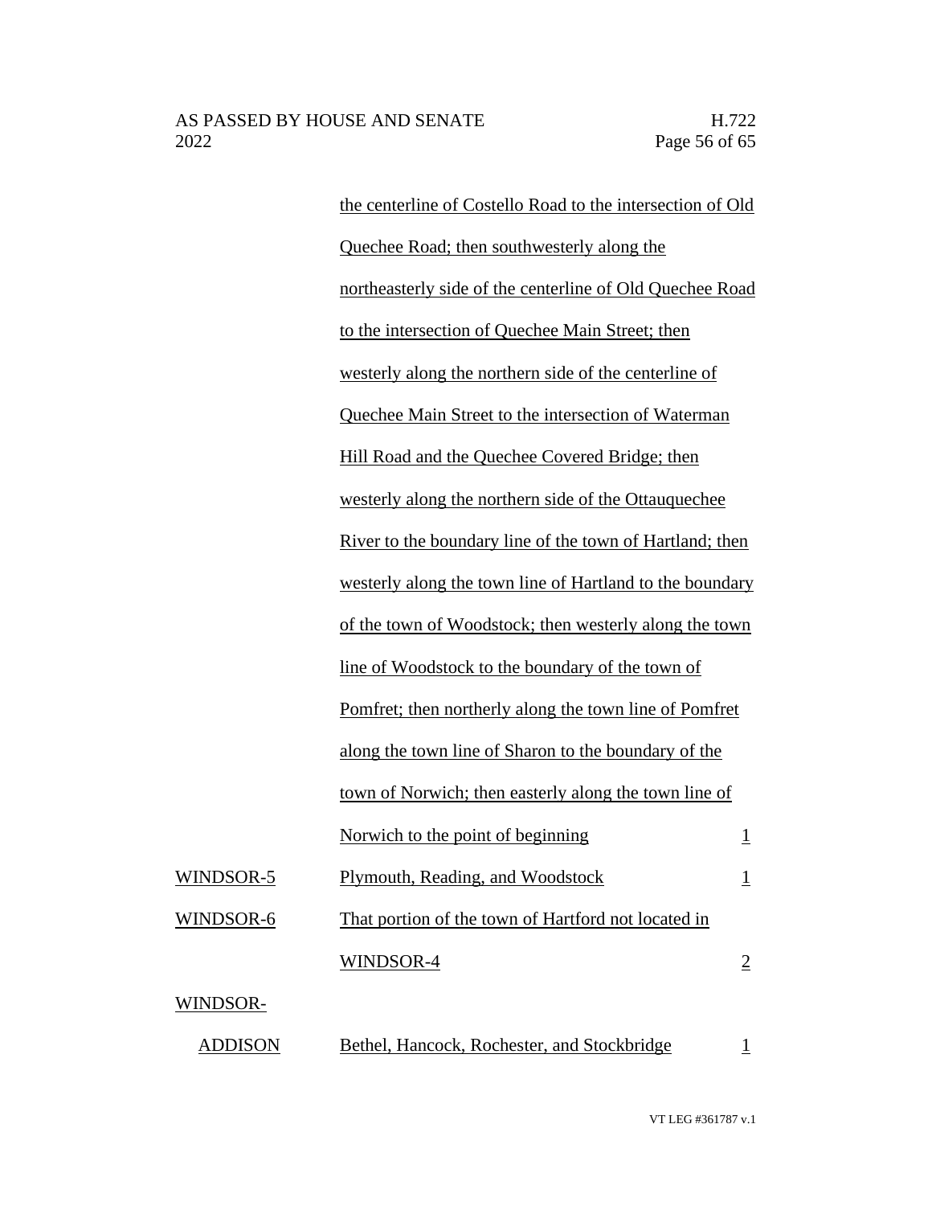| | | |
|---|---|---|
| | the centerline of Costello Road to the intersection of Old Quechee Road; then southwesterly along the northeasterly side of the centerline of Old Quechee Road to the intersection of Quechee Main Street; then westerly along the northern side of the centerline of Quechee Main Street to the intersection of Waterman Hill Road and the Quechee Covered Bridge; then westerly along the northern side of the Ottauquechee River to the boundary line of the town of Hartland; then westerly along the town line of Hartland to the boundary of the town of Woodstock; then westerly along the town line of Woodstock to the boundary of the town of Pomfret; then northerly along the town line of Pomfret along the town line of Sharon to the boundary of the town of Norwich; then easterly along the town line of Norwich to the point of beginning | 1 |
| WINDSOR-5 | Plymouth, Reading, and Woodstock | 1 |
| WINDSOR-6 | That portion of the town of Hartford not located in WINDSOR-4 | 2 |
| WINDSOR-ADDISON | Bethel, Hancock, Rochester, and Stockbridge | 1 |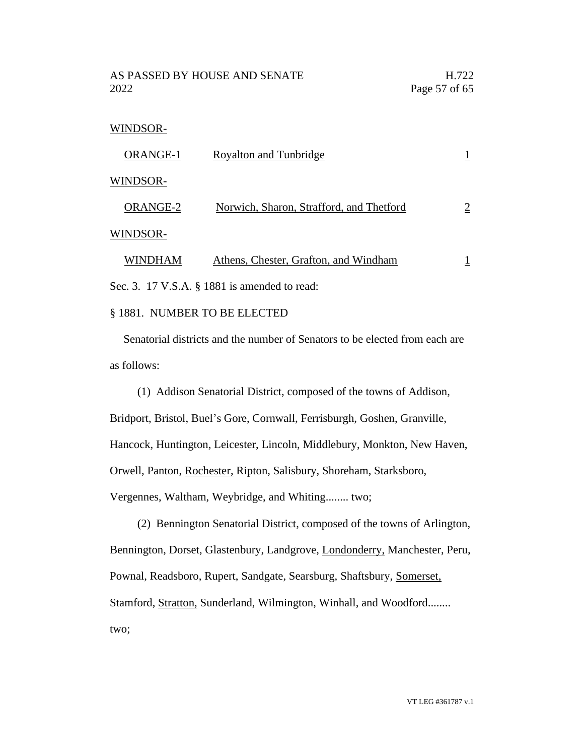| | | |
|---|---|---|
| WINDSOR-ORANGE-1 | Royalton and Tunbridge | 1 |
| WINDSOR-ORANGE-2 | Norwich, Sharon, Strafford, and Thetford | 2 |
| WINDSOR-WINDHAM | Athens, Chester, Grafton, and Windham | 1 |

Sec. 3. 17 V.S.A. § 1881 is amended to read:

§ 1881. NUMBER TO BE ELECTED

Senatorial districts and the number of Senators to be elected from each are as follows:

(1) Addison Senatorial District, composed of the towns of Addison, Bridport, Bristol, Buel's Gore, Cornwall, Ferrisburgh, Goshen, Granville, Hancock, Huntington, Leicester, Lincoln, Middlebury, Monkton, New Haven, Orwell, Panton, Rochester, Ripton, Salisbury, Shoreham, Starksboro, Vergennes, Waltham, Weybridge, and Whiting........ two;

(2) Bennington Senatorial District, composed of the towns of Arlington, Bennington, Dorset, Glastenbury, Landgrove, Londonderry, Manchester, Peru, Pownal, Readsboro, Rupert, Sandgate, Searsburg, Shaftsbury, Somerset, Stamford, Stratton, Sunderland, Wilmington, Winhall, and Woodford........ two;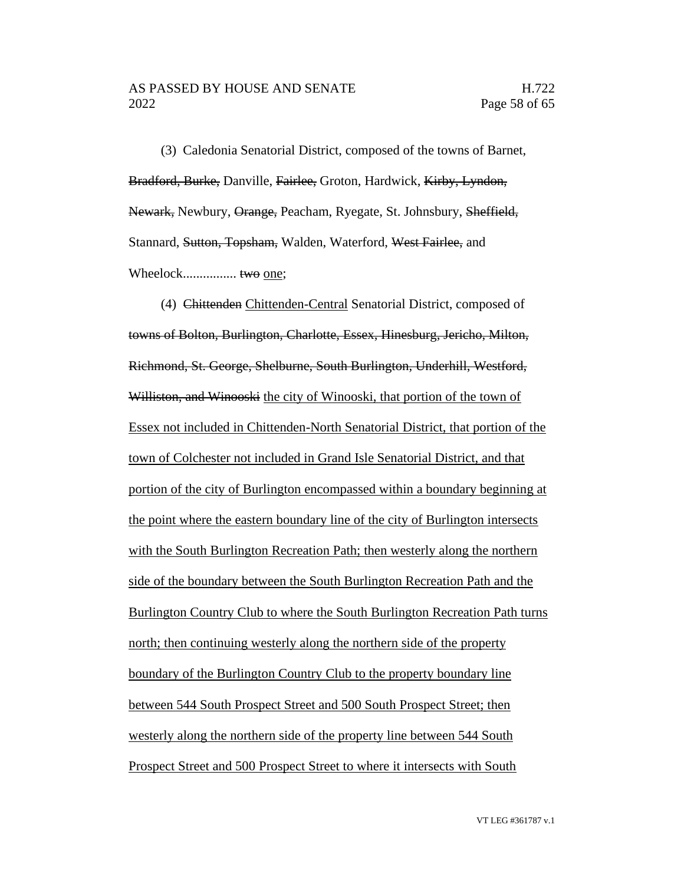(3) Caledonia Senatorial District, composed of the towns of Barnet, ~~Bradford, Burke,~~ Danville, ~~Fairlee,~~ Groton, Hardwick, ~~Kirby, Lyndon, Newark,~~ Newbury, ~~Orange,~~ Peacham, Ryegate, St. Johnsbury, ~~Sheffield,~~ Stannard, ~~Sutton, Topsham,~~ Walden, Waterford, ~~West Fairlee,~~ and Wheelock................ ~~two~~ <u>one</u>;

(4) ~~Chittenden~~ <u>Chittenden-Central</u> Senatorial District, composed of ~~towns of Bolton, Burlington, Charlotte, Essex, Hinesburg, Jericho, Milton, Richmond, St. George, Shelburne, South Burlington, Underhill, Westford, Williston, and Winooski~~ <u>the city of Winooski, that portion of the town of Essex not included in Chittenden-North Senatorial District, that portion of the town of Colchester not included in Grand Isle Senatorial District, and that portion of the city of Burlington encompassed within a boundary beginning at the point where the eastern boundary line of the city of Burlington intersects with the South Burlington Recreation Path; then westerly along the northern side of the boundary between the South Burlington Recreation Path and the Burlington Country Club to where the South Burlington Recreation Path turns north; then continuing westerly along the northern side of the property boundary of the Burlington Country Club to the property boundary line between 544 South Prospect Street and 500 South Prospect Street; then westerly along the northern side of the property line between 544 South Prospect Street and 500 Prospect Street to where it intersects with South</u>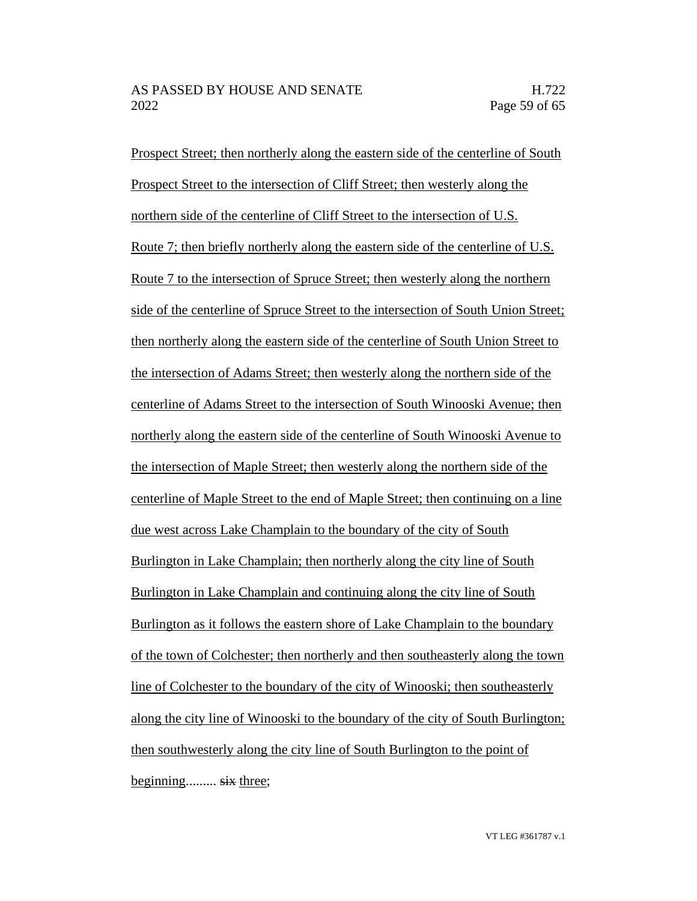Prospect Street; then northerly along the eastern side of the centerline of South Prospect Street to the intersection of Cliff Street; then westerly along the northern side of the centerline of Cliff Street to the intersection of U.S. Route 7; then briefly northerly along the eastern side of the centerline of U.S. Route 7 to the intersection of Spruce Street; then westerly along the northern side of the centerline of Spruce Street to the intersection of South Union Street; then northerly along the eastern side of the centerline of South Union Street to the intersection of Adams Street; then westerly along the northern side of the centerline of Adams Street to the intersection of South Winooski Avenue; then northerly along the eastern side of the centerline of South Winooski Avenue to the intersection of Maple Street; then westerly along the northern side of the centerline of Maple Street to the end of Maple Street; then continuing on a line due west across Lake Champlain to the boundary of the city of South Burlington in Lake Champlain; then northerly along the city line of South Burlington in Lake Champlain and continuing along the city line of South Burlington as it follows the eastern shore of Lake Champlain to the boundary of the town of Colchester; then northerly and then southeasterly along the town line of Colchester to the boundary of the city of Winooski; then southeasterly along the city line of Winooski to the boundary of the city of South Burlington; then southwesterly along the city line of South Burlington to the point of beginning......... ~~six~~ three;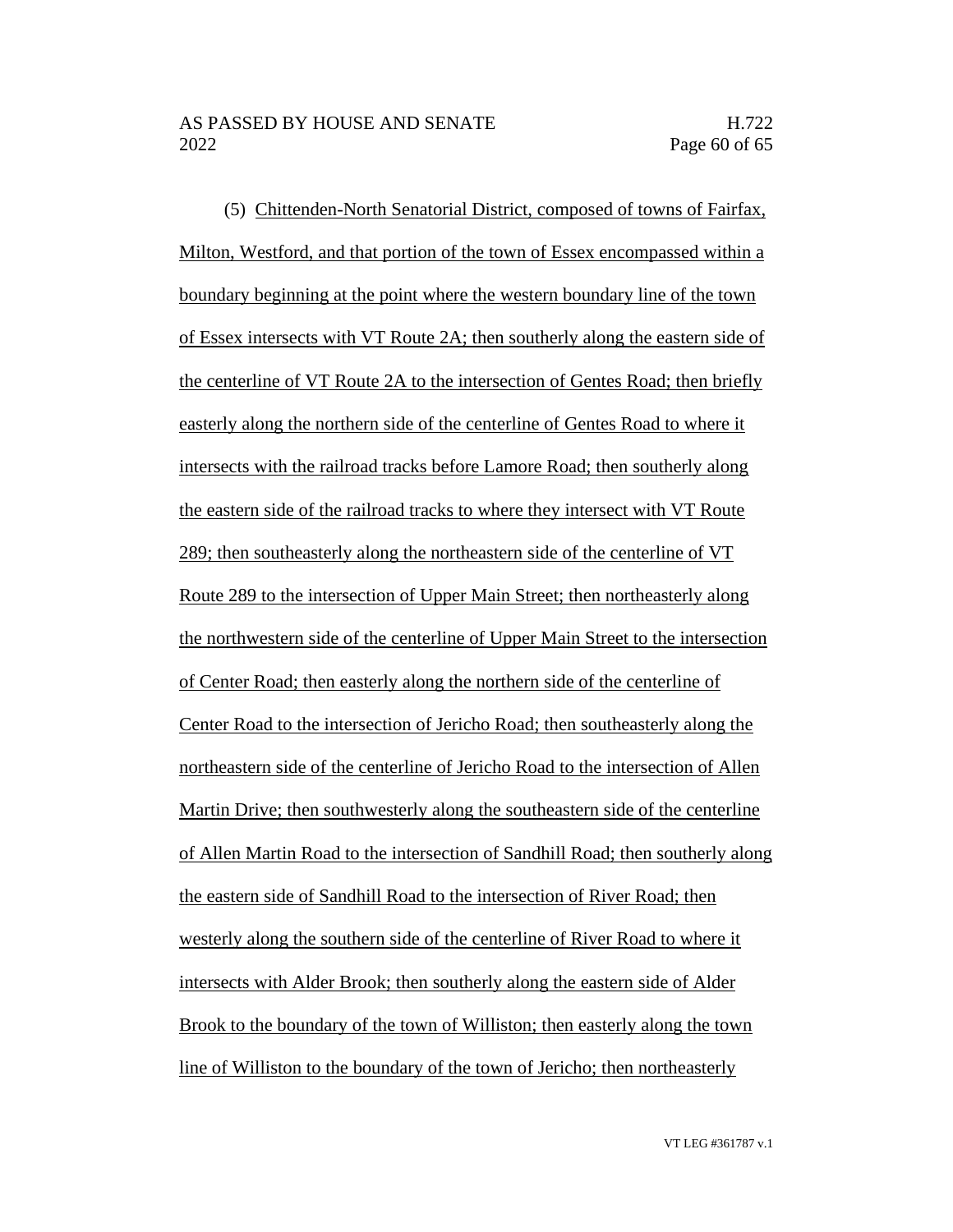(5) Chittenden-North Senatorial District, composed of towns of Fairfax, Milton, Westford, and that portion of the town of Essex encompassed within a boundary beginning at the point where the western boundary line of the town of Essex intersects with VT Route 2A; then southerly along the eastern side of the centerline of VT Route 2A to the intersection of Gentes Road; then briefly easterly along the northern side of the centerline of Gentes Road to where it intersects with the railroad tracks before Lamore Road; then southerly along the eastern side of the railroad tracks to where they intersect with VT Route 289; then southeasterly along the northeastern side of the centerline of VT Route 289 to the intersection of Upper Main Street; then northeasterly along the northwestern side of the centerline of Upper Main Street to the intersection of Center Road; then easterly along the northern side of the centerline of Center Road to the intersection of Jericho Road; then southeasterly along the northeastern side of the centerline of Jericho Road to the intersection of Allen Martin Drive; then southwesterly along the southeastern side of the centerline of Allen Martin Road to the intersection of Sandhill Road; then southerly along the eastern side of Sandhill Road to the intersection of River Road; then westerly along the southern side of the centerline of River Road to where it intersects with Alder Brook; then southerly along the eastern side of Alder Brook to the boundary of the town of Williston; then easterly along the town line of Williston to the boundary of the town of Jericho; then northeasterly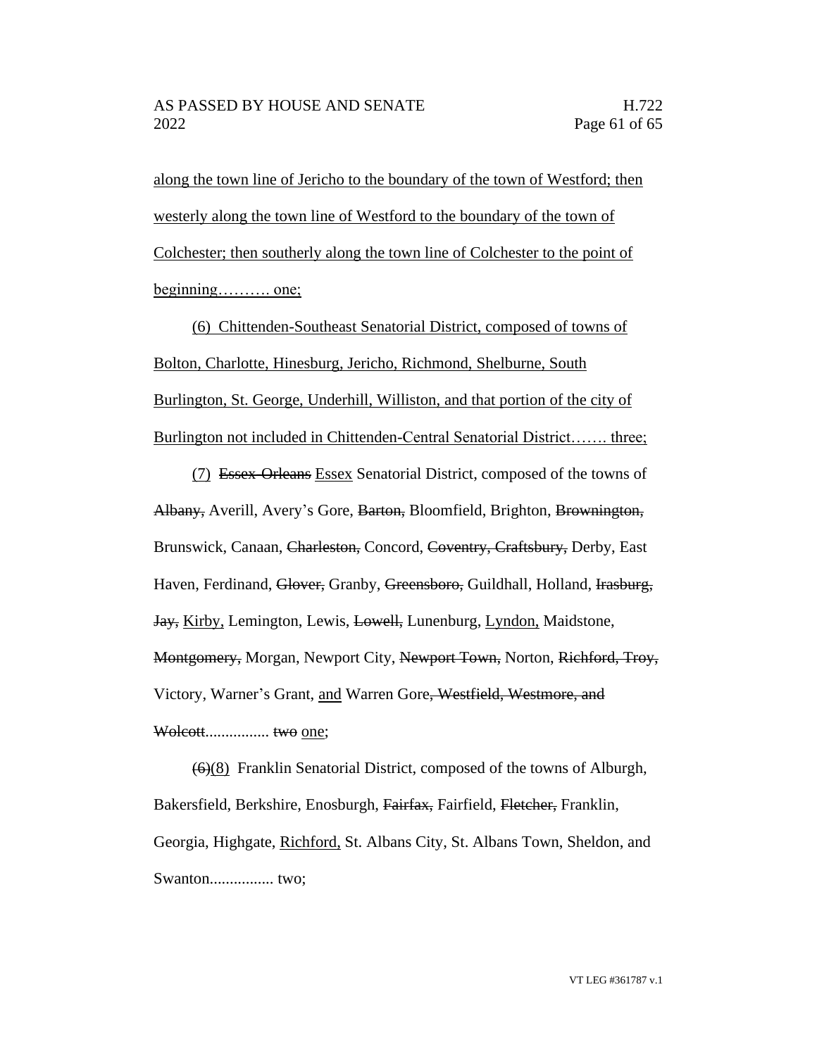along the town line of Jericho to the boundary of the town of Westford; then westerly along the town line of Westford to the boundary of the town of Colchester; then southerly along the town line of Colchester to the point of beginning………. one;

(6) Chittenden-Southeast Senatorial District, composed of towns of Bolton, Charlotte, Hinesburg, Jericho, Richmond, Shelburne, South Burlington, St. George, Underhill, Williston, and that portion of the city of Burlington not included in Chittenden-Central Senatorial District……. three;

(7) ~~Essex-Orleans~~ Essex Senatorial District, composed of the towns of ~~Albany,~~ Averill, Avery's Gore, ~~Barton,~~ Bloomfield, Brighton, ~~Brownington,~~ Brunswick, Canaan, ~~Charleston,~~ Concord, ~~Coventry, Craftsbury,~~ Derby, East Haven, Ferdinand, ~~Glover,~~ Granby, ~~Greensboro,~~ Guildhall, Holland, ~~Irasburg, Jay,~~ Kirby, Lemington, Lewis, ~~Lowell,~~ Lunenburg, Lyndon, Maidstone, ~~Montgomery,~~ Morgan, Newport City, ~~Newport Town,~~ Norton, ~~Richford, Troy,~~ Victory, Warner's Grant, and Warren Gore~~, Westfield, Westmore, and Wolcott~~................ ~~two~~ one;

~~(6)~~(8) Franklin Senatorial District, composed of the towns of Alburgh, Bakersfield, Berkshire, Enosburgh, ~~Fairfax,~~ Fairfield, ~~Fletcher,~~ Franklin, Georgia, Highgate, Richford, St. Albans City, St. Albans Town, Sheldon, and Swanton................ two;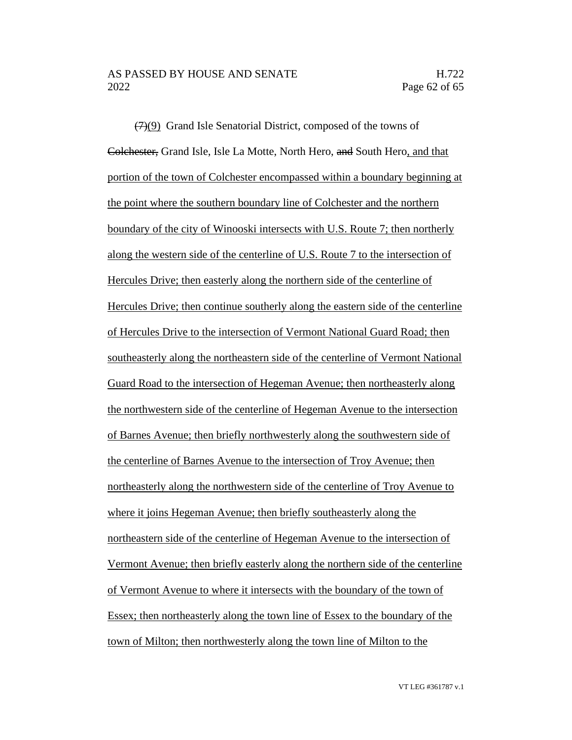~~(7)~~<u>(9)</u> Grand Isle Senatorial District, composed of the towns of ~~Colchester,~~ Grand Isle, Isle La Motte, North Hero, ~~and~~ South Hero<u>, and that portion of the town of Colchester encompassed within a boundary beginning at the point where the southern boundary line of Colchester and the northern boundary of the city of Winooski intersects with U.S. Route 7; then northerly along the western side of the centerline of U.S. Route 7 to the intersection of Hercules Drive; then easterly along the northern side of the centerline of Hercules Drive; then continue southerly along the eastern side of the centerline of Hercules Drive to the intersection of Vermont National Guard Road; then southeasterly along the northeastern side of the centerline of Vermont National Guard Road to the intersection of Hegeman Avenue; then northeasterly along the northwestern side of the centerline of Hegeman Avenue to the intersection of Barnes Avenue; then briefly northwesterly along the southwestern side of the centerline of Barnes Avenue to the intersection of Troy Avenue; then northeasterly along the northwestern side of the centerline of Troy Avenue to where it joins Hegeman Avenue; then briefly southeasterly along the northeastern side of the centerline of Hegeman Avenue to the intersection of Vermont Avenue; then briefly easterly along the northern side of the centerline of Vermont Avenue to where it intersects with the boundary of the town of Essex; then northeasterly along the town line of Essex to the boundary of the town of Milton; then northwesterly along the town line of Milton to the</u>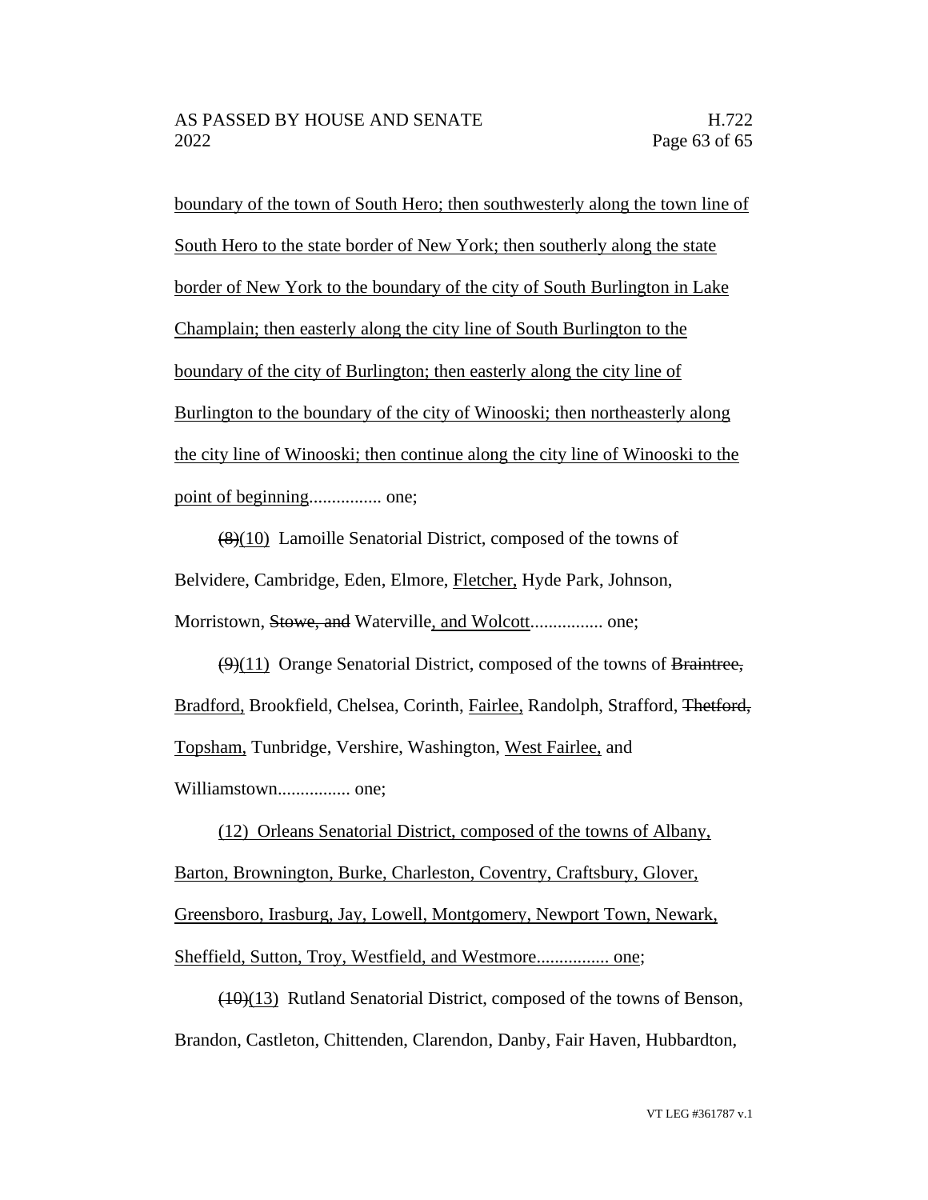boundary of the town of South Hero; then southwesterly along the town line of South Hero to the state border of New York; then southerly along the state border of New York to the boundary of the city of South Burlington in Lake Champlain; then easterly along the city line of South Burlington to the boundary of the city of Burlington; then easterly along the city line of Burlington to the boundary of the city of Winooski; then northeasterly along the city line of Winooski; then continue along the city line of Winooski to the point of beginning................ one;

~~(8)~~(10) Lamoille Senatorial District, composed of the towns of Belvidere, Cambridge, Eden, Elmore, Fletcher, Hyde Park, Johnson, Morristown, ~~Stowe, and~~ Waterville, and Wolcott................ one;

~~(9)~~(11) Orange Senatorial District, composed of the towns of ~~Braintree,~~ Bradford, Brookfield, Chelsea, Corinth, Fairlee, Randolph, Strafford, ~~Thetford,~~ Topsham, Tunbridge, Vershire, Washington, West Fairlee, and Williamstown................ one;

(12) Orleans Senatorial District, composed of the towns of Albany, Barton, Brownington, Burke, Charleston, Coventry, Craftsbury, Glover, Greensboro, Irasburg, Jay, Lowell, Montgomery, Newport Town, Newark, Sheffield, Sutton, Troy, Westfield, and Westmore................ one;

~~(10)~~(13) Rutland Senatorial District, composed of the towns of Benson, Brandon, Castleton, Chittenden, Clarendon, Danby, Fair Haven, Hubbardton,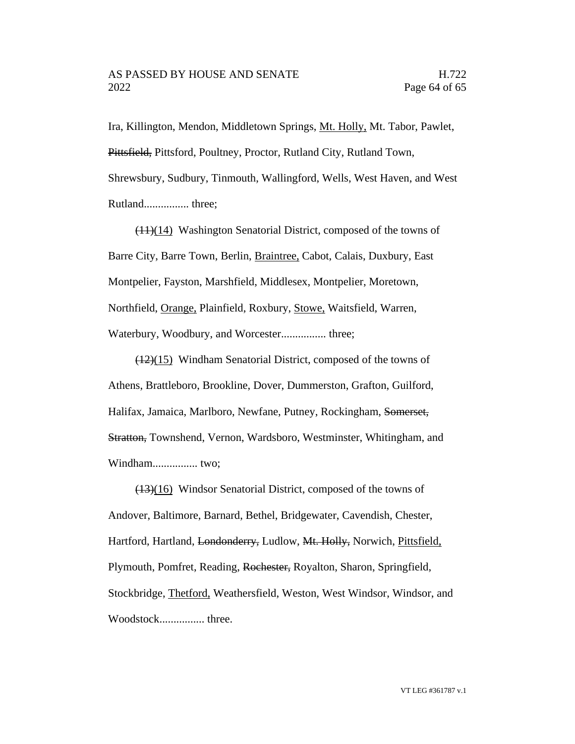Ira, Killington, Mendon, Middletown Springs, <u>Mt. Holly,</u> Mt. Tabor, Pawlet, ~~Pittsfield,~~ Pittsford, Poultney, Proctor, Rutland City, Rutland Town, Shrewsbury, Sudbury, Tinmouth, Wallingford, Wells, West Haven, and West Rutland................ three;

~~(11)~~<u>(14)</u> Washington Senatorial District, composed of the towns of Barre City, Barre Town, Berlin, <u>Braintree,</u> Cabot, Calais, Duxbury, East Montpelier, Fayston, Marshfield, Middlesex, Montpelier, Moretown, Northfield, <u>Orange,</u> Plainfield, Roxbury, <u>Stowe,</u> Waitsfield, Warren, Waterbury, Woodbury, and Worcester................ three;

~~(12)~~<u>(15)</u> Windham Senatorial District, composed of the towns of Athens, Brattleboro, Brookline, Dover, Dummerston, Grafton, Guilford, Halifax, Jamaica, Marlboro, Newfane, Putney, Rockingham, ~~Somerset,~~ ~~Stratton,~~ Townshend, Vernon, Wardsboro, Westminster, Whitingham, and Windham................ two;

~~(13)~~<u>(16)</u> Windsor Senatorial District, composed of the towns of Andover, Baltimore, Barnard, Bethel, Bridgewater, Cavendish, Chester, Hartford, Hartland, ~~Londonderry,~~ Ludlow, ~~Mt. Holly,~~ Norwich, <u>Pittsfield,</u> Plymouth, Pomfret, Reading, ~~Rochester,~~ Royalton, Sharon, Springfield, Stockbridge, <u>Thetford,</u> Weathersfield, Weston, West Windsor, Windsor, and Woodstock................ three.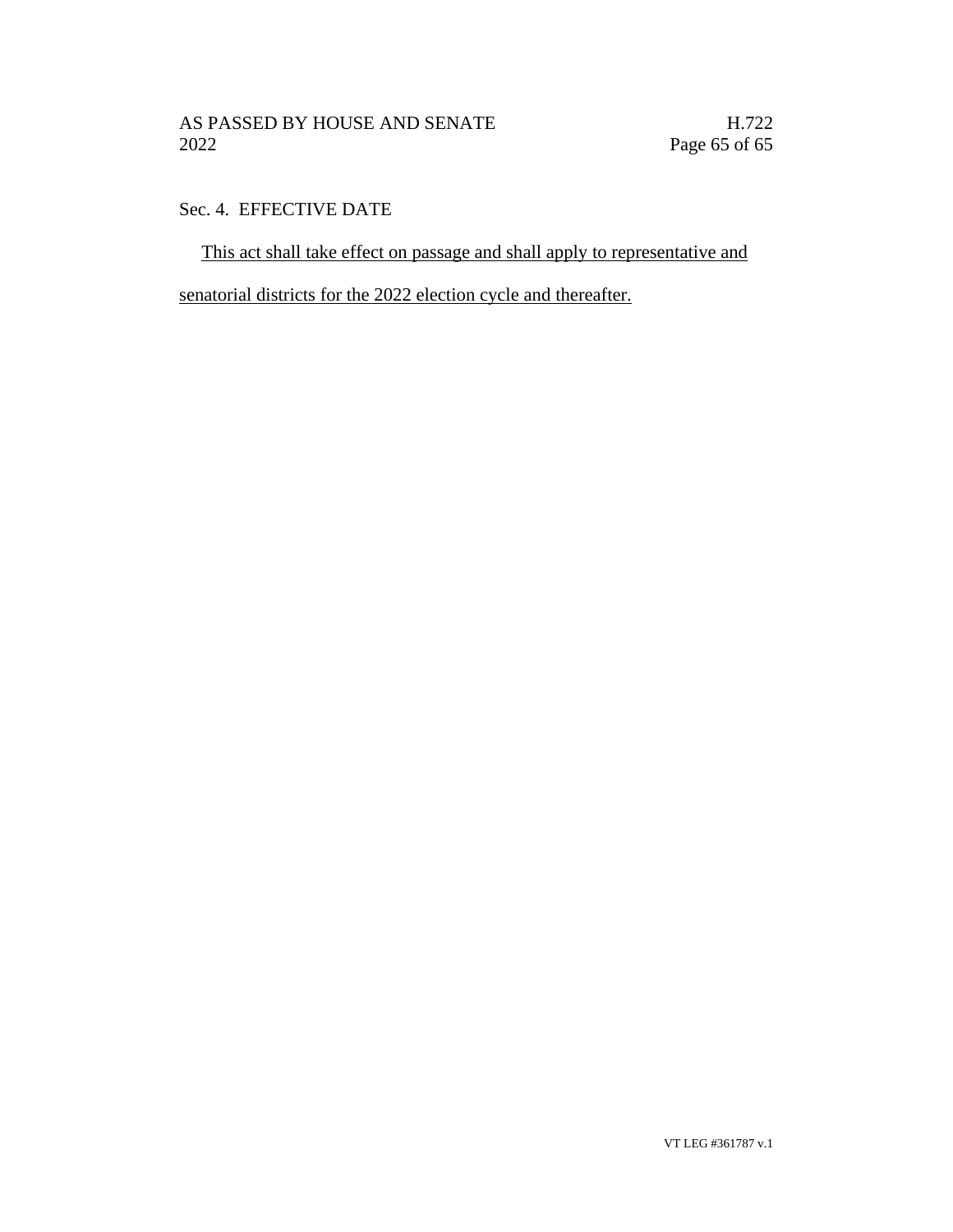Sec. 4. EFFECTIVE DATE

This act shall take effect on passage and shall apply to representative and senatorial districts for the 2022 election cycle and thereafter.